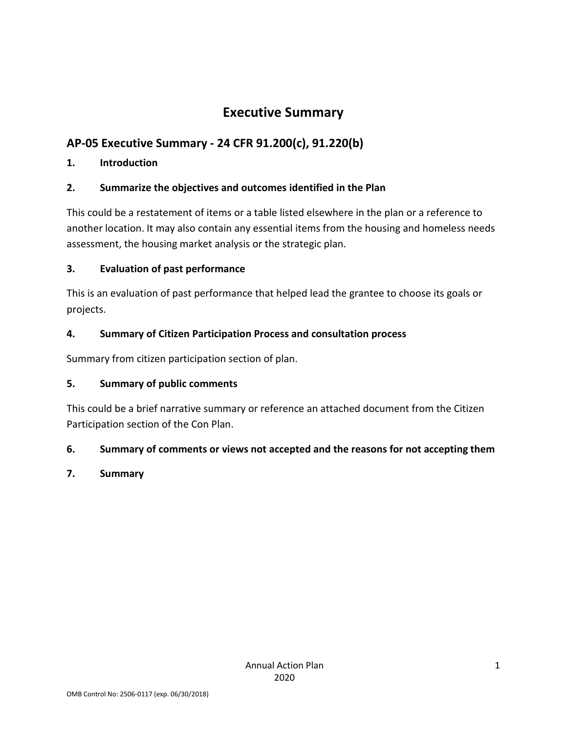# Executive Summary

## AP-05 Executive Summary - 24 CFR 91.200(c), 91.220(b)

### 1. Introduction

### 2. Summarize the objectives and outcomes identified in the Plan

This could be a restatement of items or a table listed elsewhere in the plan or a reference to another location. It may also contain any essential items from the housing and homeless needs assessment, the housing market analysis or the strategic plan.

### 3. Evaluation of past performance

This is an evaluation of past performance that helped lead the grantee to choose its goals or projects.

### 4. Summary of Citizen Participation Process and consultation process

Summary from citizen participation section of plan.

### 5. Summary of public comments

This could be a brief narrative summary or reference an attached document from the Citizen Participation section of the Con Plan.

### 6. Summary of comments or views not accepted and the reasons for not accepting them

### 7. Summary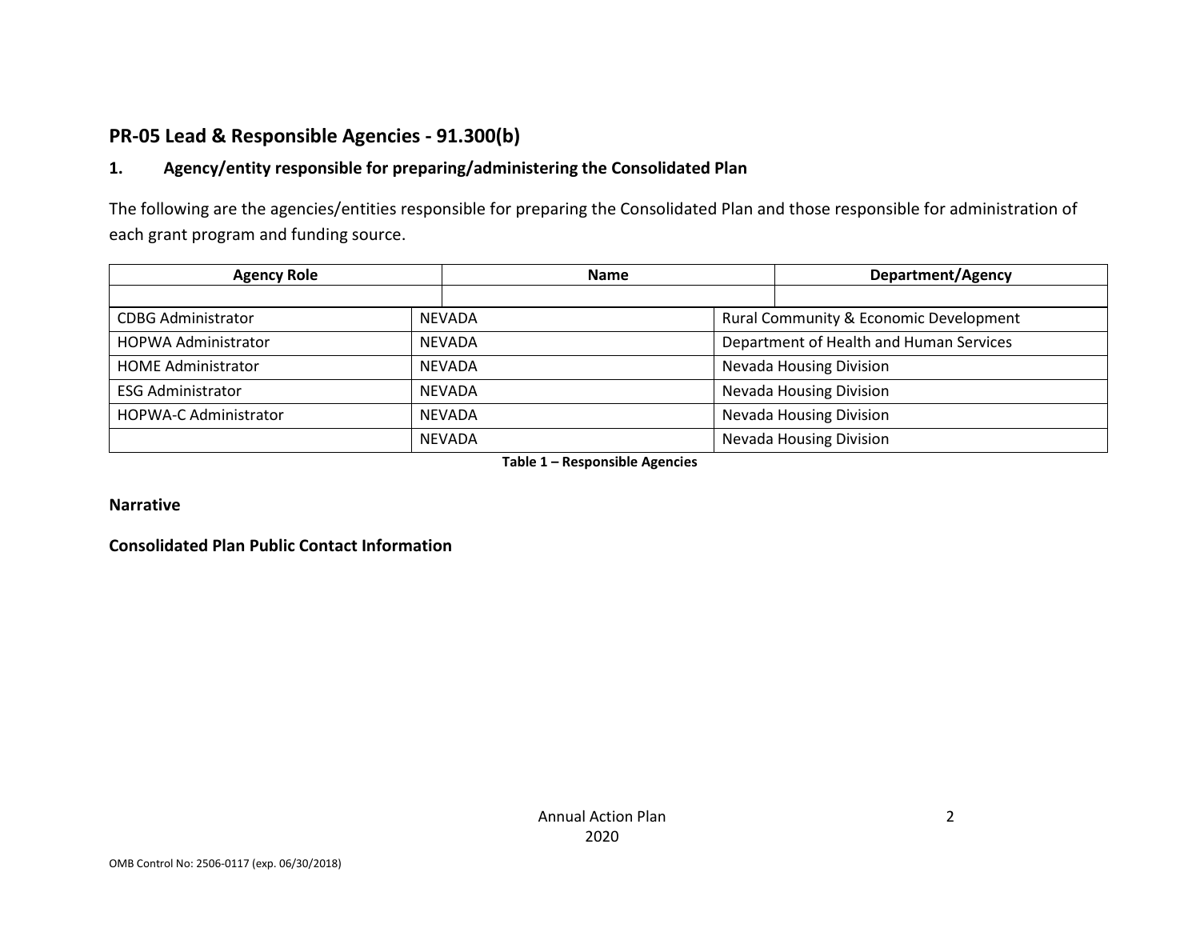## PR-05 Lead & Responsible Agencies - 91.300(b)

### 1. Agency/entity responsible for preparing/administering the Consolidated Plan

The following are the agencies/entities responsible for preparing the Consolidated Plan and those responsible for administration of each grant program and funding source.

| Agency Role | Name | Department/Agency |
|---|---|---|
| | | |
| CDBG Administrator | NEVADA | Rural Community & Economic Development |
| HOPWA Administrator | NEVADA | Department of Health and Human Services |
| HOME Administrator | NEVADA | Nevada Housing Division |
| ESG Administrator | NEVADA | Nevada Housing Division |
| HOPWA-C Administrator | NEVADA | Nevada Housing Division |
| | NEVADA | Nevada Housing Division |

**Table 1 – Responsible Agencies**

**Narrative**

**Consolidated Plan Public Contact Information**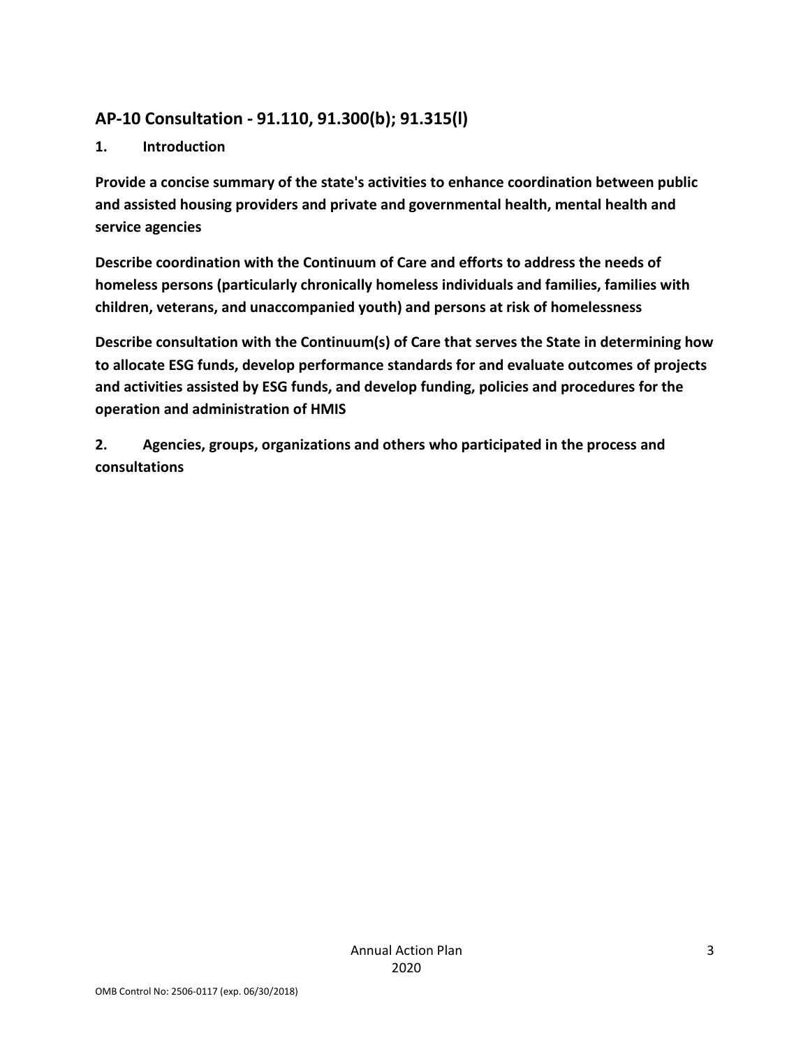## AP-10 Consultation - 91.110, 91.300(b); 91.315(l)

**1. Introduction**

**Provide a concise summary of the state's activities to enhance coordination between public and assisted housing providers and private and governmental health, mental health and service agencies**

**Describe coordination with the Continuum of Care and efforts to address the needs of homeless persons (particularly chronically homeless individuals and families, families with children, veterans, and unaccompanied youth) and persons at risk of homelessness**

**Describe consultation with the Continuum(s) of Care that serves the State in determining how to allocate ESG funds, develop performance standards for and evaluate outcomes of projects and activities assisted by ESG funds, and develop funding, policies and procedures for the operation and administration of HMIS**

**2. Agencies, groups, organizations and others who participated in the process and consultations**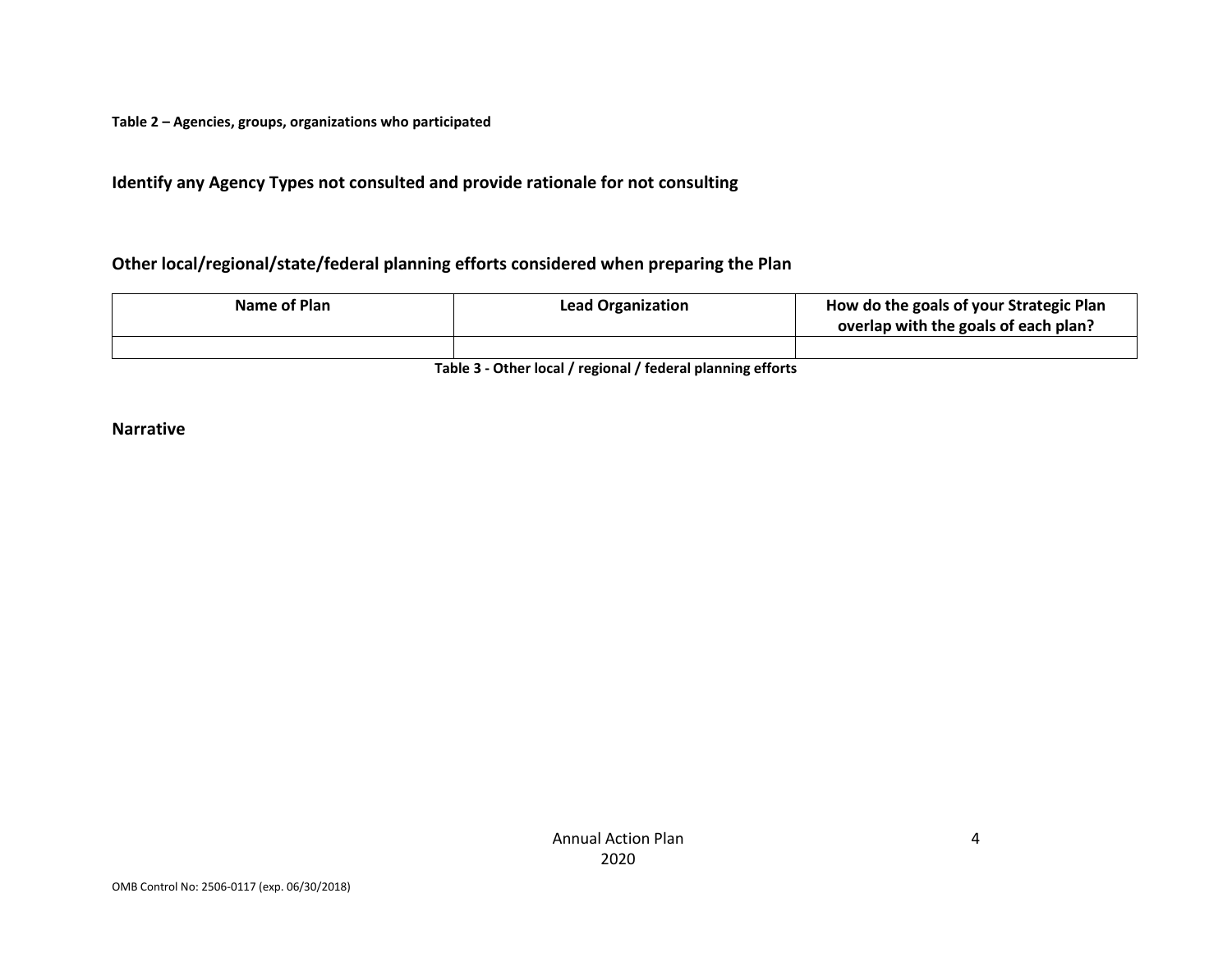**Table 2 – Agencies, groups, organizations who participated**

## Identify any Agency Types not consulted and provide rationale for not consulting

## Other local/regional/state/federal planning efforts considered when preparing the Plan

| Name of Plan | Lead Organization | How do the goals of your Strategic Plan overlap with the goals of each plan? |
|---|---|---|
| | | |

**Table 3 - Other local / regional / federal planning efforts**

## Narrative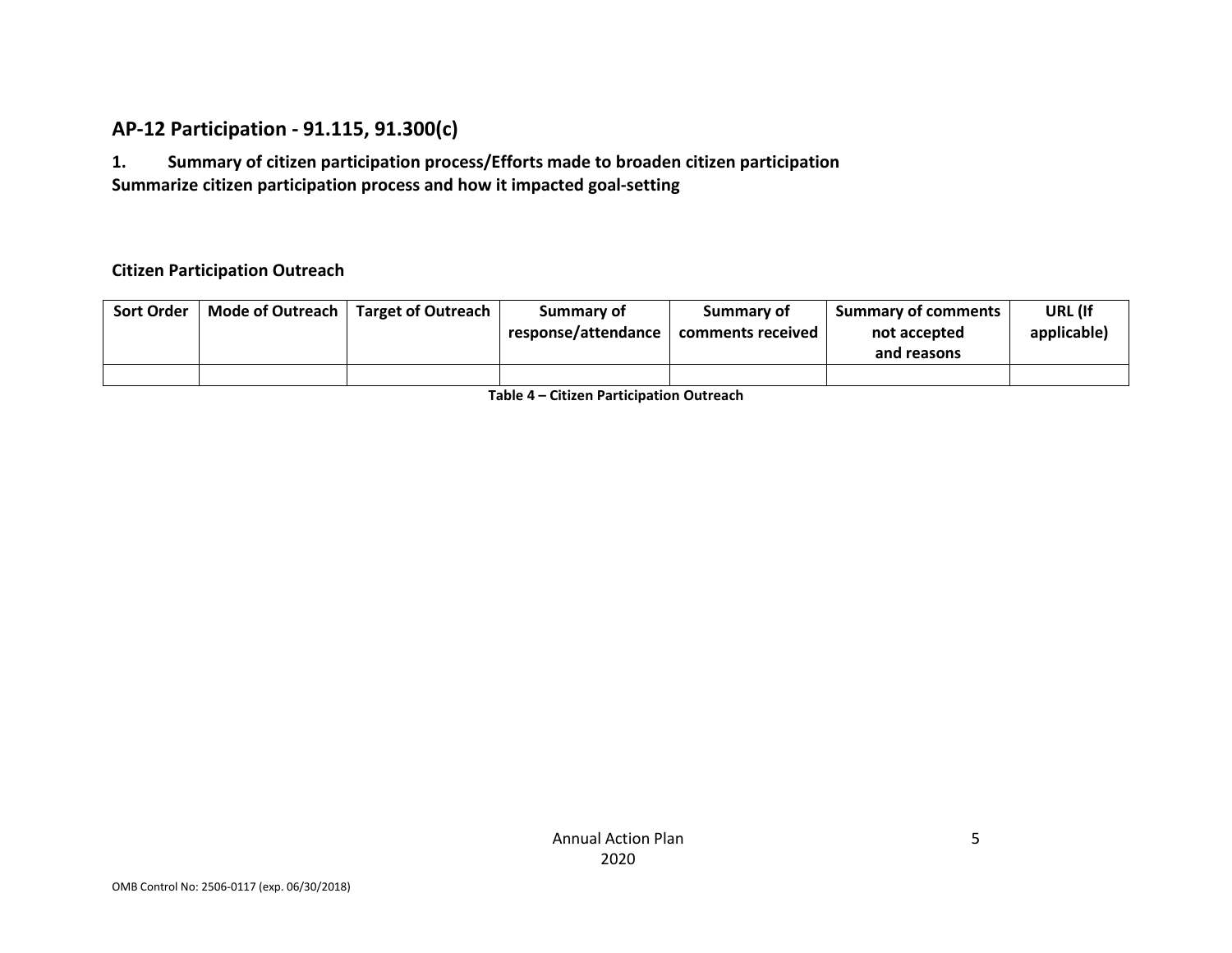## AP-12 Participation - 91.115, 91.300(c)

**1. Summary of citizen participation process/Efforts made to broaden citizen participation**
**Summarize citizen participation process and how it impacted goal-setting**

**Citizen Participation Outreach**

| Sort Order | Mode of Outreach | Target of Outreach | Summary of response/attendance | Summary of comments received | Summary of comments not accepted and reasons | URL (If applicable) |
|---|---|---|---|---|---|---|
| | | | | | | |

**Table 4 – Citizen Participation Outreach**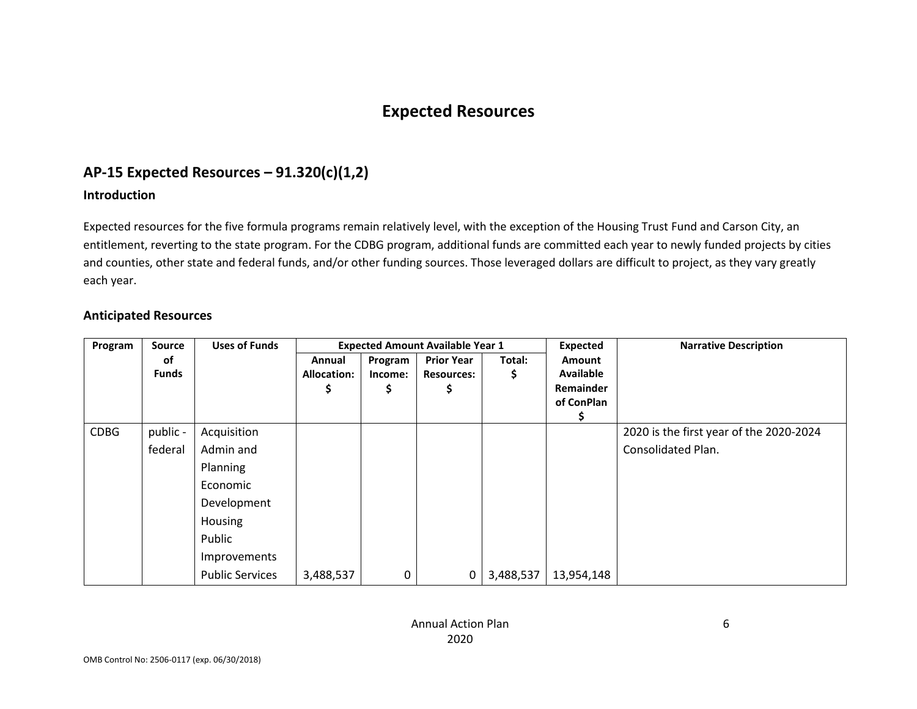# Expected Resources

## AP-15 Expected Resources – 91.320(c)(1,2)

### Introduction

Expected resources for the five formula programs remain relatively level, with the exception of the Housing Trust Fund and Carson City, an entitlement, reverting to the state program. For the CDBG program, additional funds are committed each year to newly funded projects by cities and counties, other state and federal funds, and/or other funding sources. Those leveraged dollars are difficult to project, as they vary greatly each year.

### Anticipated Resources

| Program | Source of Funds | Uses of Funds | Expected Amount Available Year 1 | | | | Expected Amount Available Remainder of ConPlan $ | Narrative Description |
|---|---|---|---|---|---|---|---|---|
| | | | Annual Allocation: $ | Program Income: $ | Prior Year Resources: $ | Total: $ | | |
| CDBG | public - federal | Acquisition<br>Admin and Planning<br>Economic Development<br>Housing<br>Public Improvements<br>Public Services | 3,488,537 | 0 | 0 | 3,488,537 | 13,954,148 | 2020 is the first year of the 2020-2024 Consolidated Plan. |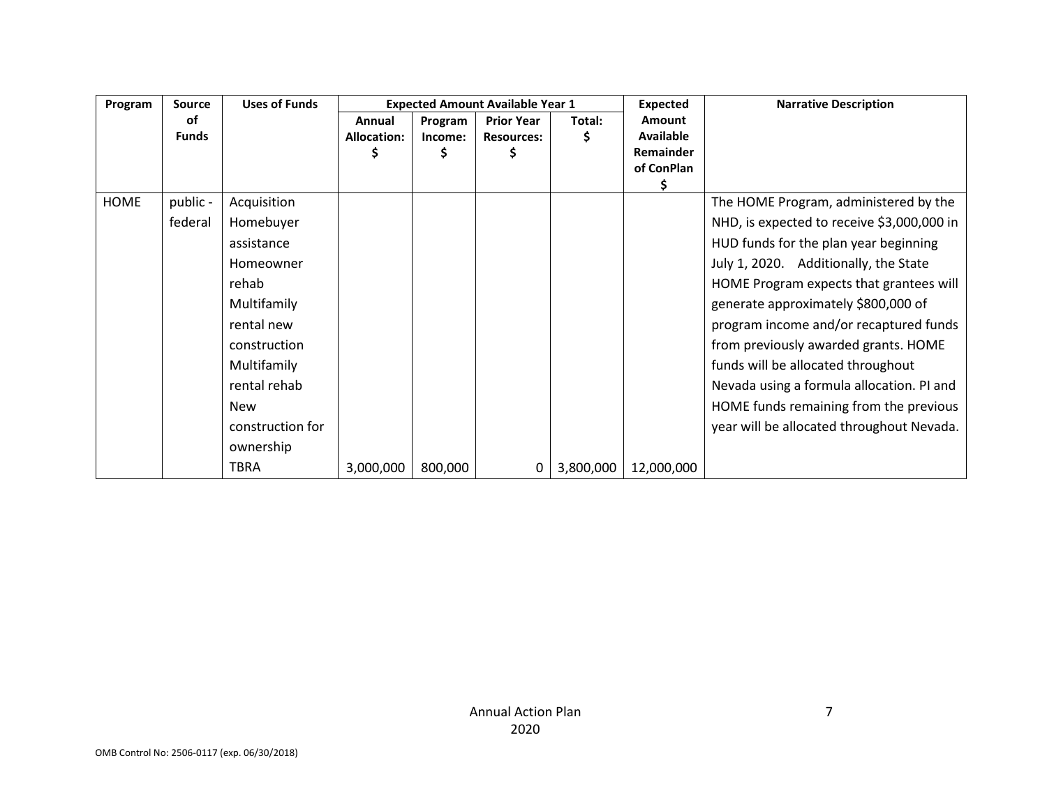| Program | Source of Funds | Uses of Funds | Expected Amount Available Year 1 | | | | Expected Amount Available Remainder of ConPlan $ | Narrative Description |
|---|---|---|---|---|---|---|---|---|
| | | | Annual Allocation: $ | Program Income: $ | Prior Year Resources: $ | Total: $ | | |
| HOME | public - federal | Acquisition Homebuyer assistance Homeowner rehab Multifamily rental new construction Multifamily rental rehab New construction for ownership TBRA | 3,000,000 | 800,000 | 0 | 3,800,000 | 12,000,000 | The HOME Program, administered by the NHD, is expected to receive $3,000,000 in HUD funds for the plan year beginning July 1, 2020. Additionally, the State HOME Program expects that grantees will generate approximately $800,000 of program income and/or recaptured funds from previously awarded grants. HOME funds will be allocated throughout Nevada using a formula allocation. PI and HOME funds remaining from the previous year will be allocated throughout Nevada. |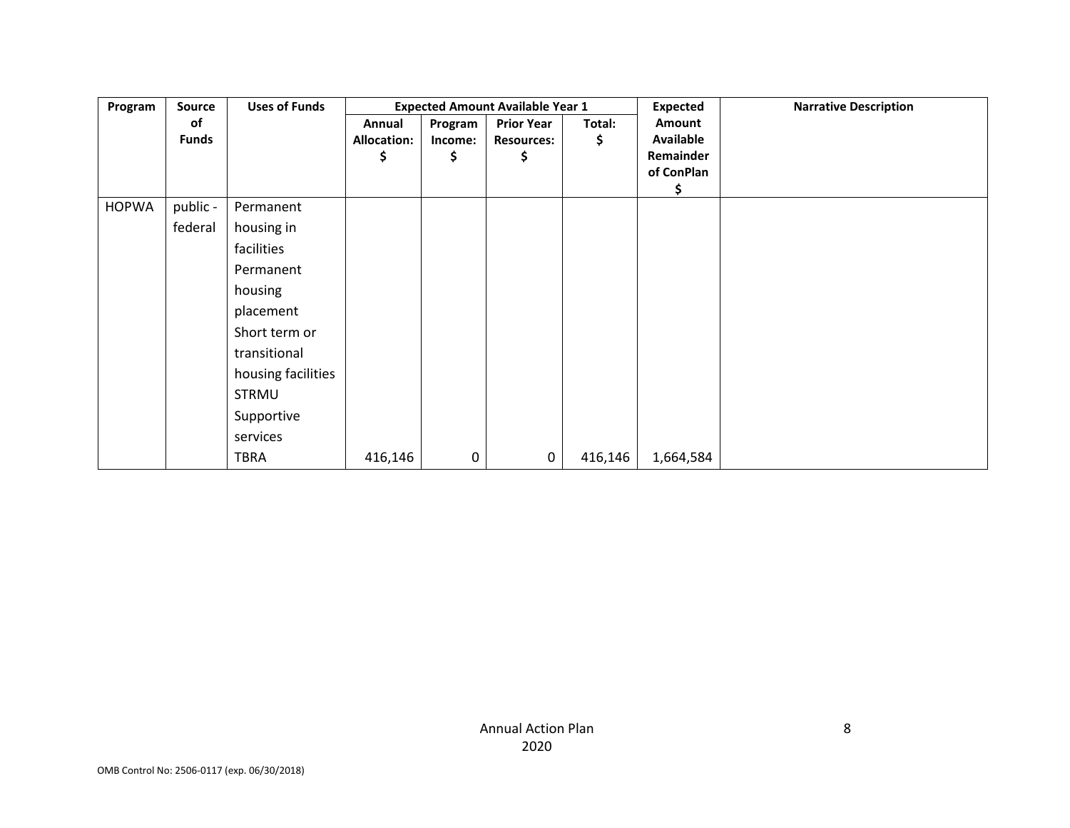| Program | Source of Funds | Uses of Funds | Expected Amount Available Year 1 | | | | Expected Amount Available Remainder of ConPlan $ | Narrative Description |
|---|---|---|---|---|---|---|---|---|
| | | | Annual Allocation: $ | Program Income: $ | Prior Year Resources: $ | Total: $ | | |
| HOPWA | public - federal | Permanent housing in facilities Permanent housing placement Short term or transitional housing facilities STRMU Supportive services TBRA | 416,146 | 0 | 0 | 416,146 | 1,664,584 | |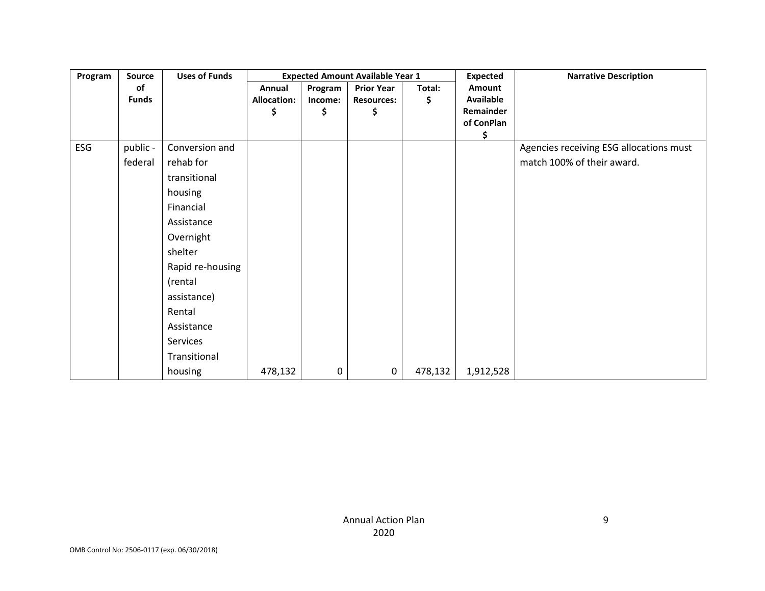| Program | Source of Funds | Uses of Funds | Expected Amount Available Year 1 | | | | Expected Amount Available Remainder of ConPlan $ | Narrative Description |
|---|---|---|---|---|---|---|---|---|
| | | | Annual Allocation: $ | Program Income: $ | Prior Year Resources: $ | Total: $ | | |
| ESG | public - federal | Conversion and rehab for transitional housing Financial Assistance Overnight shelter Rapid re-housing (rental assistance) Rental Assistance Services Transitional housing | 478,132 | 0 | 0 | 478,132 | 1,912,528 | Agencies receiving ESG allocations must match 100% of their award. |

Annual Action Plan
2020

OMB Control No: 2506-0117 (exp. 06/30/2018)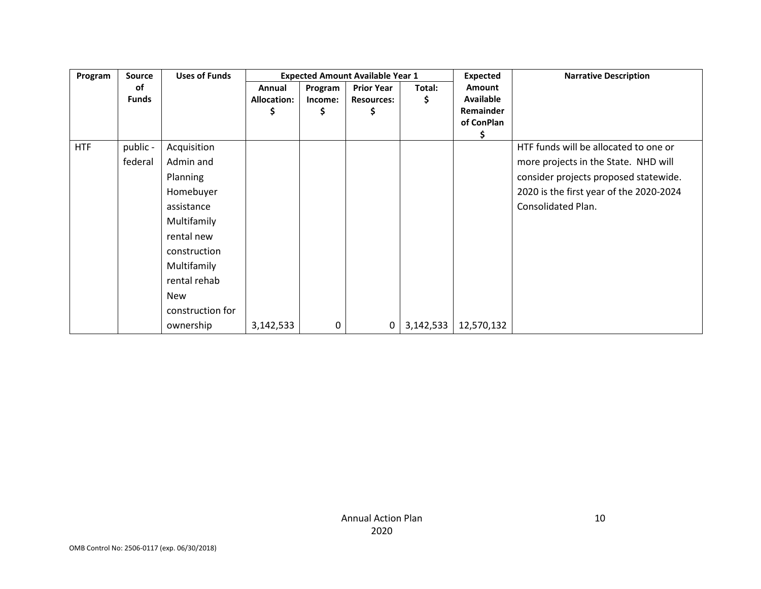| Program | Source of Funds | Uses of Funds | Expected Amount Available Year 1 | | | | Expected Amount Available Remainder of ConPlan $ | Narrative Description |
|---|---|---|---|---|---|---|---|---|
| | | | Annual Allocation: $ | Program Income: $ | Prior Year Resources: $ | Total: $ | | |
| HTF | public - federal | Acquisition<br>Admin and Planning<br>Homebuyer assistance<br>Multifamily rental new construction<br>Multifamily rental rehab<br>New construction for ownership | 3,142,533 | 0 | 0 | 3,142,533 | 12,570,132 | HTF funds will be allocated to one or more projects in the State. NHD will consider projects proposed statewide. 2020 is the first year of the 2020-2024 Consolidated Plan. |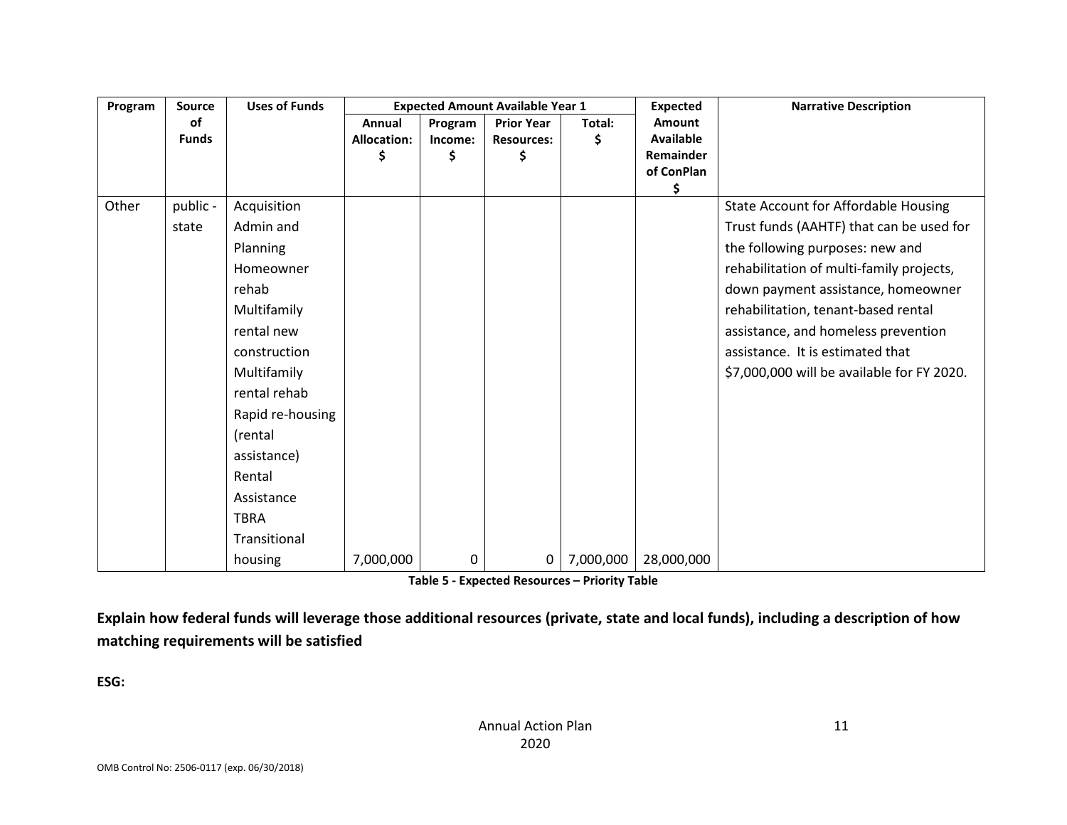| Program | Source of Funds | Uses of Funds | Expected Amount Available Year 1 | | | | Expected Amount Available Remainder of ConPlan $ | Narrative Description |
|---|---|---|---|---|---|---|---|---|
| | | | Annual Allocation: $ | Program Income: $ | Prior Year Resources: $ | Total: $ | | |
| Other | public - state | Acquisition<br>Admin and Planning<br>Homeowner rehab<br>Multifamily rental new construction<br>Multifamily rental rehab<br>Rapid re-housing (rental assistance)<br>Rental Assistance<br>TBRA<br>Transitional housing | 7,000,000 | 0 | 0 | 7,000,000 | 28,000,000 | State Account for Affordable Housing Trust funds (AAHTF) that can be used for the following purposes: new and rehabilitation of multi-family projects, down payment assistance, homeowner rehabilitation, tenant-based rental assistance, and homeless prevention assistance. It is estimated that $7,000,000 will be available for FY 2020. |

**Table 5 - Expected Resources – Priority Table**

**Explain how federal funds will leverage those additional resources (private, state and local funds), including a description of how matching requirements will be satisfied**

**ESG:**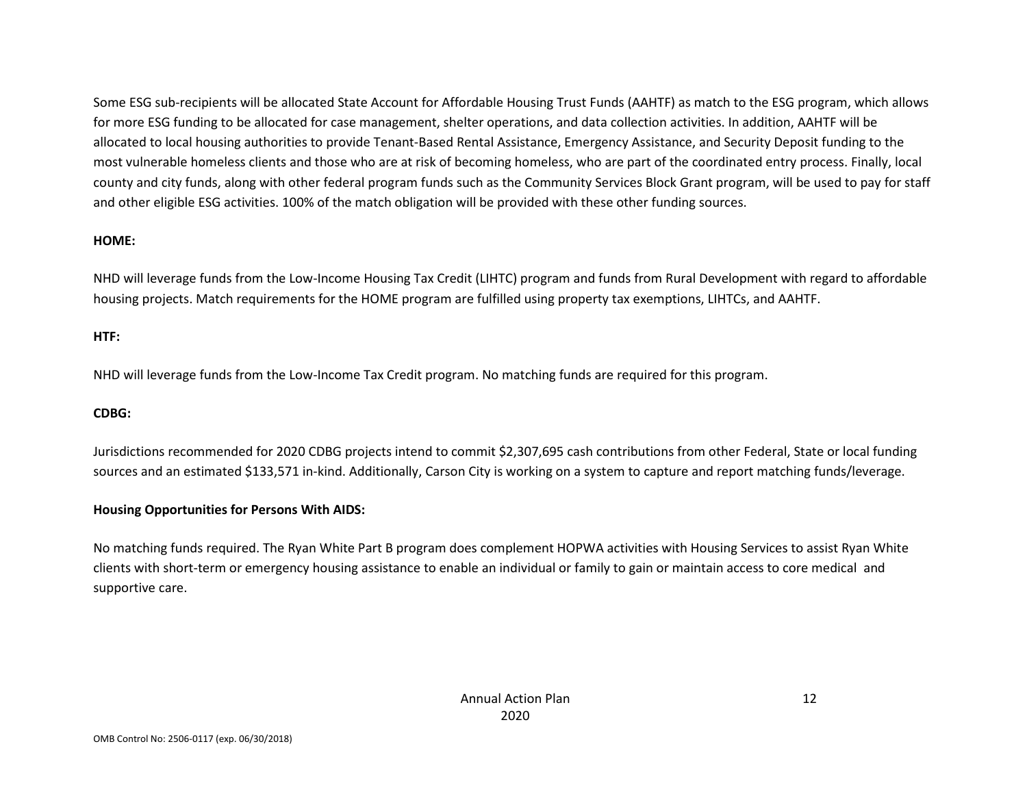Some ESG sub-recipients will be allocated State Account for Affordable Housing Trust Funds (AAHTF) as match to the ESG program, which allows for more ESG funding to be allocated for case management, shelter operations, and data collection activities. In addition, AAHTF will be allocated to local housing authorities to provide Tenant-Based Rental Assistance, Emergency Assistance, and Security Deposit funding to the most vulnerable homeless clients and those who are at risk of becoming homeless, who are part of the coordinated entry process. Finally, local county and city funds, along with other federal program funds such as the Community Services Block Grant program, will be used to pay for staff and other eligible ESG activities. 100% of the match obligation will be provided with these other funding sources.

**HOME:**

NHD will leverage funds from the Low-Income Housing Tax Credit (LIHTC) program and funds from Rural Development with regard to affordable housing projects. Match requirements for the HOME program are fulfilled using property tax exemptions, LIHTCs, and AAHTF.

**HTF:**

NHD will leverage funds from the Low-Income Tax Credit program. No matching funds are required for this program.

**CDBG:**

Jurisdictions recommended for 2020 CDBG projects intend to commit $2,307,695 cash contributions from other Federal, State or local funding sources and an estimated $133,571 in-kind. Additionally, Carson City is working on a system to capture and report matching funds/leverage.

**Housing Opportunities for Persons With AIDS:**

No matching funds required. The Ryan White Part B program does complement HOPWA activities with Housing Services to assist Ryan White clients with short-term or emergency housing assistance to enable an individual or family to gain or maintain access to core medical and supportive care.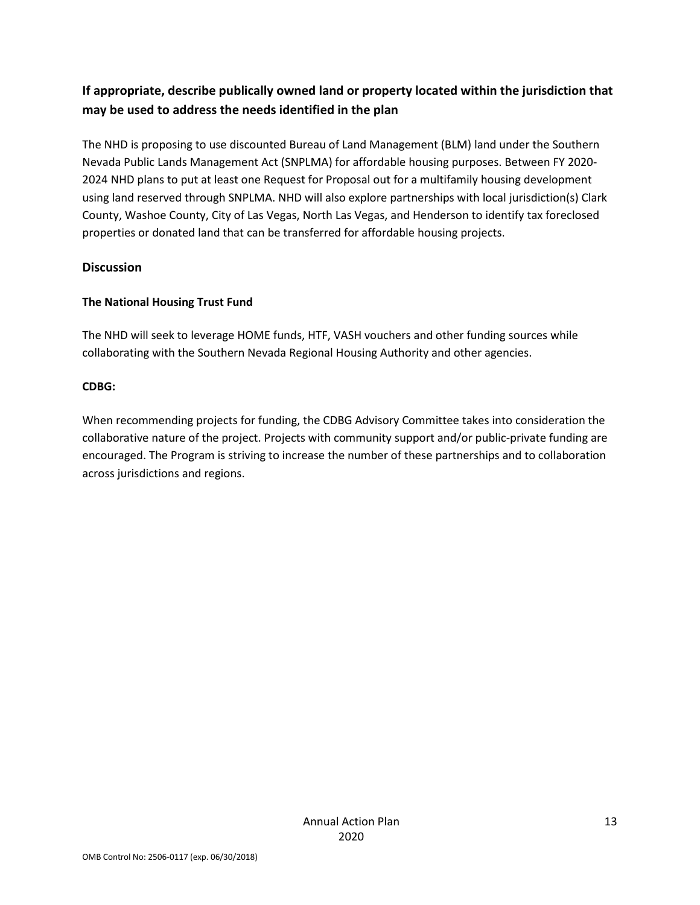## If appropriate, describe publically owned land or property located within the jurisdiction that may be used to address the needs identified in the plan

The NHD is proposing to use discounted Bureau of Land Management (BLM) land under the Southern Nevada Public Lands Management Act (SNPLMA) for affordable housing purposes. Between FY 2020-2024 NHD plans to put at least one Request for Proposal out for a multifamily housing development using land reserved through SNPLMA. NHD will also explore partnerships with local jurisdiction(s) Clark County, Washoe County, City of Las Vegas, North Las Vegas, and Henderson to identify tax foreclosed properties or donated land that can be transferred for affordable housing projects.

## Discussion

**The National Housing Trust Fund**

The NHD will seek to leverage HOME funds, HTF, VASH vouchers and other funding sources while collaborating with the Southern Nevada Regional Housing Authority and other agencies.

**CDBG:**

When recommending projects for funding, the CDBG Advisory Committee takes into consideration the collaborative nature of the project. Projects with community support and/or public-private funding are encouraged. The Program is striving to increase the number of these partnerships and to collaboration across jurisdictions and regions.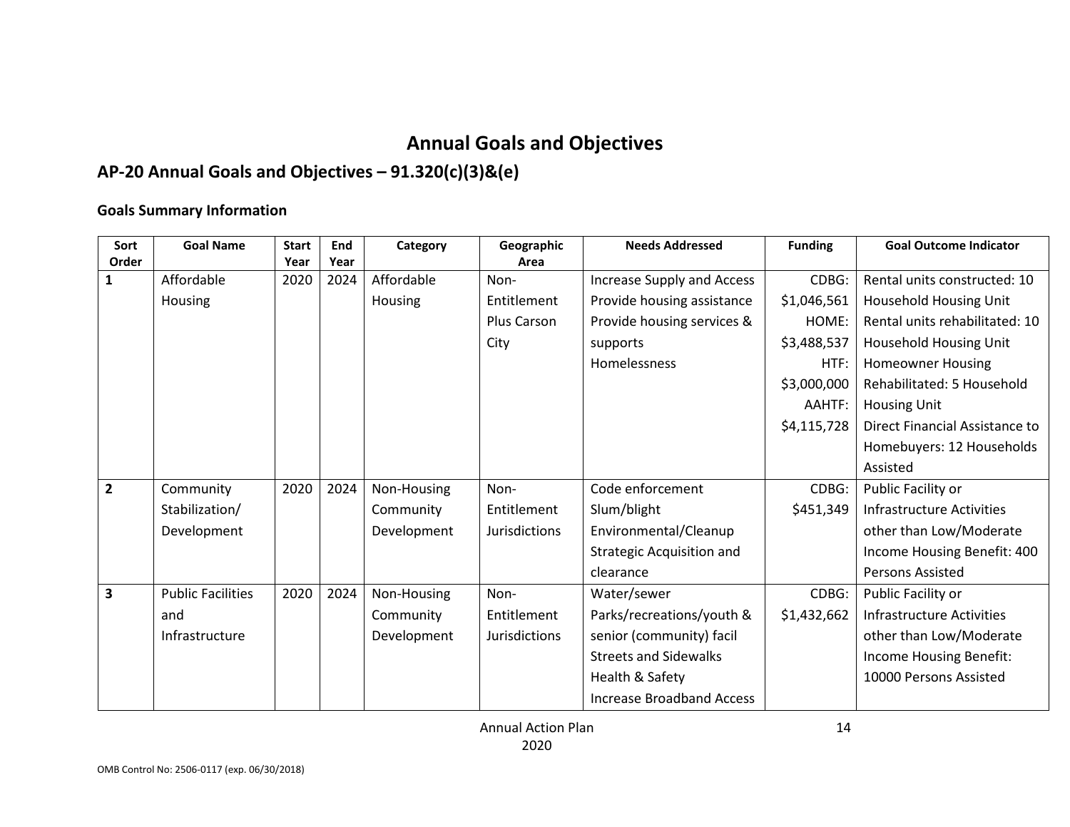# Annual Goals and Objectives

## AP-20 Annual Goals and Objectives – 91.320(c)(3)&(e)

### Goals Summary Information

| Sort Order | Goal Name | Start Year | End Year | Category | Geographic Area | Needs Addressed | Funding | Goal Outcome Indicator |
|---|---|---|---|---|---|---|---|---|
| 1 | Affordable Housing | 2020 | 2024 | Affordable Housing | Non-Entitlement Plus Carson City | Increase Supply and Access<br>Provide housing assistance<br>Provide housing services & supports<br>Homelessness | CDBG: $1,046,561<br>HOME: $3,488,537<br>HTF: $3,000,000<br>AAHTF: $4,115,728 | Rental units constructed: 10 Household Housing Unit<br>Rental units rehabilitated: 10 Household Housing Unit<br>Homeowner Housing Rehabilitated: 5 Household Housing Unit<br>Direct Financial Assistance to Homebuyers: 12 Households Assisted |
| 2 | Community Stabilization/ Development | 2020 | 2024 | Non-Housing Community Development | Non-Entitlement Jurisdictions | Code enforcement<br>Slum/blight<br>Environmental/Cleanup<br>Strategic Acquisition and clearance | CDBG: $451,349 | Public Facility or Infrastructure Activities other than Low/Moderate Income Housing Benefit: 400 Persons Assisted |
| 3 | Public Facilities and Infrastructure | 2020 | 2024 | Non-Housing Community Development | Non-Entitlement Jurisdictions | Water/sewer<br>Parks/recreations/youth & senior (community) facil<br>Streets and Sidewalks<br>Health & Safety<br>Increase Broadband Access | CDBG: $1,432,662 | Public Facility or Infrastructure Activities other than Low/Moderate Income Housing Benefit: 10000 Persons Assisted |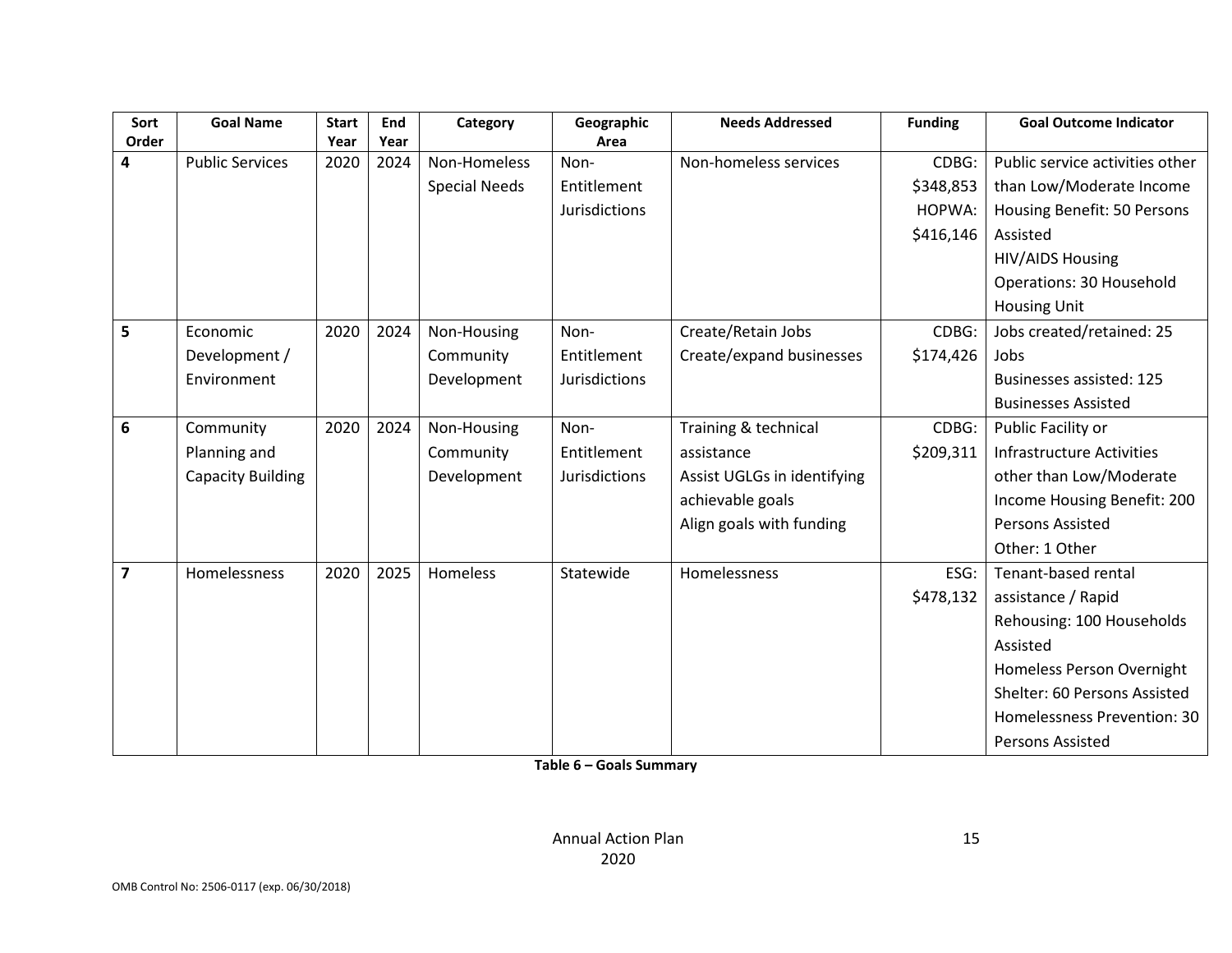| Sort Order | Goal Name | Start Year | End Year | Category | Geographic Area | Needs Addressed | Funding | Goal Outcome Indicator |
|---|---|---|---|---|---|---|---|---|
| 4 | Public Services | 2020 | 2024 | Non-Homeless Special Needs | Non-Entitlement Jurisdictions | Non-homeless services | CDBG: $348,853 HOPWA: $416,146 | Public service activities other than Low/Moderate Income Housing Benefit: 50 Persons Assisted HIV/AIDS Housing Operations: 30 Household Housing Unit |
| 5 | Economic Development / Environment | 2020 | 2024 | Non-Housing Community Development | Non-Entitlement Jurisdictions | Create/Retain Jobs Create/expand businesses | CDBG: $174,426 | Jobs created/retained: 25 Jobs Businesses assisted: 125 Businesses Assisted |
| 6 | Community Planning and Capacity Building | 2020 | 2024 | Non-Housing Community Development | Non-Entitlement Jurisdictions | Training & technical assistance Assist UGLGs in identifying achievable goals Align goals with funding | CDBG: $209,311 | Public Facility or Infrastructure Activities other than Low/Moderate Income Housing Benefit: 200 Persons Assisted Other: 1 Other |
| 7 | Homelessness | 2020 | 2025 | Homeless | Statewide | Homelessness | ESG: $478,132 | Tenant-based rental assistance / Rapid Rehousing: 100 Households Assisted Homeless Person Overnight Shelter: 60 Persons Assisted Homelessness Prevention: 30 Persons Assisted |

**Table 6 – Goals Summary**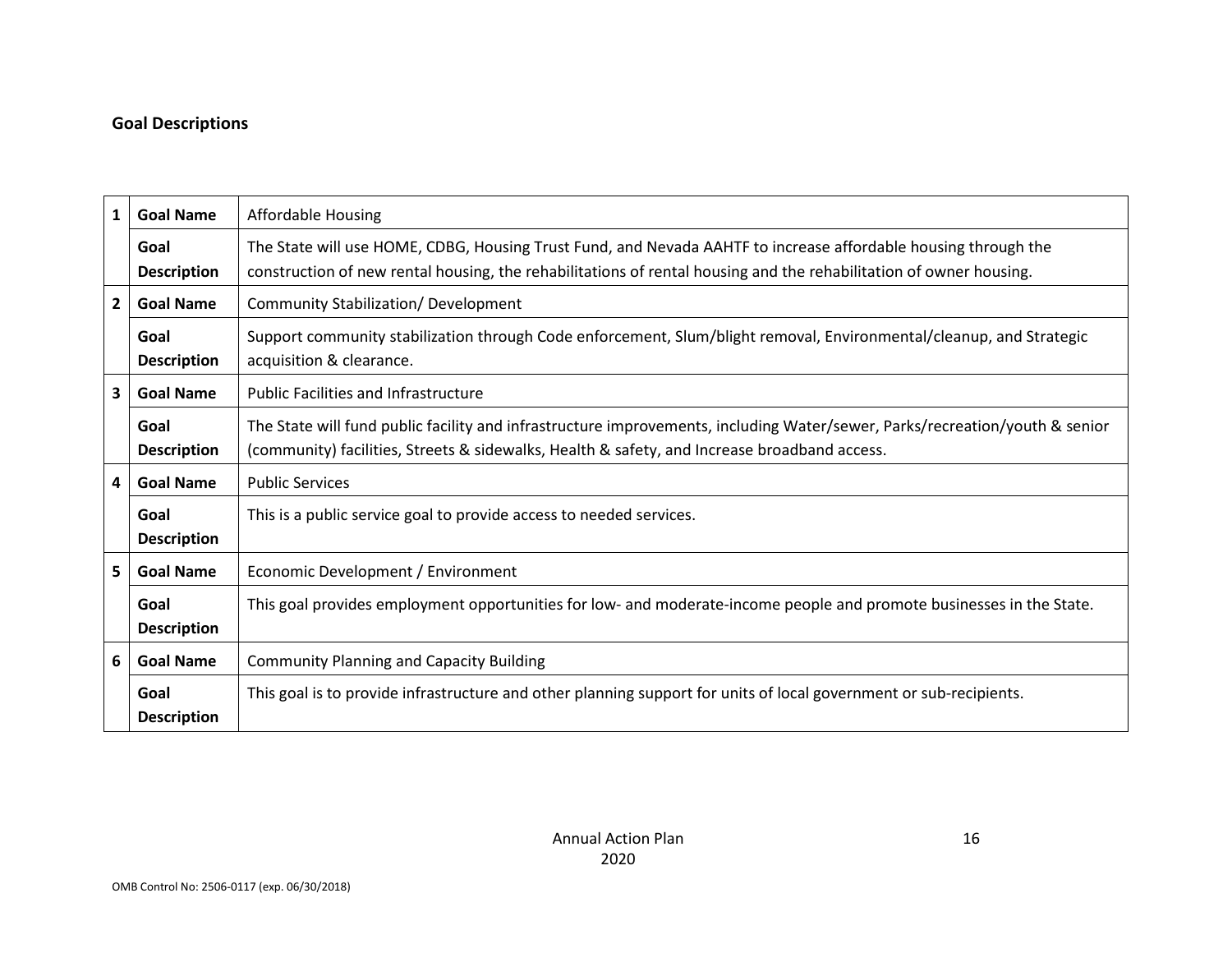**Goal Descriptions**

| # | | |
|---|---|---|
| 1 | **Goal Name** | Affordable Housing |
| | **Goal Description** | The State will use HOME, CDBG, Housing Trust Fund, and Nevada AAHTF to increase affordable housing through the construction of new rental housing, the rehabilitations of rental housing and the rehabilitation of owner housing. |
| 2 | **Goal Name** | Community Stabilization/ Development |
| | **Goal Description** | Support community stabilization through Code enforcement, Slum/blight removal, Environmental/cleanup, and Strategic acquisition & clearance. |
| 3 | **Goal Name** | Public Facilities and Infrastructure |
| | **Goal Description** | The State will fund public facility and infrastructure improvements, including Water/sewer, Parks/recreation/youth & senior (community) facilities, Streets & sidewalks, Health & safety, and Increase broadband access. |
| 4 | **Goal Name** | Public Services |
| | **Goal Description** | This is a public service goal to provide access to needed services. |
| 5 | **Goal Name** | Economic Development / Environment |
| | **Goal Description** | This goal provides employment opportunities for low- and moderate-income people and promote businesses in the State. |
| 6 | **Goal Name** | Community Planning and Capacity Building |
| | **Goal Description** | This goal is to provide infrastructure and other planning support for units of local government or sub-recipients. |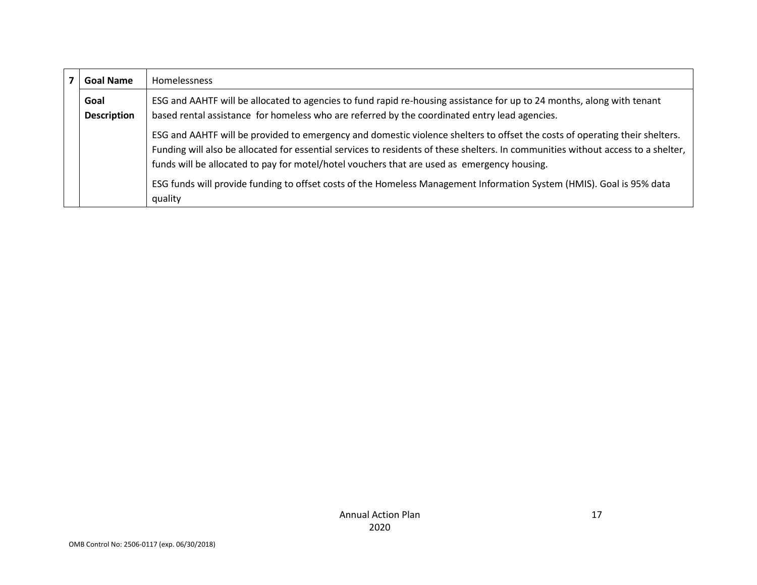| 7 | Goal Name | Homelessness |
|---|---|---|
| | **Goal Description** | ESG and AAHTF will be allocated to agencies to fund rapid re-housing assistance for up to 24 months, along with tenant based rental assistance for homeless who are referred by the coordinated entry lead agencies.<br><br>ESG and AAHTF will be provided to emergency and domestic violence shelters to offset the costs of operating their shelters. Funding will also be allocated for essential services to residents of these shelters. In communities without access to a shelter, funds will be allocated to pay for motel/hotel vouchers that are used as emergency housing.<br><br>ESG funds will provide funding to offset costs of the Homeless Management Information System (HMIS). Goal is 95% data quality |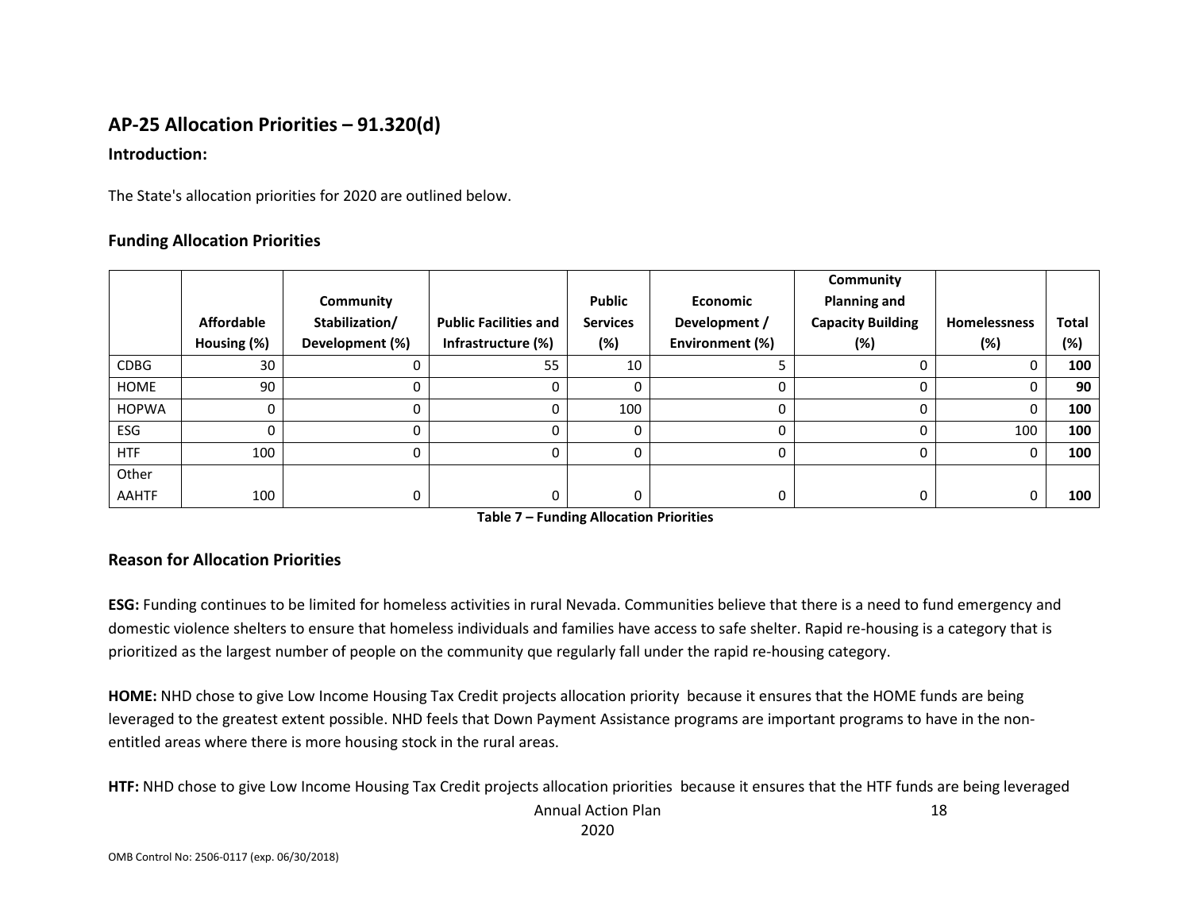## AP-25 Allocation Priorities – 91.320(d)

### Introduction:

The State's allocation priorities for 2020 are outlined below.

### Funding Allocation Priorities

| | Affordable Housing (%) | Community Stabilization/ Development (%) | Public Facilities and Infrastructure (%) | Public Services (%) | Economic Development / Environment (%) | Community Planning and Capacity Building (%) | Homelessness (%) | Total (%) |
|---|---|---|---|---|---|---|---|---|
| CDBG | 30 | 0 | 55 | 10 | 5 | 0 | 0 | **100** |
| HOME | 90 | 0 | 0 | 0 | 0 | 0 | 0 | **90** |
| HOPWA | 0 | 0 | 0 | 100 | 0 | 0 | 0 | **100** |
| ESG | 0 | 0 | 0 | 0 | 0 | 0 | 100 | **100** |
| HTF | 100 | 0 | 0 | 0 | 0 | 0 | 0 | **100** |
| Other AAHTF | 100 | 0 | 0 | 0 | 0 | 0 | 0 | **100** |

**Table 7 – Funding Allocation Priorities**

### Reason for Allocation Priorities

**ESG:** Funding continues to be limited for homeless activities in rural Nevada. Communities believe that there is a need to fund emergency and domestic violence shelters to ensure that homeless individuals and families have access to safe shelter. Rapid re-housing is a category that is prioritized as the largest number of people on the community que regularly fall under the rapid re-housing category.

**HOME:** NHD chose to give Low Income Housing Tax Credit projects allocation priority because it ensures that the HOME funds are being leveraged to the greatest extent possible. NHD feels that Down Payment Assistance programs are important programs to have in the non-entitled areas where there is more housing stock in the rural areas.

**HTF:** NHD chose to give Low Income Housing Tax Credit projects allocation priorities because it ensures that the HTF funds are being leveraged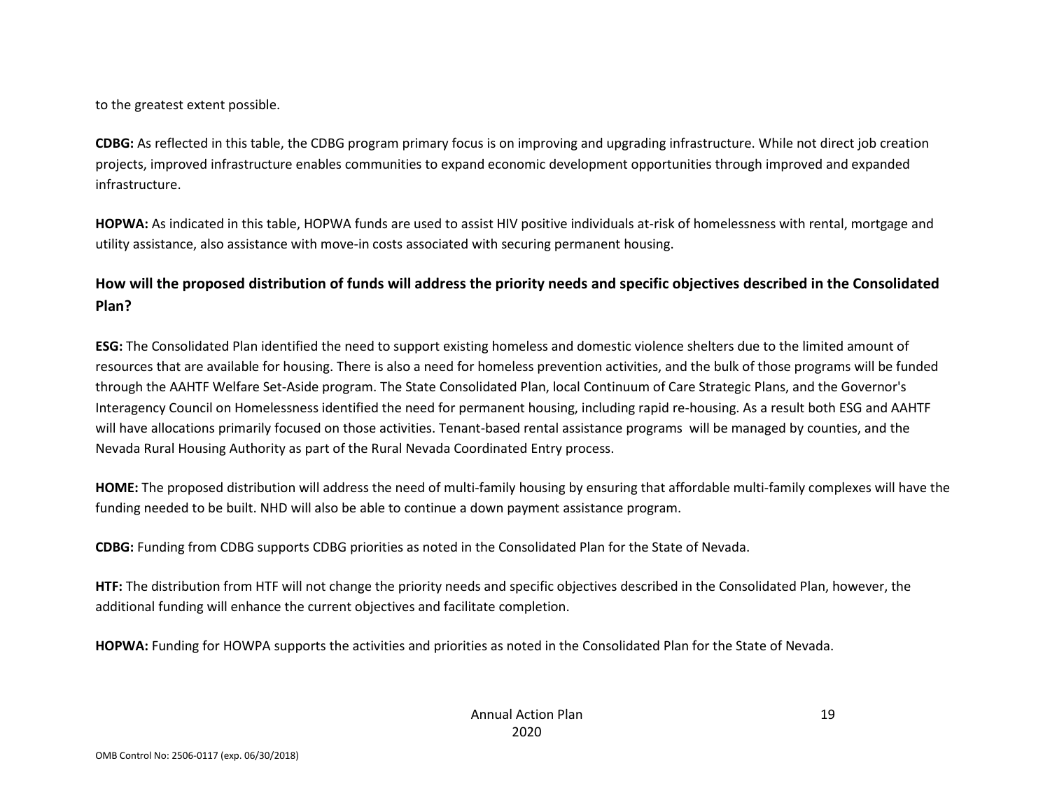to the greatest extent possible.

**CDBG:** As reflected in this table, the CDBG program primary focus is on improving and upgrading infrastructure. While not direct job creation projects, improved infrastructure enables communities to expand economic development opportunities through improved and expanded infrastructure.

**HOPWA:** As indicated in this table, HOPWA funds are used to assist HIV positive individuals at-risk of homelessness with rental, mortgage and utility assistance, also assistance with move-in costs associated with securing permanent housing.

## How will the proposed distribution of funds will address the priority needs and specific objectives described in the Consolidated Plan?

**ESG:** The Consolidated Plan identified the need to support existing homeless and domestic violence shelters due to the limited amount of resources that are available for housing. There is also a need for homeless prevention activities, and the bulk of those programs will be funded through the AAHTF Welfare Set-Aside program. The State Consolidated Plan, local Continuum of Care Strategic Plans, and the Governor's Interagency Council on Homelessness identified the need for permanent housing, including rapid re-housing. As a result both ESG and AAHTF will have allocations primarily focused on those activities. Tenant-based rental assistance programs  will be managed by counties, and the Nevada Rural Housing Authority as part of the Rural Nevada Coordinated Entry process.

**HOME:** The proposed distribution will address the need of multi-family housing by ensuring that affordable multi-family complexes will have the funding needed to be built. NHD will also be able to continue a down payment assistance program.

**CDBG:** Funding from CDBG supports CDBG priorities as noted in the Consolidated Plan for the State of Nevada.

**HTF:** The distribution from HTF will not change the priority needs and specific objectives described in the Consolidated Plan, however, the additional funding will enhance the current objectives and facilitate completion.

**HOPWA:** Funding for HOWPA supports the activities and priorities as noted in the Consolidated Plan for the State of Nevada.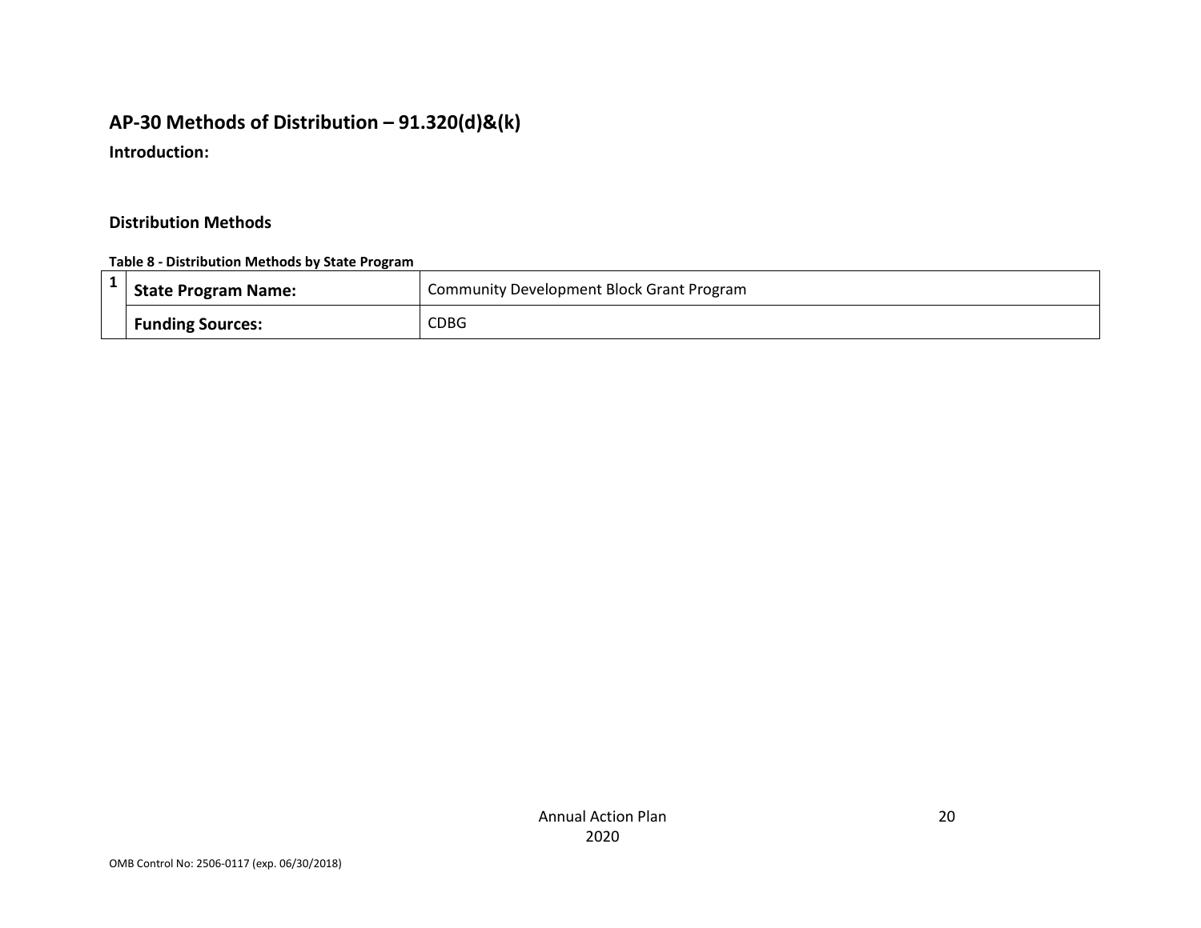## AP-30 Methods of Distribution – 91.320(d)&(k)

**Introduction:**

### Distribution Methods

**Table 8 - Distribution Methods by State Program**

| | | |
|---|---|---|
| 1 | **State Program Name:** | Community Development Block Grant Program |
| | **Funding Sources:** | CDBG |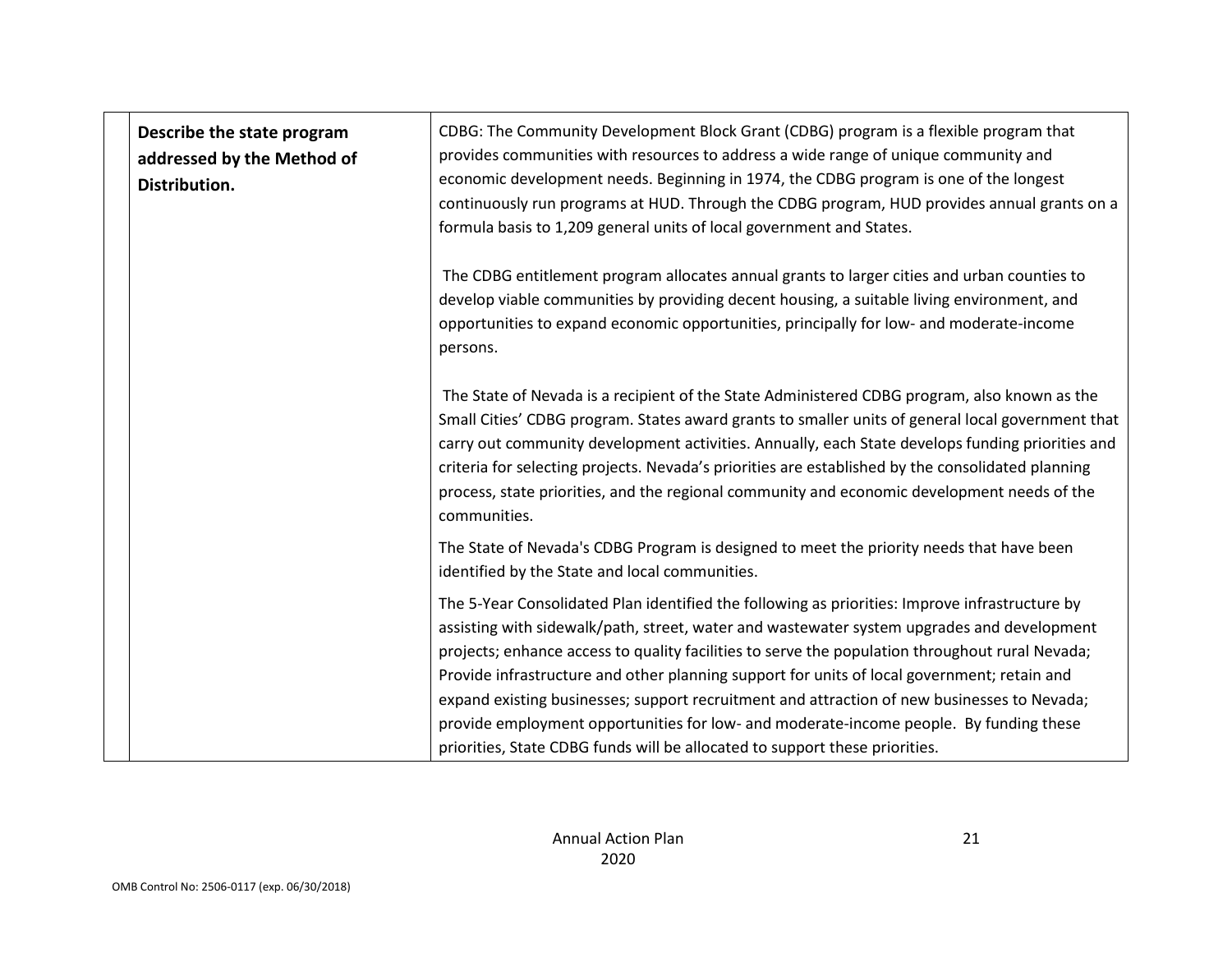| | | |
|---|---|---|
| | **Describe the state program addressed by the Method of Distribution.** | CDBG: The Community Development Block Grant (CDBG) program is a flexible program that provides communities with resources to address a wide range of unique community and economic development needs. Beginning in 1974, the CDBG program is one of the longest continuously run programs at HUD. Through the CDBG program, HUD provides annual grants on a formula basis to 1,209 general units of local government and States.<br><br>The CDBG entitlement program allocates annual grants to larger cities and urban counties to develop viable communities by providing decent housing, a suitable living environment, and opportunities to expand economic opportunities, principally for low- and moderate-income persons.<br><br>The State of Nevada is a recipient of the State Administered CDBG program, also known as the Small Cities' CDBG program. States award grants to smaller units of general local government that carry out community development activities. Annually, each State develops funding priorities and criteria for selecting projects. Nevada's priorities are established by the consolidated planning process, state priorities, and the regional community and economic development needs of the communities.<br><br>The State of Nevada's CDBG Program is designed to meet the priority needs that have been identified by the State and local communities.<br><br>The 5-Year Consolidated Plan identified the following as priorities: Improve infrastructure by assisting with sidewalk/path, street, water and wastewater system upgrades and development projects; enhance access to quality facilities to serve the population throughout rural Nevada; Provide infrastructure and other planning support for units of local government; retain and expand existing businesses; support recruitment and attraction of new businesses to Nevada; provide employment opportunities for low- and moderate-income people. By funding these priorities, State CDBG funds will be allocated to support these priorities. |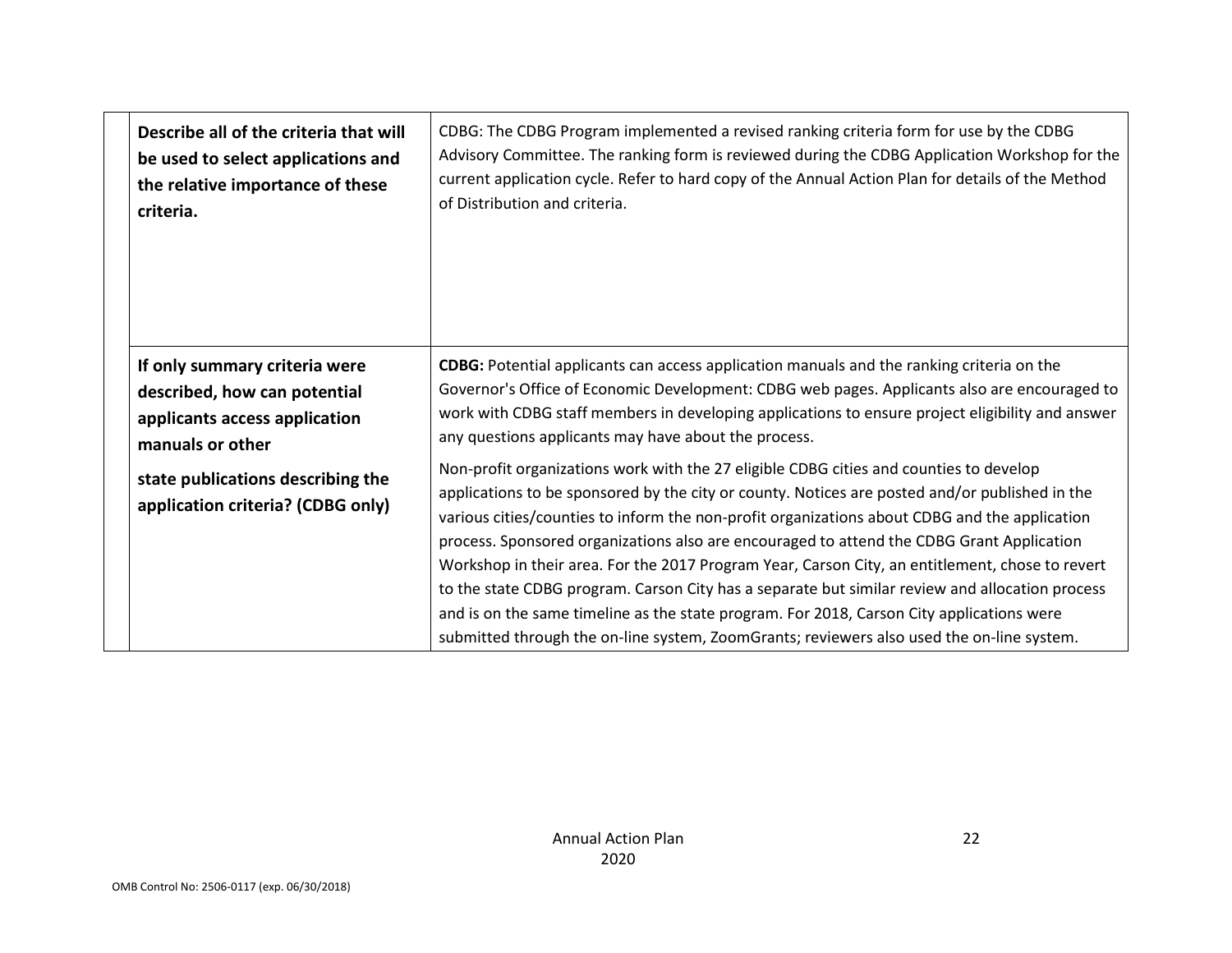| | |
|---|---|
| **Describe all of the criteria that will be used to select applications and the relative importance of these criteria.** | CDBG: The CDBG Program implemented a revised ranking criteria form for use by the CDBG Advisory Committee. The ranking form is reviewed during the CDBG Application Workshop for the current application cycle. Refer to hard copy of the Annual Action Plan for details of the Method of Distribution and criteria. |
| **If only summary criteria were described, how can potential applicants access application manuals or other state publications describing the application criteria? (CDBG only)** | **CDBG:** Potential applicants can access application manuals and the ranking criteria on the Governor's Office of Economic Development: CDBG web pages. Applicants also are encouraged to work with CDBG staff members in developing applications to ensure project eligibility and answer any questions applicants may have about the process.<br><br>Non-profit organizations work with the 27 eligible CDBG cities and counties to develop applications to be sponsored by the city or county. Notices are posted and/or published in the various cities/counties to inform the non-profit organizations about CDBG and the application process. Sponsored organizations also are encouraged to attend the CDBG Grant Application Workshop in their area. For the 2017 Program Year, Carson City, an entitlement, chose to revert to the state CDBG program. Carson City has a separate but similar review and allocation process and is on the same timeline as the state program. For 2018, Carson City applications were submitted through the on-line system, ZoomGrants; reviewers also used the on-line system. |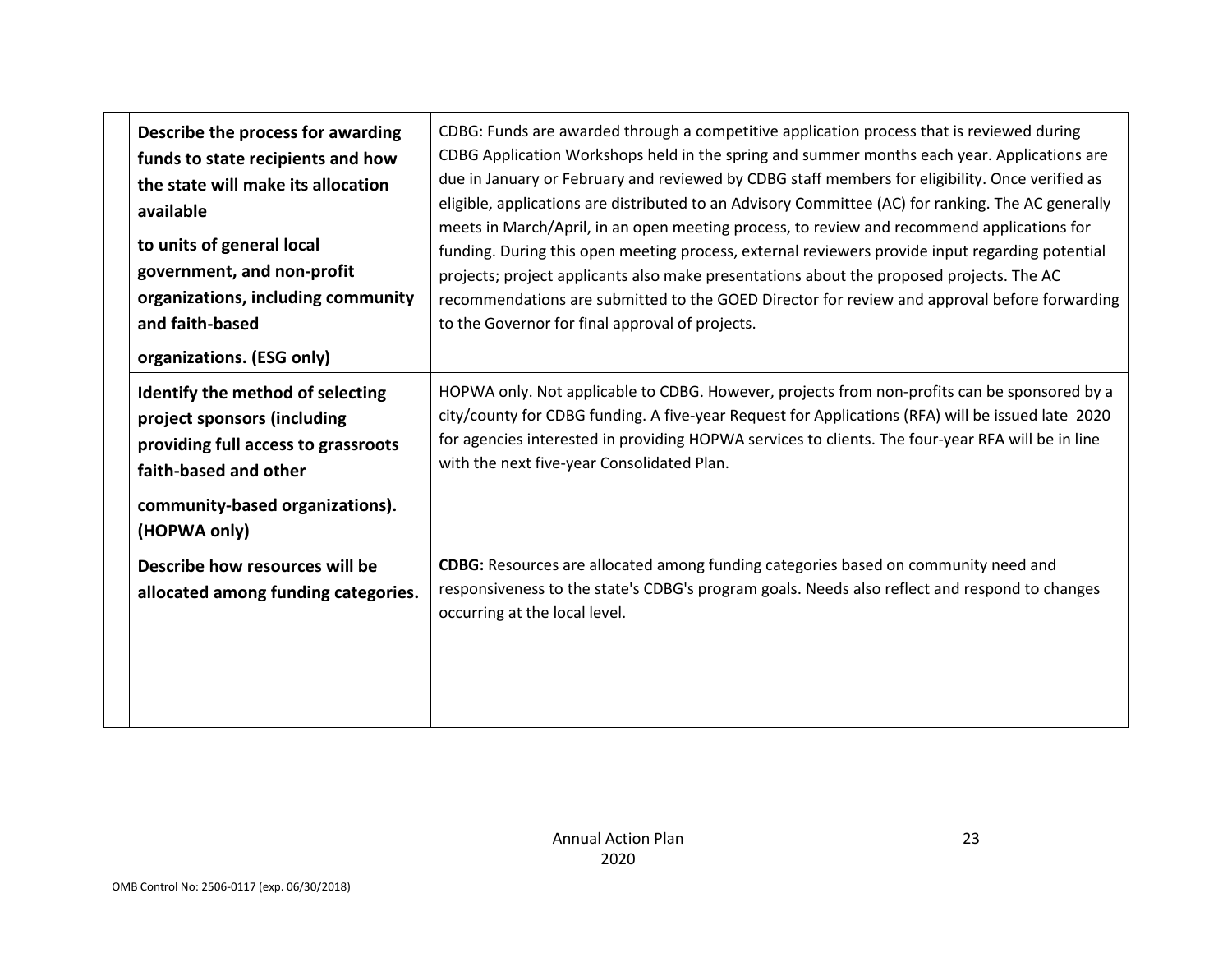| | |
|---|---|
| **Describe the process for awarding funds to state recipients and how the state will make its allocation available to units of general local government, and non-profit organizations, including community and faith-based organizations. (ESG only)** | CDBG: Funds are awarded through a competitive application process that is reviewed during CDBG Application Workshops held in the spring and summer months each year. Applications are due in January or February and reviewed by CDBG staff members for eligibility. Once verified as eligible, applications are distributed to an Advisory Committee (AC) for ranking. The AC generally meets in March/April, in an open meeting process, to review and recommend applications for funding. During this open meeting process, external reviewers provide input regarding potential projects; project applicants also make presentations about the proposed projects. The AC recommendations are submitted to the GOED Director for review and approval before forwarding to the Governor for final approval of projects. |
| **Identify the method of selecting project sponsors (including providing full access to grassroots faith-based and other community-based organizations). (HOPWA only)** | HOPWA only. Not applicable to CDBG. However, projects from non-profits can be sponsored by a city/county for CDBG funding. A five-year Request for Applications (RFA) will be issued late 2020 for agencies interested in providing HOPWA services to clients. The four-year RFA will be in line with the next five-year Consolidated Plan. |
| **Describe how resources will be allocated among funding categories.** | **CDBG:** Resources are allocated among funding categories based on community need and responsiveness to the state's CDBG's program goals. Needs also reflect and respond to changes occurring at the local level. |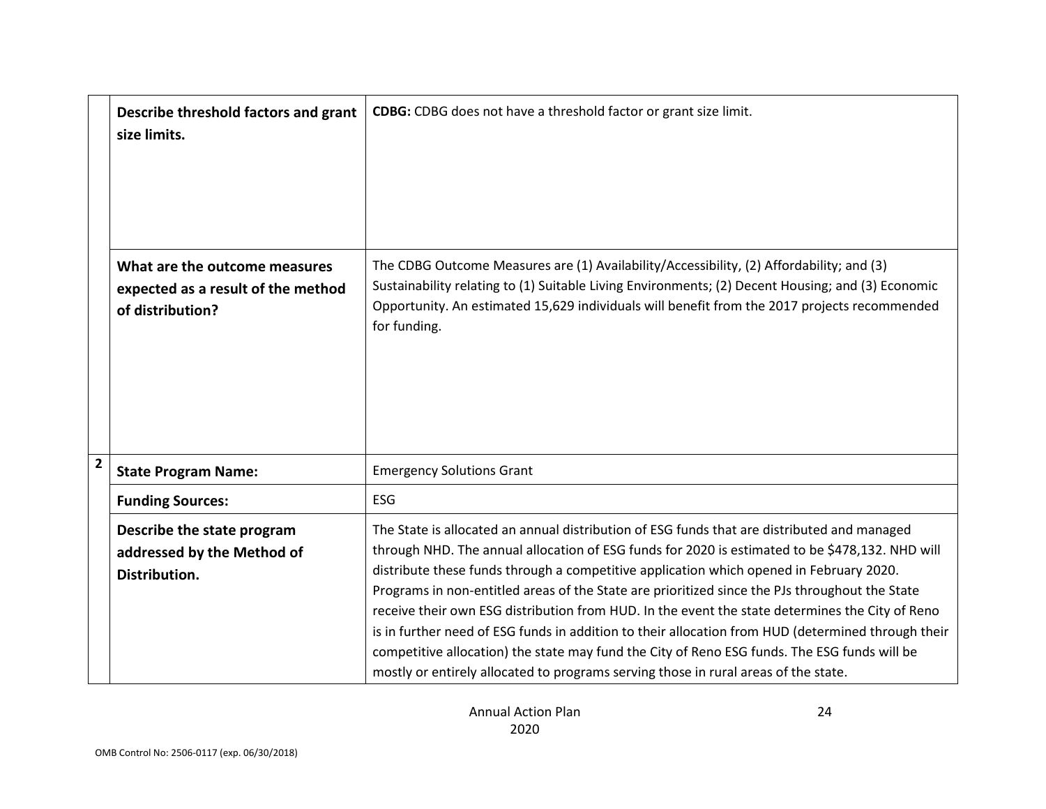| | | |
|---|---|---|
| | **Describe threshold factors and grant size limits.** | **CDBG:** CDBG does not have a threshold factor or grant size limit. |
| | **What are the outcome measures expected as a result of the method of distribution?** | The CDBG Outcome Measures are (1) Availability/Accessibility, (2) Affordability; and (3) Sustainability relating to (1) Suitable Living Environments; (2) Decent Housing; and (3) Economic Opportunity. An estimated 15,629 individuals will benefit from the 2017 projects recommended for funding. |
| **2** | **State Program Name:** | Emergency Solutions Grant |
| | **Funding Sources:** | ESG |
| | **Describe the state program addressed by the Method of Distribution.** | The State is allocated an annual distribution of ESG funds that are distributed and managed through NHD. The annual allocation of ESG funds for 2020 is estimated to be $478,132. NHD will distribute these funds through a competitive application which opened in February 2020. Programs in non-entitled areas of the State are prioritized since the PJs throughout the State receive their own ESG distribution from HUD. In the event the state determines the City of Reno is in further need of ESG funds in addition to their allocation from HUD (determined through their competitive allocation) the state may fund the City of Reno ESG funds. The ESG funds will be mostly or entirely allocated to programs serving those in rural areas of the state. |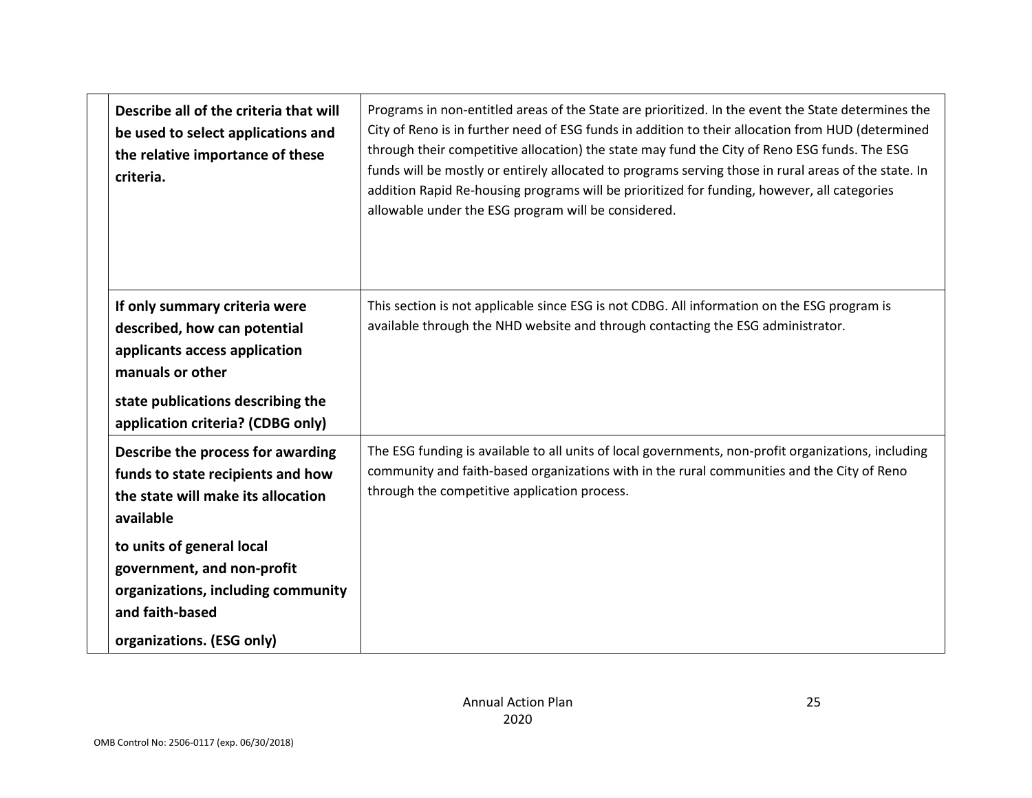| | |
|---|---|
| **Describe all of the criteria that will be used to select applications and the relative importance of these criteria.** | Programs in non-entitled areas of the State are prioritized. In the event the State determines the City of Reno is in further need of ESG funds in addition to their allocation from HUD (determined through their competitive allocation) the state may fund the City of Reno ESG funds. The ESG funds will be mostly or entirely allocated to programs serving those in rural areas of the state. In addition Rapid Re-housing programs will be prioritized for funding, however, all categories allowable under the ESG program will be considered. |
| **If only summary criteria were described, how can potential applicants access application manuals or other state publications describing the application criteria? (CDBG only)** | This section is not applicable since ESG is not CDBG. All information on the ESG program is available through the NHD website and through contacting the ESG administrator. |
| **Describe the process for awarding funds to state recipients and how the state will make its allocation available to units of general local government, and non-profit organizations, including community and faith-based organizations. (ESG only)** | The ESG funding is available to all units of local governments, non-profit organizations, including community and faith-based organizations with in the rural communities and the City of Reno through the competitive application process. |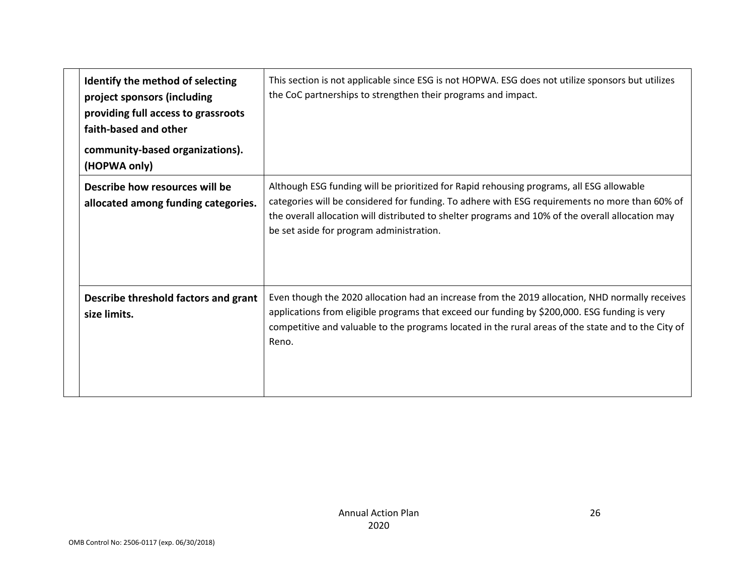| | | |
|---|---|---|
| | **Identify the method of selecting project sponsors (including providing full access to grassroots faith-based and other community-based organizations). (HOPWA only)** | This section is not applicable since ESG is not HOPWA. ESG does not utilize sponsors but utilizes the CoC partnerships to strengthen their programs and impact. |
| | **Describe how resources will be allocated among funding categories.** | Although ESG funding will be prioritized for Rapid rehousing programs, all ESG allowable categories will be considered for funding. To adhere with ESG requirements no more than 60% of the overall allocation will distributed to shelter programs and 10% of the overall allocation may be set aside for program administration. |
| | **Describe threshold factors and grant size limits.** | Even though the 2020 allocation had an increase from the 2019 allocation, NHD normally receives applications from eligible programs that exceed our funding by $200,000. ESG funding is very competitive and valuable to the programs located in the rural areas of the state and to the City of Reno. |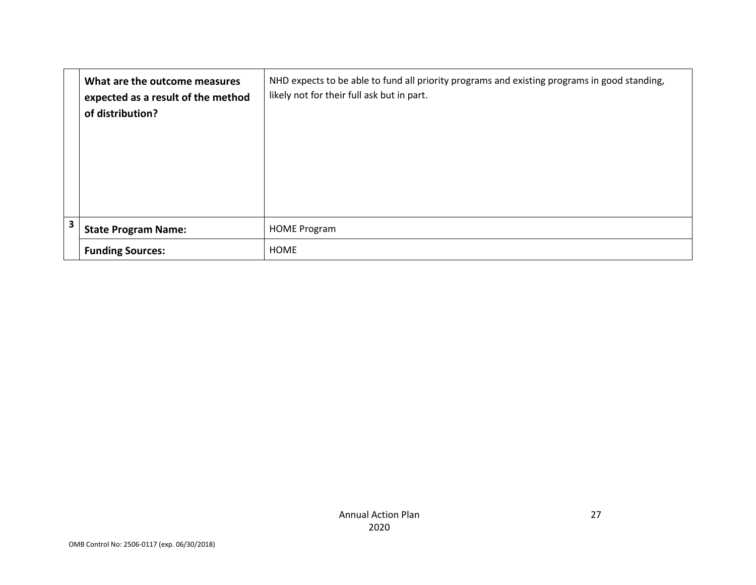| | | |
|---|---|---|
| | **What are the outcome measures expected as a result of the method of distribution?** | NHD expects to be able to fund all priority programs and existing programs in good standing, likely not for their full ask but in part. |
| **3** | **State Program Name:** | HOME Program |
| | **Funding Sources:** | HOME |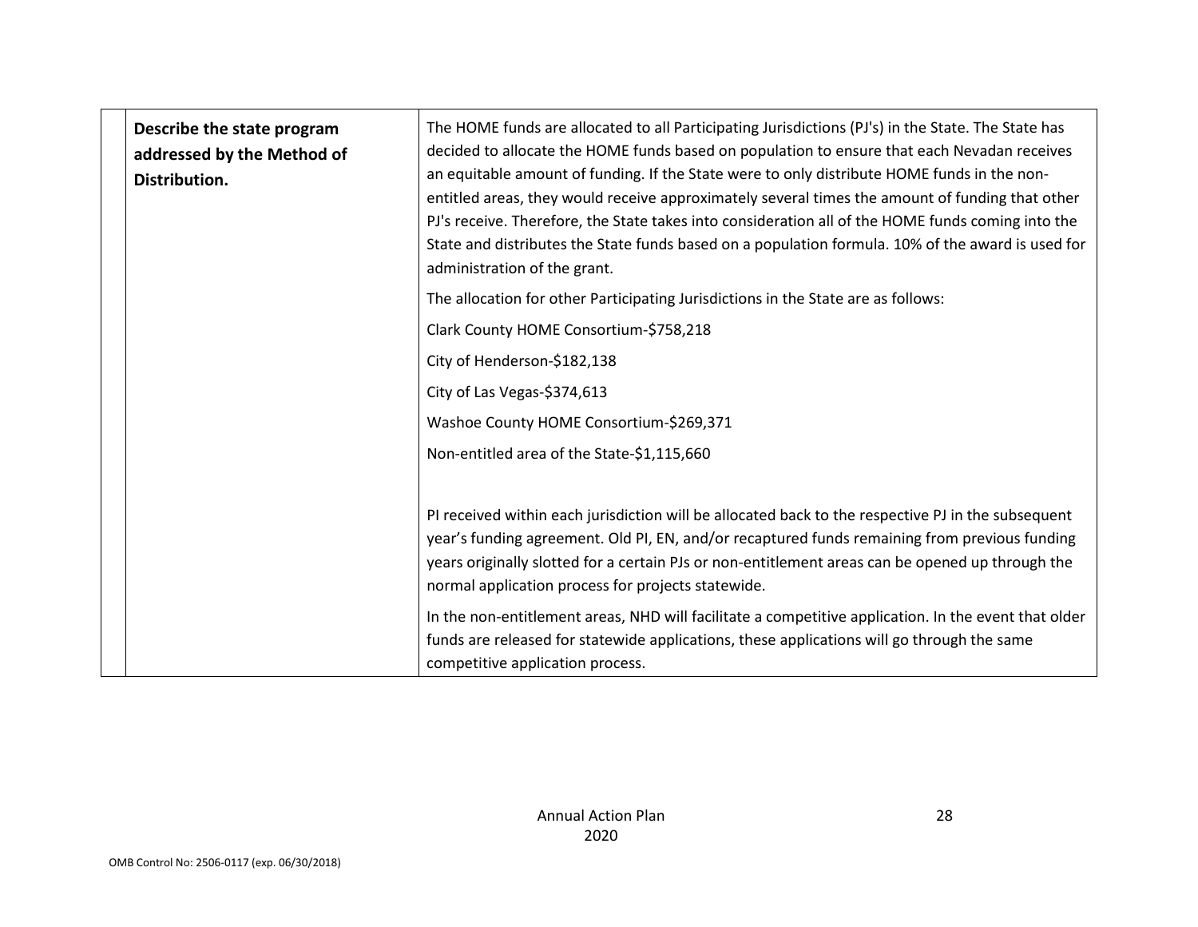| | | |
|---|---|---|
| | **Describe the state program addressed by the Method of Distribution.** | The HOME funds are allocated to all Participating Jurisdictions (PJ's) in the State. The State has decided to allocate the HOME funds based on population to ensure that each Nevadan receives an equitable amount of funding. If the State were to only distribute HOME funds in the non-entitled areas, they would receive approximately several times the amount of funding that other PJ's receive. Therefore, the State takes into consideration all of the HOME funds coming into the State and distributes the State funds based on a population formula. 10% of the award is used for administration of the grant.<br><br>The allocation for other Participating Jurisdictions in the State are as follows:<br><br>Clark County HOME Consortium-$758,218<br><br>City of Henderson-$182,138<br><br>City of Las Vegas-$374,613<br><br>Washoe County HOME Consortium-$269,371<br><br>Non-entitled area of the State-$1,115,660<br><br>PI received within each jurisdiction will be allocated back to the respective PJ in the subsequent year's funding agreement. Old PI, EN, and/or recaptured funds remaining from previous funding years originally slotted for a certain PJs or non-entitlement areas can be opened up through the normal application process for projects statewide.<br><br>In the non-entitlement areas, NHD will facilitate a competitive application. In the event that older funds are released for statewide applications, these applications will go through the same competitive application process. |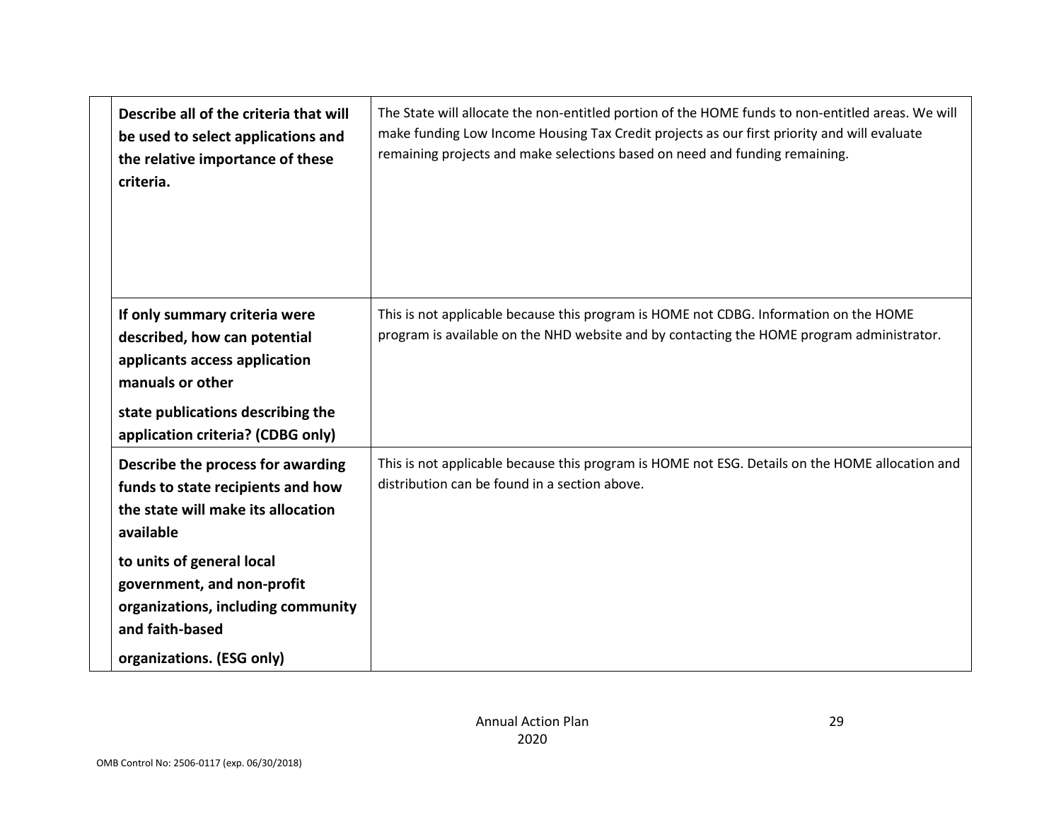| | |
|---|---|
| **Describe all of the criteria that will be used to select applications and the relative importance of these criteria.** | The State will allocate the non-entitled portion of the HOME funds to non-entitled areas. We will make funding Low Income Housing Tax Credit projects as our first priority and will evaluate remaining projects and make selections based on need and funding remaining. |
| **If only summary criteria were described, how can potential applicants access application manuals or other state publications describing the application criteria? (CDBG only)** | This is not applicable because this program is HOME not CDBG. Information on the HOME program is available on the NHD website and by contacting the HOME program administrator. |
| **Describe the process for awarding funds to state recipients and how the state will make its allocation available to units of general local government, and non-profit organizations, including community and faith-based organizations. (ESG only)** | This is not applicable because this program is HOME not ESG. Details on the HOME allocation and distribution can be found in a section above. |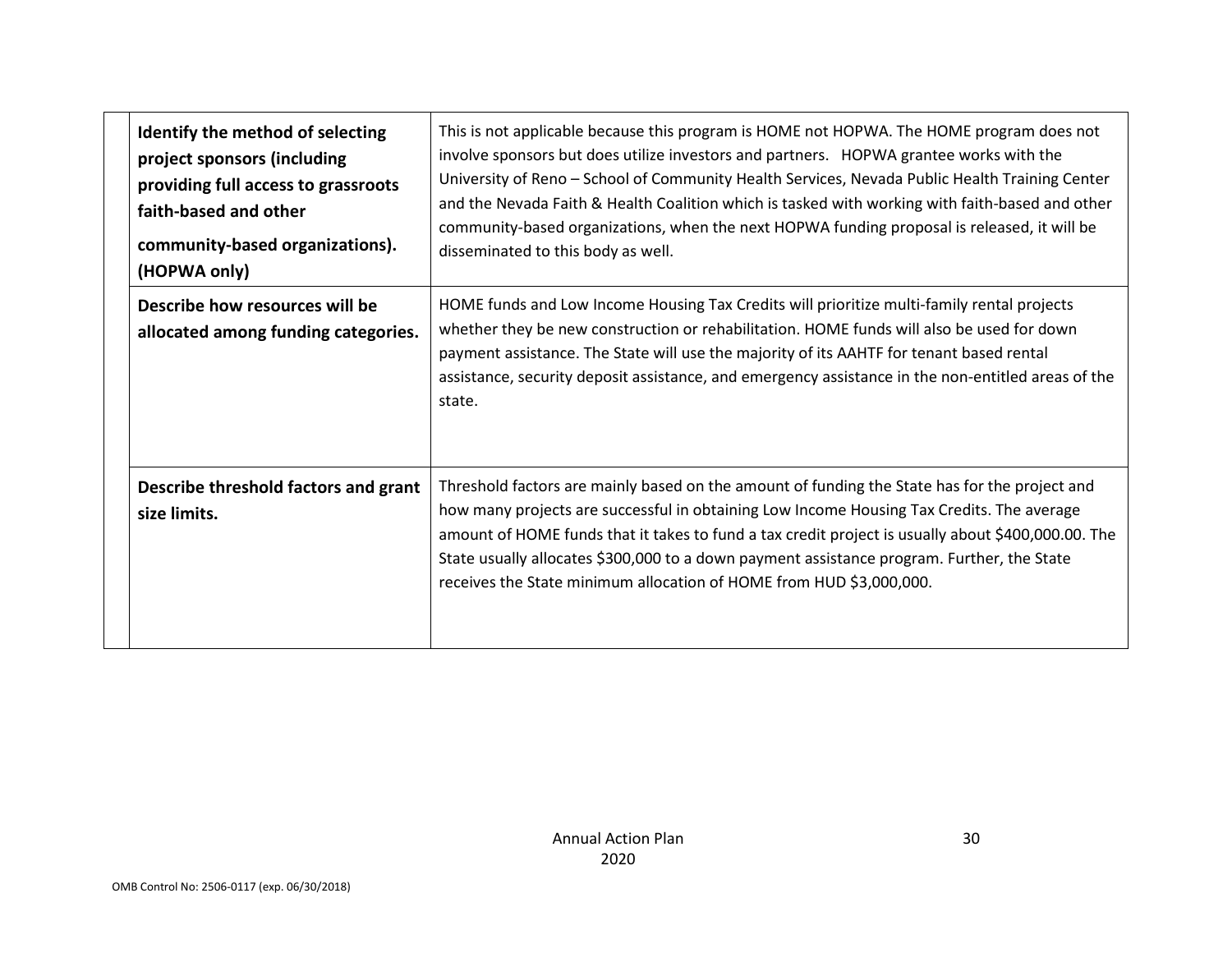| | |
|---|---|
| **Identify the method of selecting project sponsors (including providing full access to grassroots faith-based and other community-based organizations). (HOPWA only)** | This is not applicable because this program is HOME not HOPWA. The HOME program does not involve sponsors but does utilize investors and partners. HOPWA grantee works with the University of Reno – School of Community Health Services, Nevada Public Health Training Center and the Nevada Faith & Health Coalition which is tasked with working with faith-based and other community-based organizations, when the next HOPWA funding proposal is released, it will be disseminated to this body as well. |
| **Describe how resources will be allocated among funding categories.** | HOME funds and Low Income Housing Tax Credits will prioritize multi-family rental projects whether they be new construction or rehabilitation. HOME funds will also be used for down payment assistance. The State will use the majority of its AAHTF for tenant based rental assistance, security deposit assistance, and emergency assistance in the non-entitled areas of the state. |
| **Describe threshold factors and grant size limits.** | Threshold factors are mainly based on the amount of funding the State has for the project and how many projects are successful in obtaining Low Income Housing Tax Credits. The average amount of HOME funds that it takes to fund a tax credit project is usually about $400,000.00. The State usually allocates $300,000 to a down payment assistance program. Further, the State receives the State minimum allocation of HOME from HUD $3,000,000. |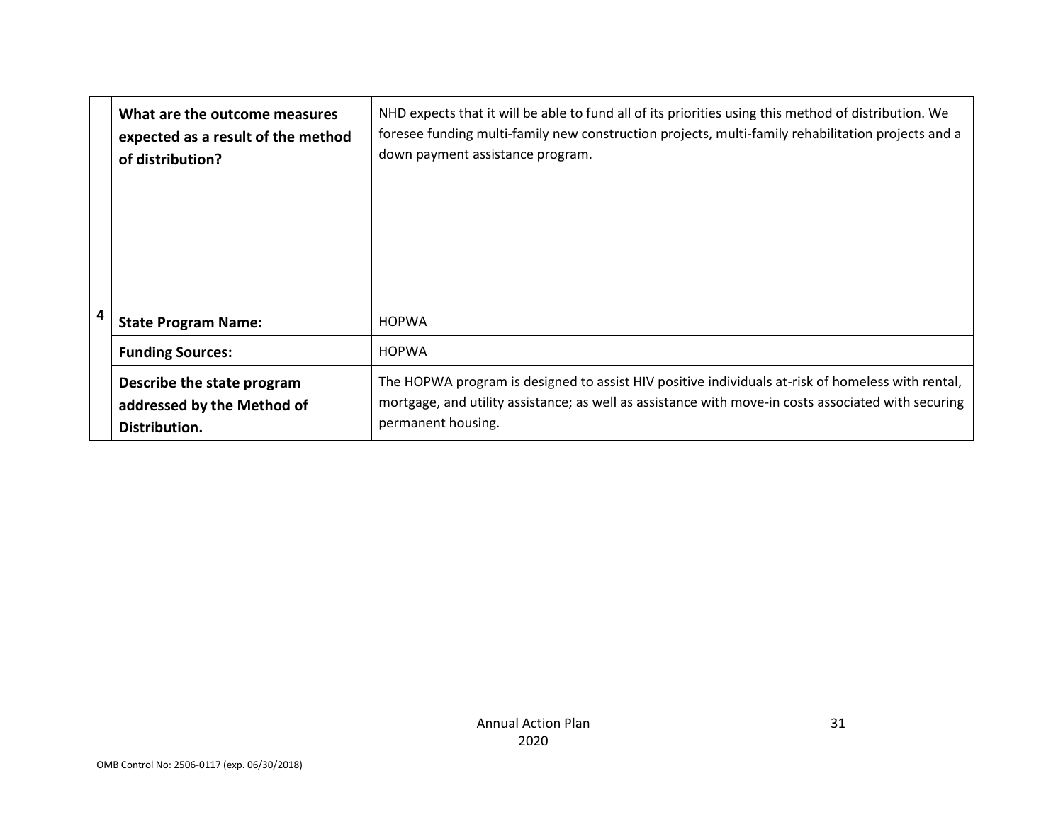| | | |
|---|---|---|
| | **What are the outcome measures expected as a result of the method of distribution?** | NHD expects that it will be able to fund all of its priorities using this method of distribution. We foresee funding multi-family new construction projects, multi-family rehabilitation projects and a down payment assistance program. |
| **4** | **State Program Name:** | HOPWA |
| | **Funding Sources:** | HOPWA |
| | **Describe the state program addressed by the Method of Distribution.** | The HOPWA program is designed to assist HIV positive individuals at-risk of homeless with rental, mortgage, and utility assistance; as well as assistance with move-in costs associated with securing permanent housing. |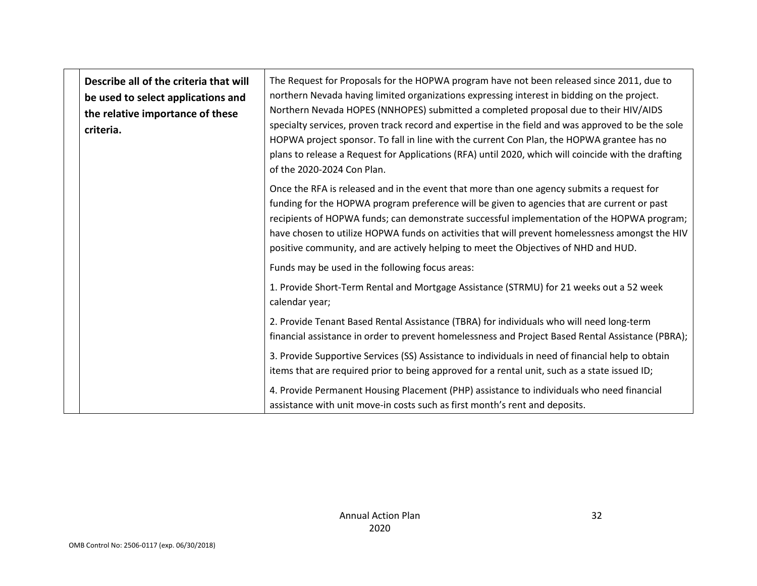| | | |
|---|---|---|
| | **Describe all of the criteria that will be used to select applications and the relative importance of these criteria.** | The Request for Proposals for the HOPWA program have not been released since 2011, due to northern Nevada having limited organizations expressing interest in bidding on the project. Northern Nevada HOPES (NNHOPES) submitted a completed proposal due to their HIV/AIDS specialty services, proven track record and expertise in the field and was approved to be the sole HOPWA project sponsor. To fall in line with the current Con Plan, the HOPWA grantee has no plans to release a Request for Applications (RFA) until 2020, which will coincide with the drafting of the 2020-2024 Con Plan.<br><br>Once the RFA is released and in the event that more than one agency submits a request for funding for the HOPWA program preference will be given to agencies that are current or past recipients of HOPWA funds; can demonstrate successful implementation of the HOPWA program; have chosen to utilize HOPWA funds on activities that will prevent homelessness amongst the HIV positive community, and are actively helping to meet the Objectives of NHD and HUD.<br><br>Funds may be used in the following focus areas:<br><br>1. Provide Short-Term Rental and Mortgage Assistance (STRMU) for 21 weeks out a 52 week calendar year;<br><br>2. Provide Tenant Based Rental Assistance (TBRA) for individuals who will need long-term financial assistance in order to prevent homelessness and Project Based Rental Assistance (PBRA);<br><br>3. Provide Supportive Services (SS) Assistance to individuals in need of financial help to obtain items that are required prior to being approved for a rental unit, such as a state issued ID;<br><br>4. Provide Permanent Housing Placement (PHP) assistance to individuals who need financial assistance with unit move-in costs such as first month's rent and deposits. |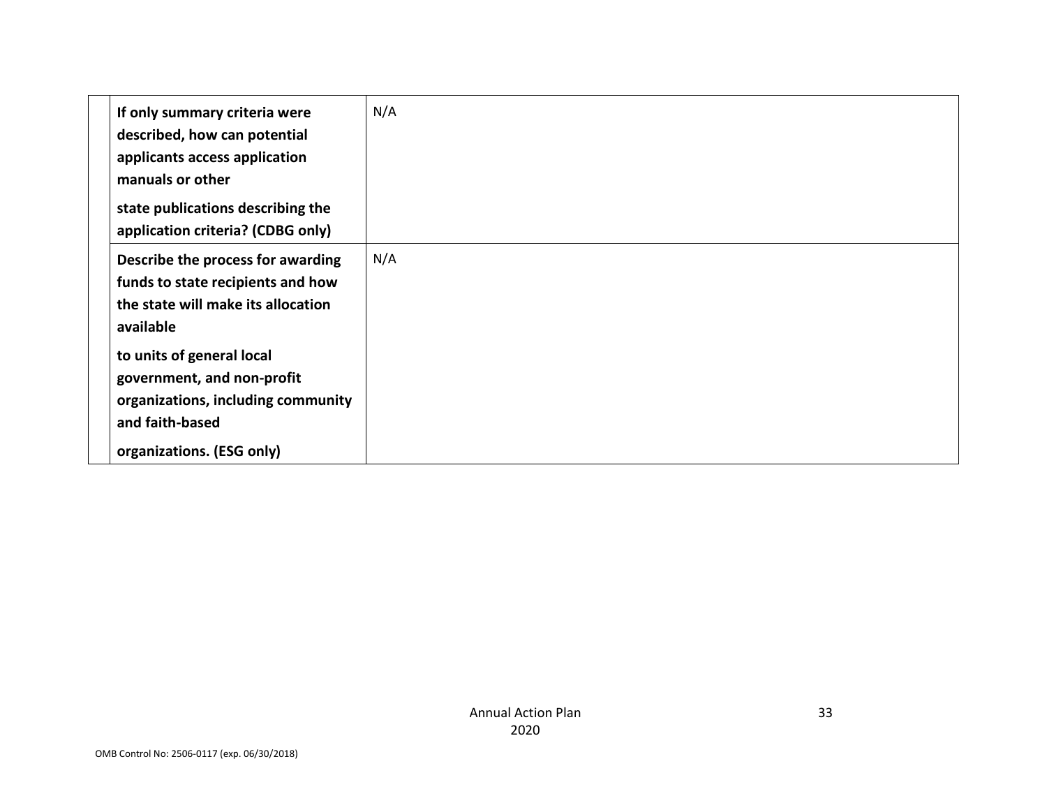| | | |
|---|---|---|
| | **If only summary criteria were described, how can potential applicants access application manuals or other state publications describing the application criteria? (CDBG only)** | N/A |
| | **Describe the process for awarding funds to state recipients and how the state will make its allocation available to units of general local government, and non-profit organizations, including community and faith-based organizations. (ESG only)** | N/A |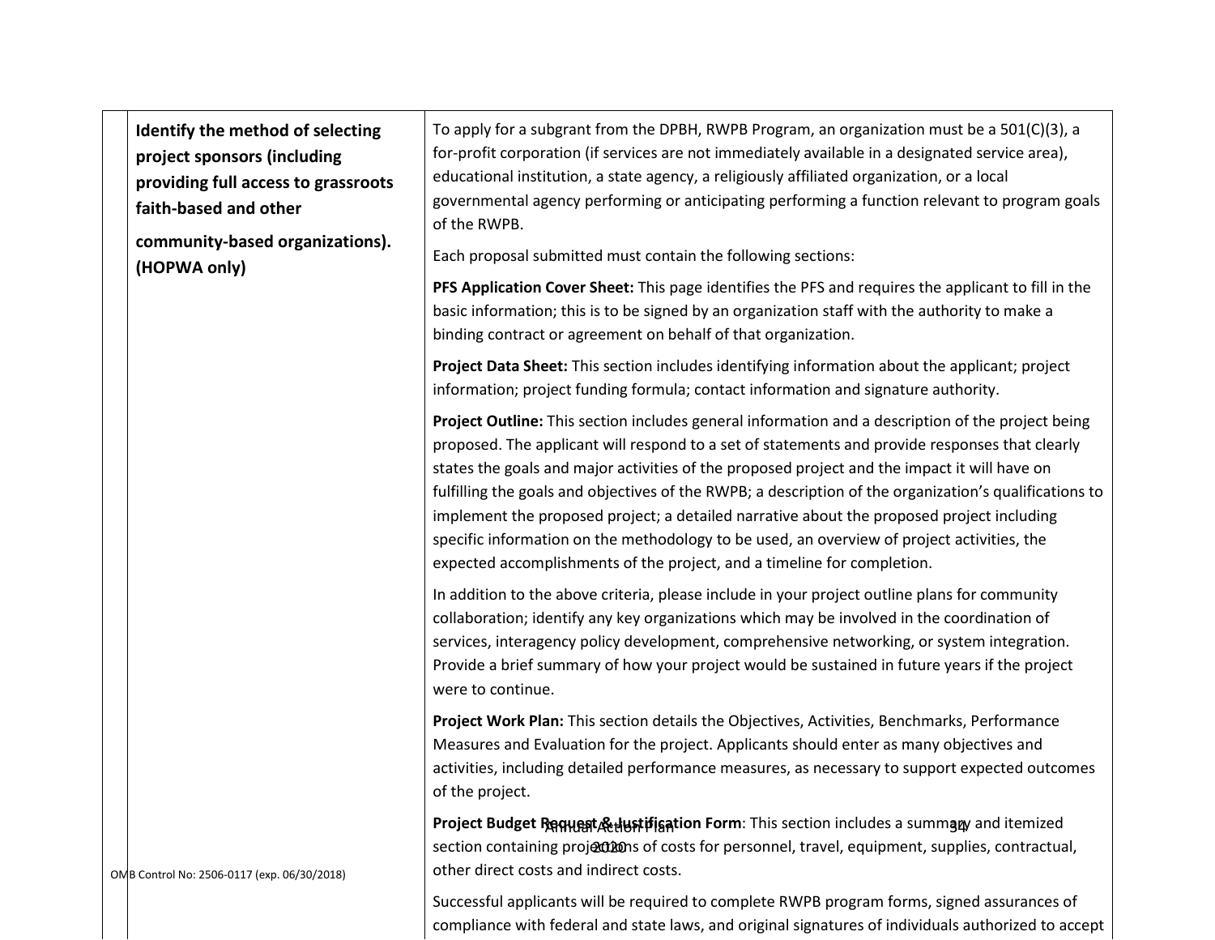| | | |
|---|---|---|
| | **Identify the method of selecting project sponsors (including providing full access to grassroots faith-based and other community-based organizations). (HOPWA only)** | To apply for a subgrant from the DPBH, RWPB Program, an organization must be a 501(C)(3), a for-profit corporation (if services are not immediately available in a designated service area), educational institution, a state agency, a religiously affiliated organization, or a local governmental agency performing or anticipating performing a function relevant to program goals of the RWPB.<br><br>Each proposal submitted must contain the following sections:<br><br>**PFS Application Cover Sheet:** This page identifies the PFS and requires the applicant to fill in the basic information; this is to be signed by an organization staff with the authority to make a binding contract or agreement on behalf of that organization.<br><br>**Project Data Sheet:** This section includes identifying information about the applicant; project information; project funding formula; contact information and signature authority.<br><br>**Project Outline:** This section includes general information and a description of the project being proposed. The applicant will respond to a set of statements and provide responses that clearly states the goals and major activities of the proposed project and the impact it will have on fulfilling the goals and objectives of the RWPB; a description of the organization's qualifications to implement the proposed project; a detailed narrative about the proposed project including specific information on the methodology to be used, an overview of project activities, the expected accomplishments of the project, and a timeline for completion.<br><br>In addition to the above criteria, please include in your project outline plans for community collaboration; identify any key organizations which may be involved in the coordination of services, interagency policy development, comprehensive networking, or system integration. Provide a brief summary of how your project would be sustained in future years if the project were to continue.<br><br>**Project Work Plan:** This section details the Objectives, Activities, Benchmarks, Performance Measures and Evaluation for the project. Applicants should enter as many objectives and activities, including detailed performance measures, as necessary to support expected outcomes of the project.<br><br>**Project Budget Request & Justification Form**: This section includes a summary and itemized section containing projections of costs for personnel, travel, equipment, supplies, contractual, other direct costs and indirect costs.<br><br>Successful applicants will be required to complete RWPB program forms, signed assurances of compliance with federal and state laws, and original signatures of individuals authorized to accept |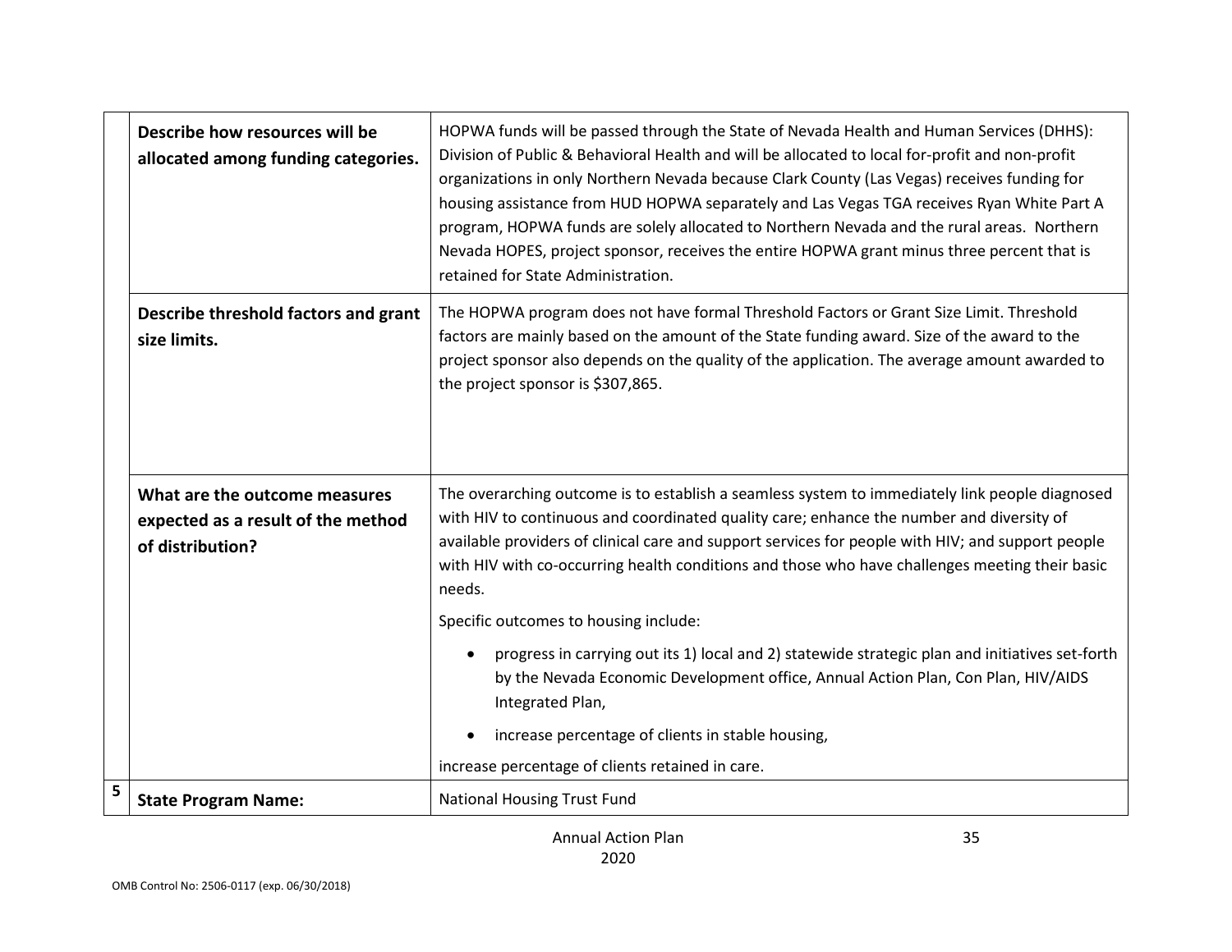| | | |
|---|---|---|
| | **Describe how resources will be allocated among funding categories.** | HOPWA funds will be passed through the State of Nevada Health and Human Services (DHHS): Division of Public & Behavioral Health and will be allocated to local for-profit and non-profit organizations in only Northern Nevada because Clark County (Las Vegas) receives funding for housing assistance from HUD HOPWA separately and Las Vegas TGA receives Ryan White Part A program, HOPWA funds are solely allocated to Northern Nevada and the rural areas. Northern Nevada HOPES, project sponsor, receives the entire HOPWA grant minus three percent that is retained for State Administration. |
| | **Describe threshold factors and grant size limits.** | The HOPWA program does not have formal Threshold Factors or Grant Size Limit. Threshold factors are mainly based on the amount of the State funding award. Size of the award to the project sponsor also depends on the quality of the application. The average amount awarded to the project sponsor is $307,865. |
| | **What are the outcome measures expected as a result of the method of distribution?** | The overarching outcome is to establish a seamless system to immediately link people diagnosed with HIV to continuous and coordinated quality care; enhance the number and diversity of available providers of clinical care and support services for people with HIV; and support people with HIV with co-occurring health conditions and those who have challenges meeting their basic needs.<br><br>Specific outcomes to housing include:<br><br>• progress in carrying out its 1) local and 2) statewide strategic plan and initiatives set-forth by the Nevada Economic Development office, Annual Action Plan, Con Plan, HIV/AIDS Integrated Plan,<br><br>• increase percentage of clients in stable housing,<br><br>increase percentage of clients retained in care. |
| **5** | **State Program Name:** | National Housing Trust Fund |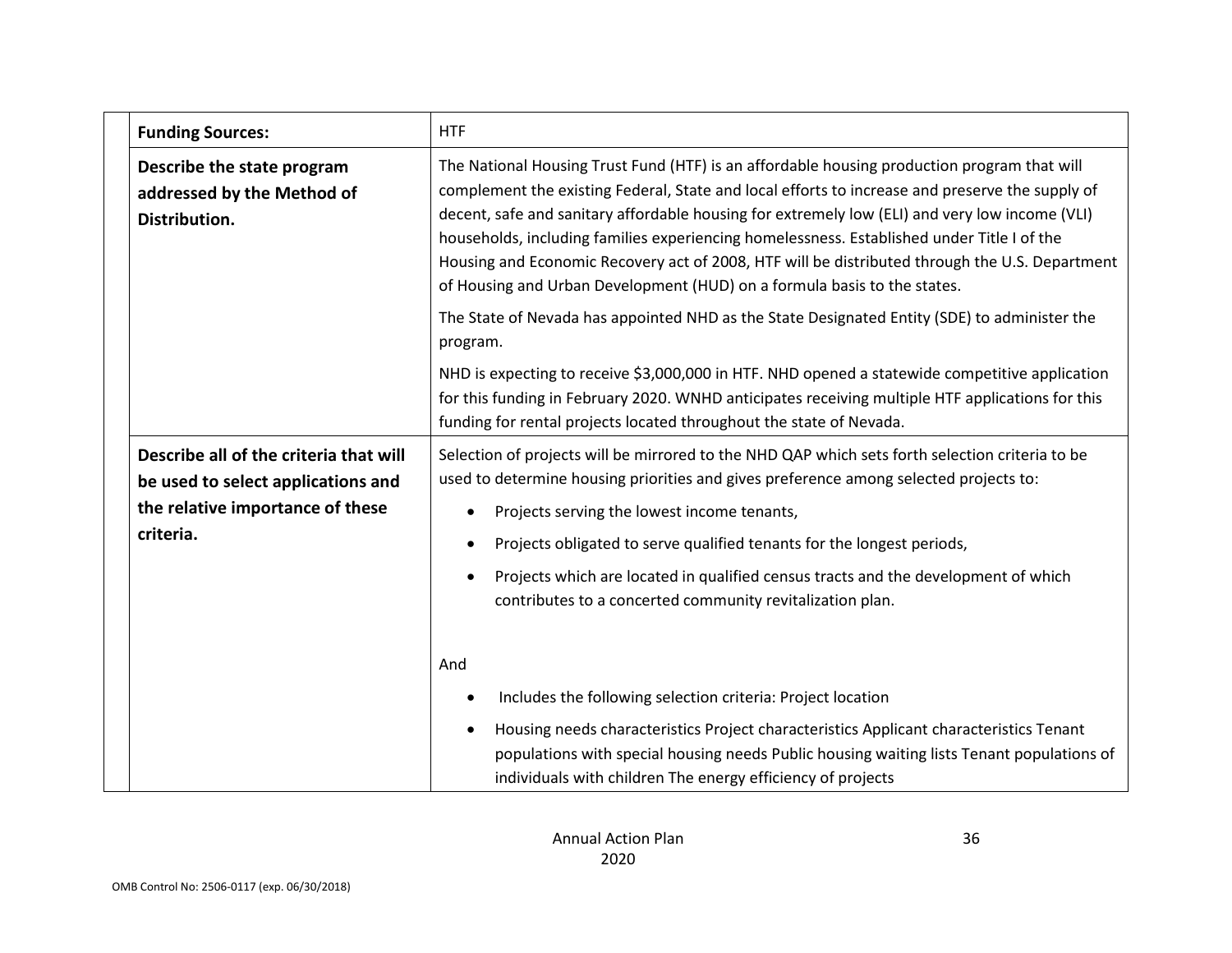| | |
|---|---|
| **Funding Sources:** | HTF |
| **Describe the state program addressed by the Method of Distribution.** | The National Housing Trust Fund (HTF) is an affordable housing production program that will complement the existing Federal, State and local efforts to increase and preserve the supply of decent, safe and sanitary affordable housing for extremely low (ELI) and very low income (VLI) households, including families experiencing homelessness. Established under Title I of the Housing and Economic Recovery act of 2008, HTF will be distributed through the U.S. Department of Housing and Urban Development (HUD) on a formula basis to the states.<br><br>The State of Nevada has appointed NHD as the State Designated Entity (SDE) to administer the program.<br><br>NHD is expecting to receive $3,000,000 in HTF. NHD opened a statewide competitive application for this funding in February 2020. WNHD anticipates receiving multiple HTF applications for this funding for rental projects located throughout the state of Nevada. |
| **Describe all of the criteria that will be used to select applications and the relative importance of these criteria.** | Selection of projects will be mirrored to the NHD QAP which sets forth selection criteria to be used to determine housing priorities and gives preference among selected projects to:<br><br>• Projects serving the lowest income tenants,<br>• Projects obligated to serve qualified tenants for the longest periods,<br>• Projects which are located in qualified census tracts and the development of which contributes to a concerted community revitalization plan.<br><br>And<br><br>• Includes the following selection criteria: Project location<br>• Housing needs characteristics Project characteristics Applicant characteristics Tenant populations with special housing needs Public housing waiting lists Tenant populations of individuals with children The energy efficiency of projects |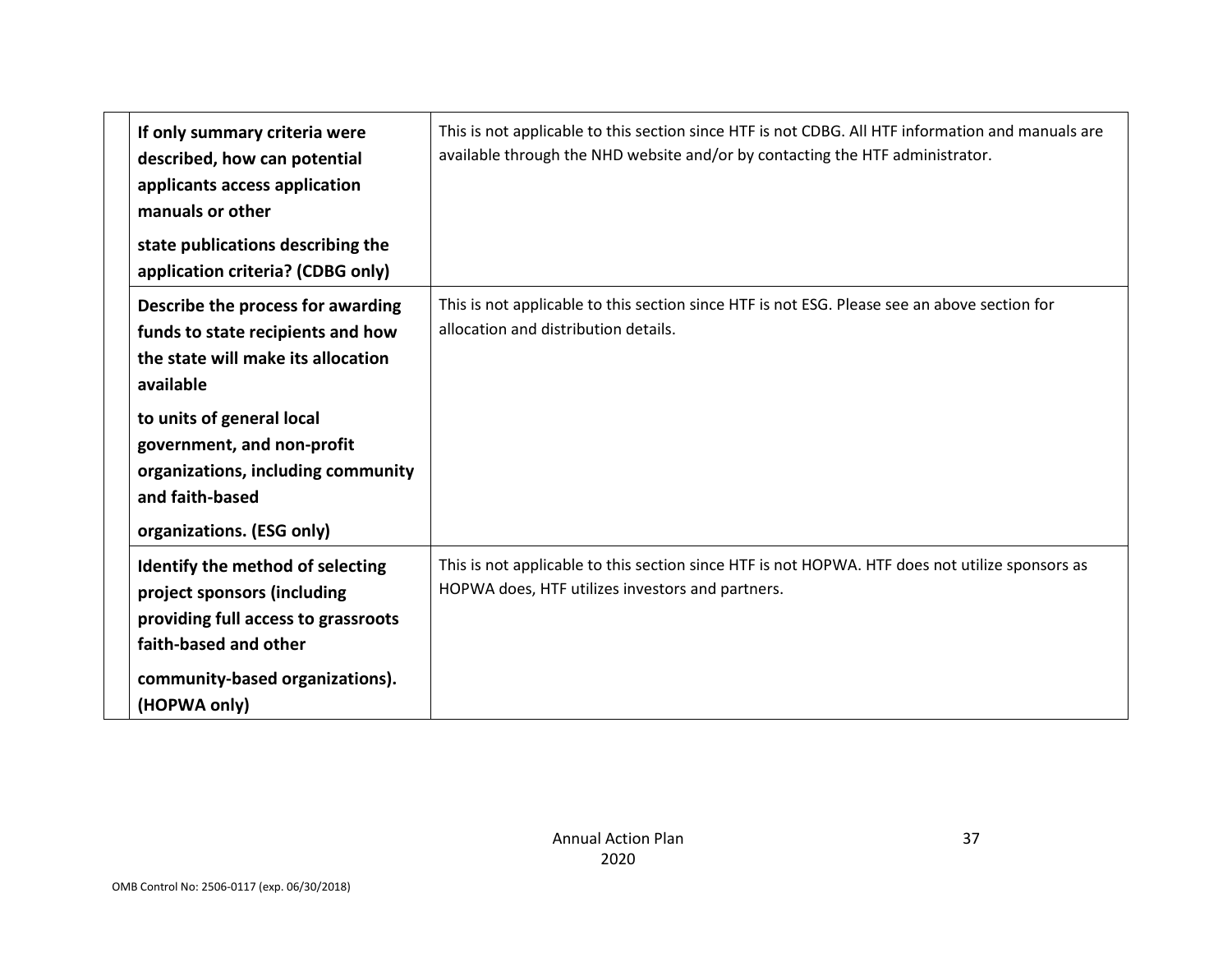| | | |
|---|---|---|
| | **If only summary criteria were described, how can potential applicants access application manuals or other state publications describing the application criteria? (CDBG only)** | This is not applicable to this section since HTF is not CDBG. All HTF information and manuals are available through the NHD website and/or by contacting the HTF administrator. |
| | **Describe the process for awarding funds to state recipients and how the state will make its allocation available to units of general local government, and non-profit organizations, including community and faith-based organizations. (ESG only)** | This is not applicable to this section since HTF is not ESG. Please see an above section for allocation and distribution details. |
| | **Identify the method of selecting project sponsors (including providing full access to grassroots faith-based and other community-based organizations). (HOPWA only)** | This is not applicable to this section since HTF is not HOPWA. HTF does not utilize sponsors as HOPWA does, HTF utilizes investors and partners. |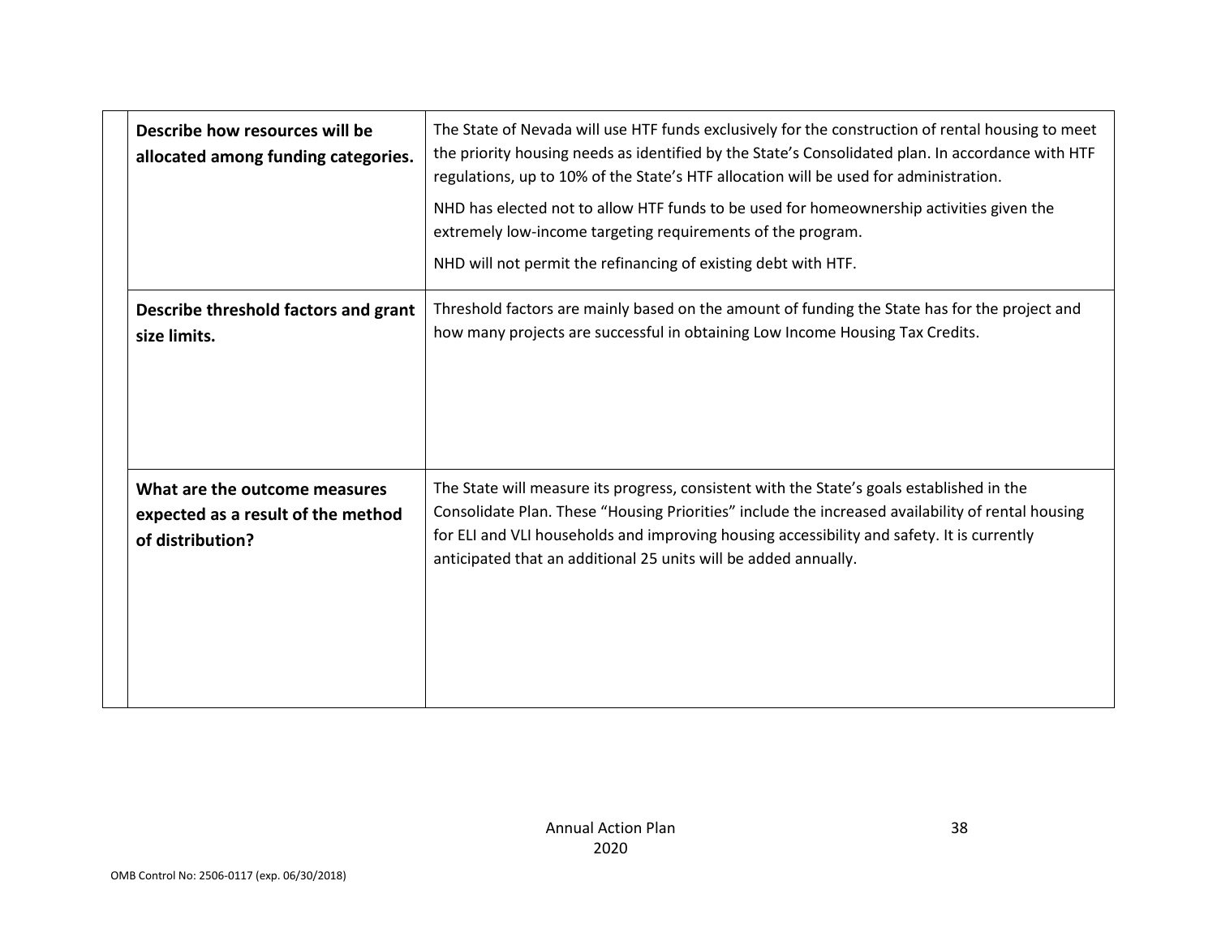| | | |
|---|---|---|
| | **Describe how resources will be allocated among funding categories.** | The State of Nevada will use HTF funds exclusively for the construction of rental housing to meet the priority housing needs as identified by the State's Consolidated plan. In accordance with HTF regulations, up to 10% of the State's HTF allocation will be used for administration.<br><br>NHD has elected not to allow HTF funds to be used for homeownership activities given the extremely low-income targeting requirements of the program.<br><br>NHD will not permit the refinancing of existing debt with HTF. |
| | **Describe threshold factors and grant size limits.** | Threshold factors are mainly based on the amount of funding the State has for the project and how many projects are successful in obtaining Low Income Housing Tax Credits. |
| | **What are the outcome measures expected as a result of the method of distribution?** | The State will measure its progress, consistent with the State's goals established in the Consolidate Plan. These "Housing Priorities" include the increased availability of rental housing for ELI and VLI households and improving housing accessibility and safety. It is currently anticipated that an additional 25 units will be added annually. |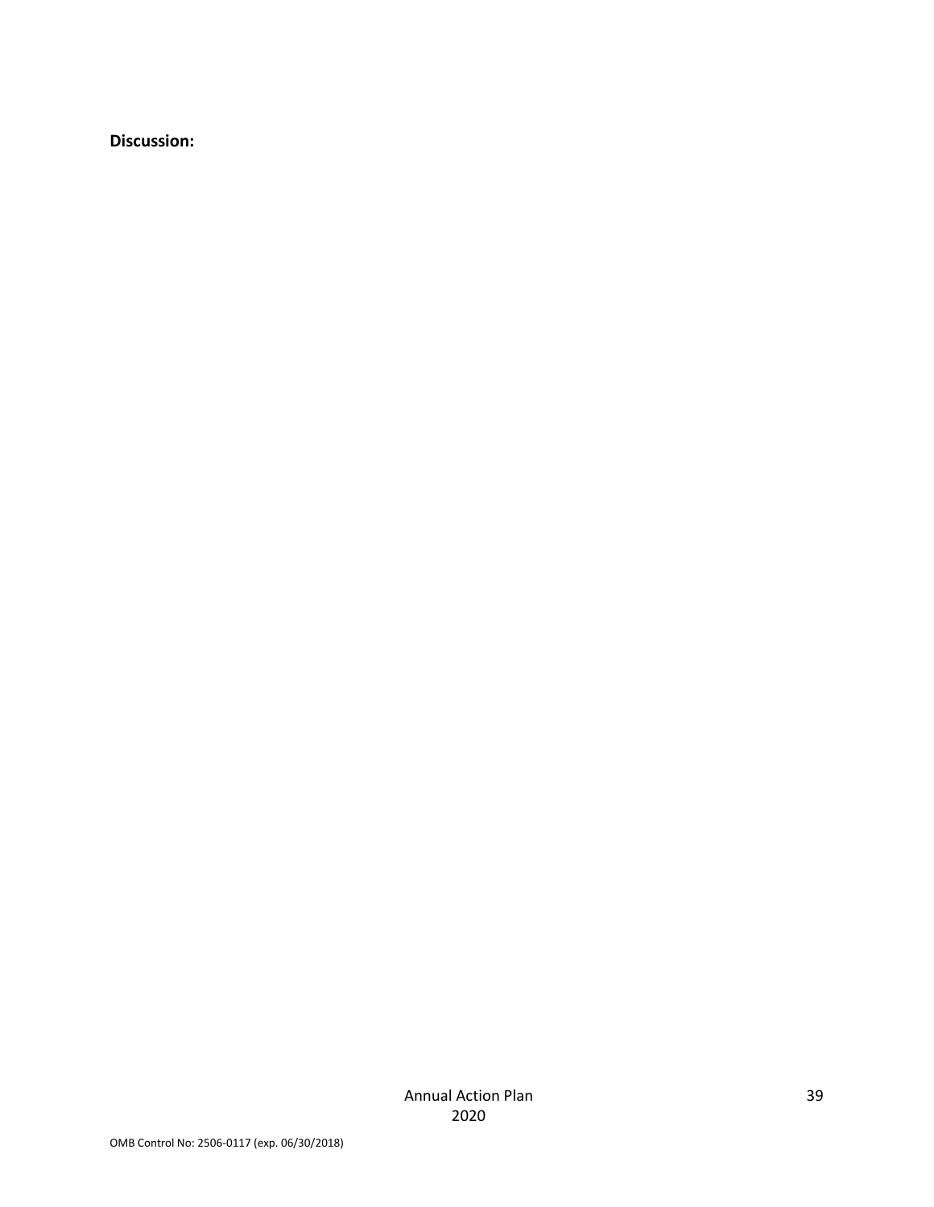**Discussion:**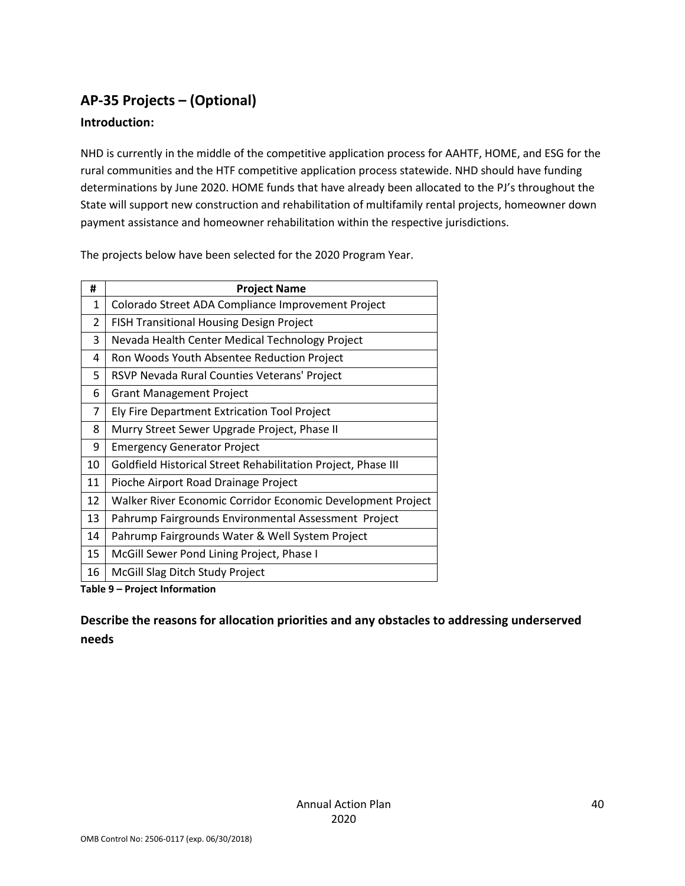## AP-35 Projects – (Optional)

### Introduction:

NHD is currently in the middle of the competitive application process for AAHTF, HOME, and ESG for the rural communities and the HTF competitive application process statewide. NHD should have funding determinations by June 2020. HOME funds that have already been allocated to the PJ's throughout the State will support new construction and rehabilitation of multifamily rental projects, homeowner down payment assistance and homeowner rehabilitation within the respective jurisdictions.

The projects below have been selected for the 2020 Program Year.

| # | Project Name |
|---|---|
| 1 | Colorado Street ADA Compliance Improvement Project |
| 2 | FISH Transitional Housing Design Project |
| 3 | Nevada Health Center Medical Technology Project |
| 4 | Ron Woods Youth Absentee Reduction Project |
| 5 | RSVP Nevada Rural Counties Veterans' Project |
| 6 | Grant Management Project |
| 7 | Ely Fire Department Extrication Tool Project |
| 8 | Murry Street Sewer Upgrade Project, Phase II |
| 9 | Emergency Generator Project |
| 10 | Goldfield Historical Street Rehabilitation Project, Phase III |
| 11 | Pioche Airport Road Drainage Project |
| 12 | Walker River Economic Corridor Economic Development Project |
| 13 | Pahrump Fairgrounds Environmental Assessment Project |
| 14 | Pahrump Fairgrounds Water & Well System Project |
| 15 | McGill Sewer Pond Lining Project, Phase I |
| 16 | McGill Slag Ditch Study Project |

**Table 9 – Project Information**

### Describe the reasons for allocation priorities and any obstacles to addressing underserved needs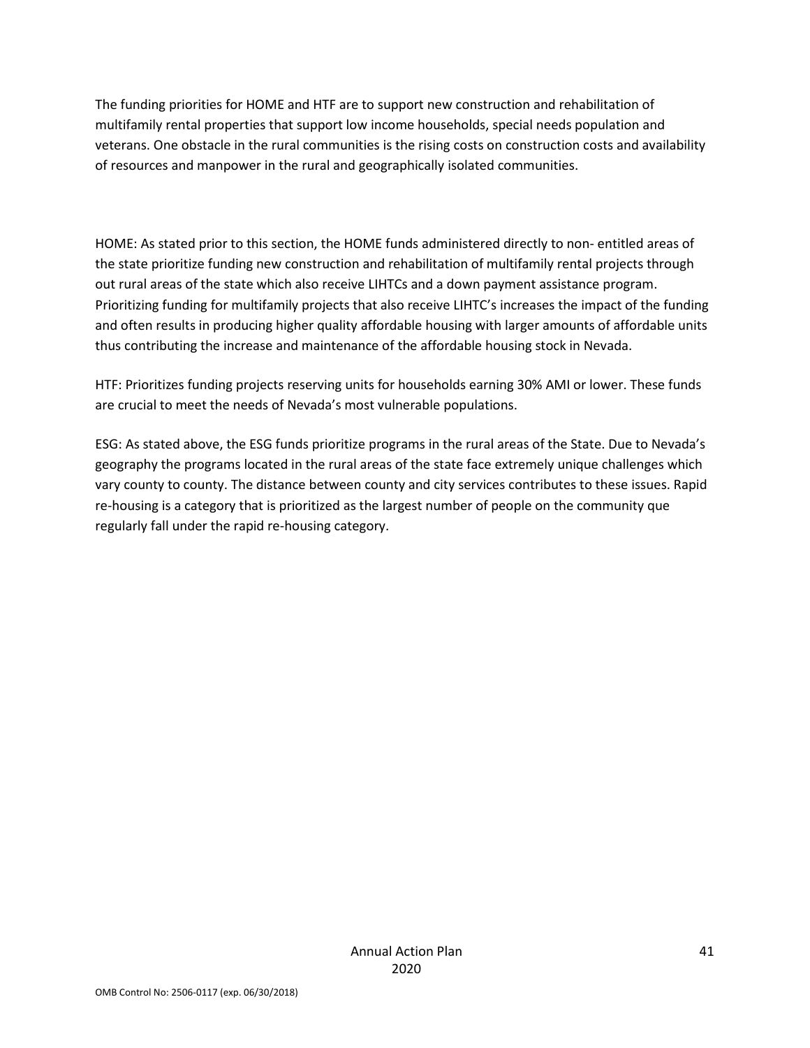The funding priorities for HOME and HTF are to support new construction and rehabilitation of multifamily rental properties that support low income households, special needs population and veterans. One obstacle in the rural communities is the rising costs on construction costs and availability of resources and manpower in the rural and geographically isolated communities.

HOME: As stated prior to this section, the HOME funds administered directly to non- entitled areas of the state prioritize funding new construction and rehabilitation of multifamily rental projects through out rural areas of the state which also receive LIHTCs and a down payment assistance program. Prioritizing funding for multifamily projects that also receive LIHTC's increases the impact of the funding and often results in producing higher quality affordable housing with larger amounts of affordable units thus contributing the increase and maintenance of the affordable housing stock in Nevada.

HTF: Prioritizes funding projects reserving units for households earning 30% AMI or lower. These funds are crucial to meet the needs of Nevada's most vulnerable populations.

ESG: As stated above, the ESG funds prioritize programs in the rural areas of the State. Due to Nevada's geography the programs located in the rural areas of the state face extremely unique challenges which vary county to county. The distance between county and city services contributes to these issues. Rapid re-housing is a category that is prioritized as the largest number of people on the community que regularly fall under the rapid re-housing category.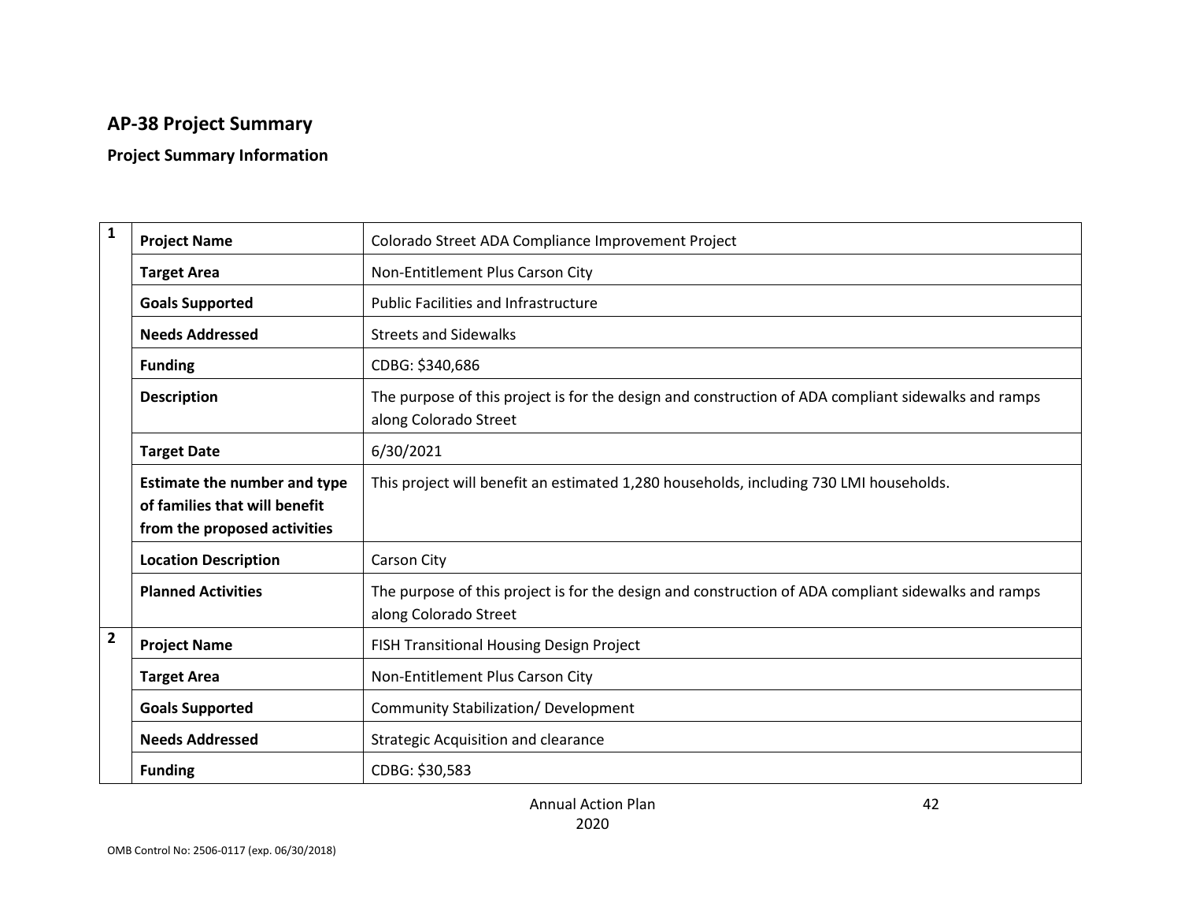## AP-38 Project Summary

### Project Summary Information

| | | |
|---|---|---|
| **1** | **Project Name** | Colorado Street ADA Compliance Improvement Project |
| | **Target Area** | Non-Entitlement Plus Carson City |
| | **Goals Supported** | Public Facilities and Infrastructure |
| | **Needs Addressed** | Streets and Sidewalks |
| | **Funding** | CDBG: $340,686 |
| | **Description** | The purpose of this project is for the design and construction of ADA compliant sidewalks and ramps along Colorado Street |
| | **Target Date** | 6/30/2021 |
| | **Estimate the number and type of families that will benefit from the proposed activities** | This project will benefit an estimated 1,280 households, including 730 LMI households. |
| | **Location Description** | Carson City |
| | **Planned Activities** | The purpose of this project is for the design and construction of ADA compliant sidewalks and ramps along Colorado Street |
| **2** | **Project Name** | FISH Transitional Housing Design Project |
| | **Target Area** | Non-Entitlement Plus Carson City |
| | **Goals Supported** | Community Stabilization/ Development |
| | **Needs Addressed** | Strategic Acquisition and clearance |
| | **Funding** | CDBG: $30,583 |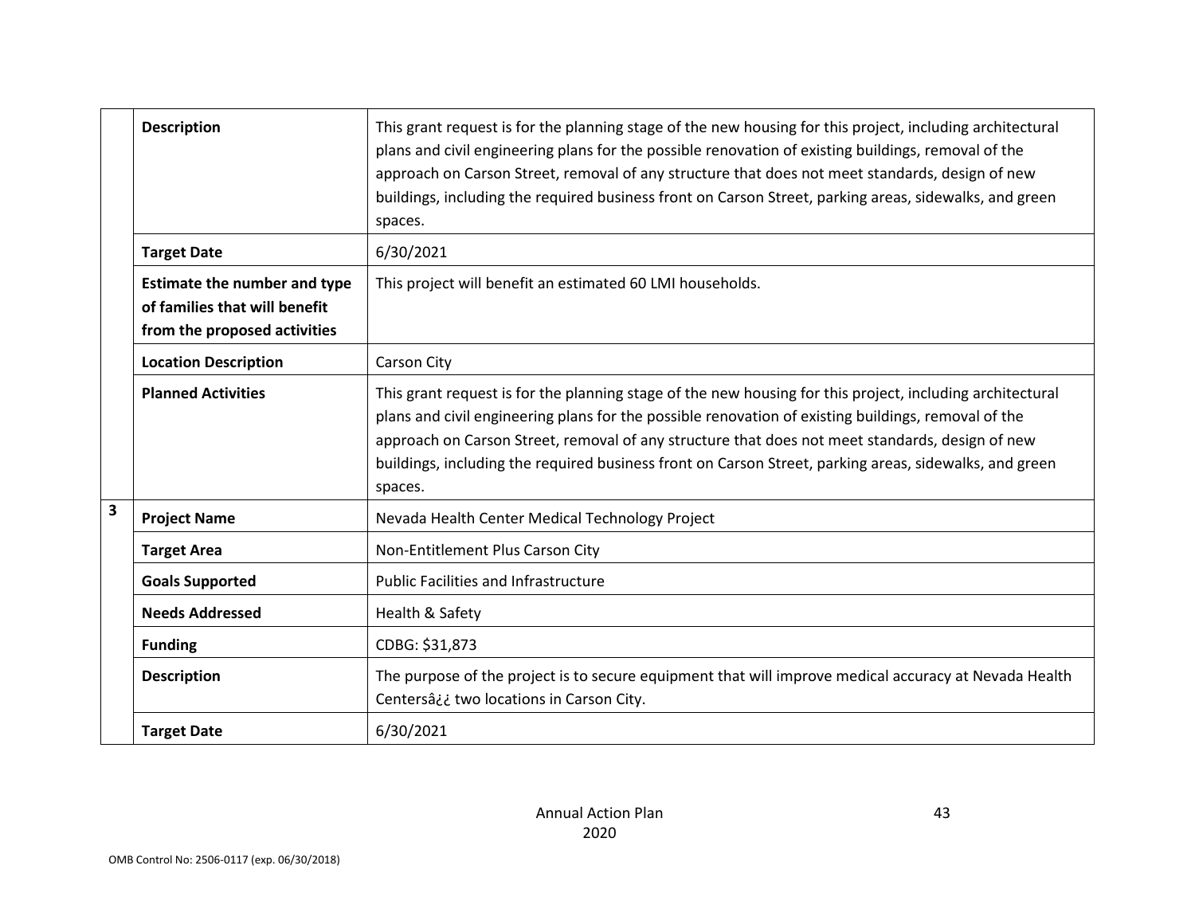| | | |
|---|---|---|
| | **Description** | This grant request is for the planning stage of the new housing for this project, including architectural plans and civil engineering plans for the possible renovation of existing buildings, removal of the approach on Carson Street, removal of any structure that does not meet standards, design of new buildings, including the required business front on Carson Street, parking areas, sidewalks, and green spaces. |
| | **Target Date** | 6/30/2021 |
| | **Estimate the number and type of families that will benefit from the proposed activities** | This project will benefit an estimated 60 LMI households. |
| | **Location Description** | Carson City |
| | **Planned Activities** | This grant request is for the planning stage of the new housing for this project, including architectural plans and civil engineering plans for the possible renovation of existing buildings, removal of the approach on Carson Street, removal of any structure that does not meet standards, design of new buildings, including the required business front on Carson Street, parking areas, sidewalks, and green spaces. |
| **3** | **Project Name** | Nevada Health Center Medical Technology Project |
| | **Target Area** | Non-Entitlement Plus Carson City |
| | **Goals Supported** | Public Facilities and Infrastructure |
| | **Needs Addressed** | Health & Safety |
| | **Funding** | CDBG: $31,873 |
| | **Description** | The purpose of the project is to secure equipment that will improve medical accuracy at Nevada Health Centersâ¿¿ two locations in Carson City. |
| | **Target Date** | 6/30/2021 |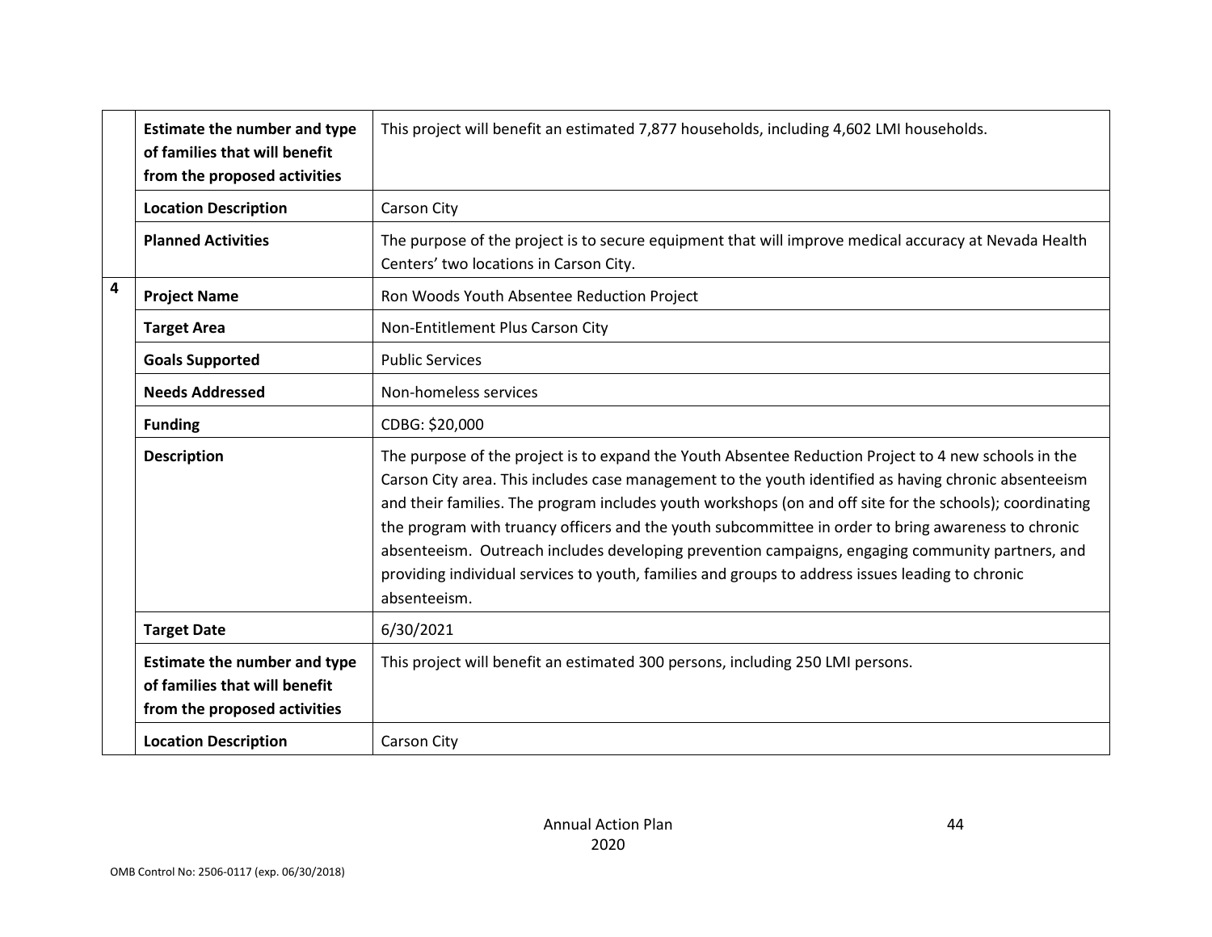| | | |
|---|---|---|
| | **Estimate the number and type of families that will benefit from the proposed activities** | This project will benefit an estimated 7,877 households, including 4,602 LMI households. |
| | **Location Description** | Carson City |
| | **Planned Activities** | The purpose of the project is to secure equipment that will improve medical accuracy at Nevada Health Centers' two locations in Carson City. |
| **4** | **Project Name** | Ron Woods Youth Absentee Reduction Project |
| | **Target Area** | Non-Entitlement Plus Carson City |
| | **Goals Supported** | Public Services |
| | **Needs Addressed** | Non-homeless services |
| | **Funding** | CDBG: $20,000 |
| | **Description** | The purpose of the project is to expand the Youth Absentee Reduction Project to 4 new schools in the Carson City area. This includes case management to the youth identified as having chronic absenteeism and their families. The program includes youth workshops (on and off site for the schools); coordinating the program with truancy officers and the youth subcommittee in order to bring awareness to chronic absenteeism. Outreach includes developing prevention campaigns, engaging community partners, and providing individual services to youth, families and groups to address issues leading to chronic absenteeism. |
| | **Target Date** | 6/30/2021 |
| | **Estimate the number and type of families that will benefit from the proposed activities** | This project will benefit an estimated 300 persons, including 250 LMI persons. |
| | **Location Description** | Carson City |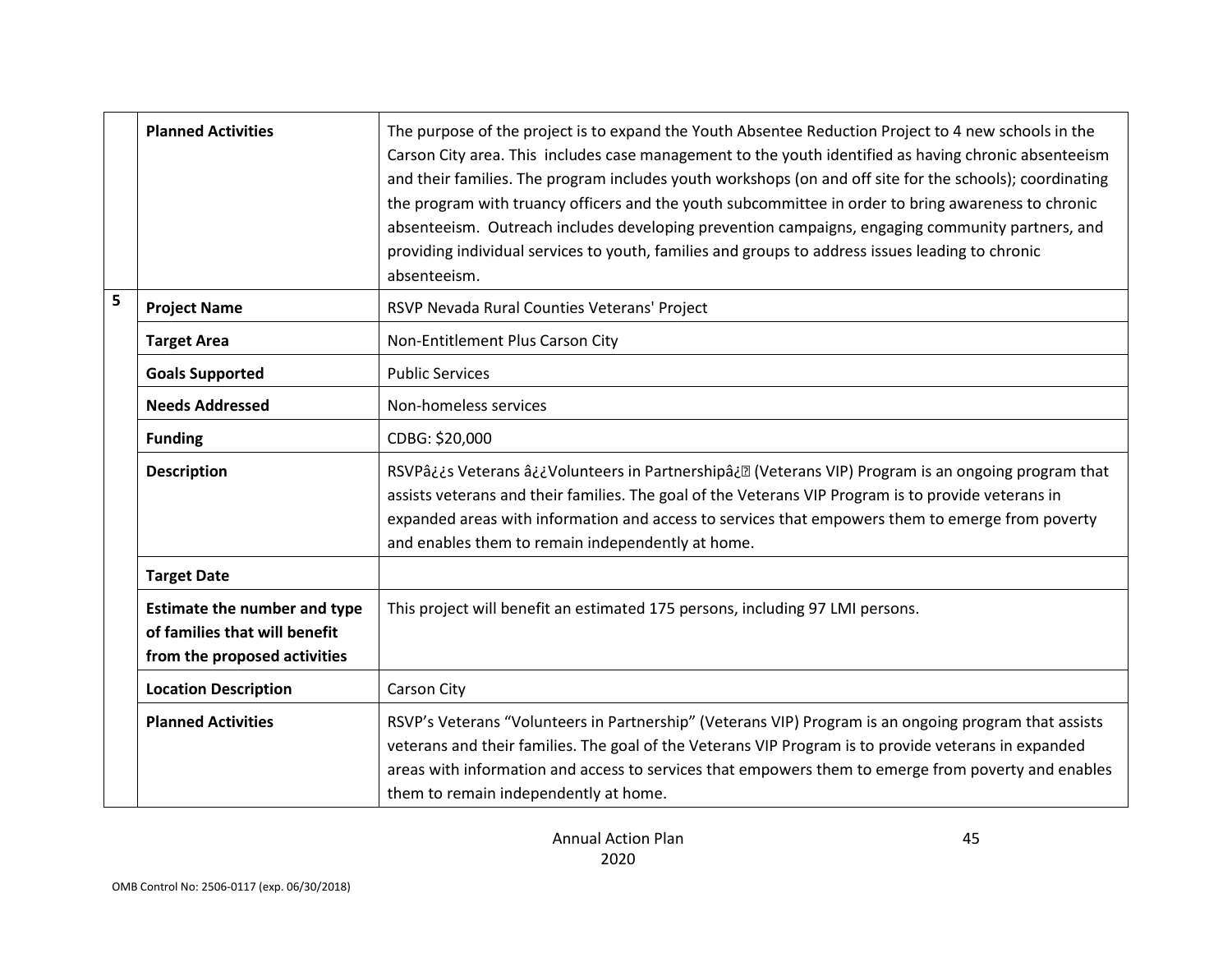| | | |
|---|---|---|
| | **Planned Activities** | The purpose of the project is to expand the Youth Absentee Reduction Project to 4 new schools in the Carson City area. This includes case management to the youth identified as having chronic absenteeism and their families. The program includes youth workshops (on and off site for the schools); coordinating the program with truancy officers and the youth subcommittee in order to bring awareness to chronic absenteeism. Outreach includes developing prevention campaigns, engaging community partners, and providing individual services to youth, families and groups to address issues leading to chronic absenteeism. |
| 5 | **Project Name** | RSVP Nevada Rural Counties Veterans' Project |
| | **Target Area** | Non-Entitlement Plus Carson City |
| | **Goals Supported** | Public Services |
| | **Needs Addressed** | Non-homeless services |
| | **Funding** | CDBG: $20,000 |
| | **Description** | RSVPâ¿¿s Veterans â¿¿Volunteers in Partnershipâ¿� (Veterans VIP) Program is an ongoing program that assists veterans and their families. The goal of the Veterans VIP Program is to provide veterans in expanded areas with information and access to services that empowers them to emerge from poverty and enables them to remain independently at home. |
| | **Target Date** | |
| | **Estimate the number and type of families that will benefit from the proposed activities** | This project will benefit an estimated 175 persons, including 97 LMI persons. |
| | **Location Description** | Carson City |
| | **Planned Activities** | RSVP's Veterans "Volunteers in Partnership" (Veterans VIP) Program is an ongoing program that assists veterans and their families. The goal of the Veterans VIP Program is to provide veterans in expanded areas with information and access to services that empowers them to emerge from poverty and enables them to remain independently at home. |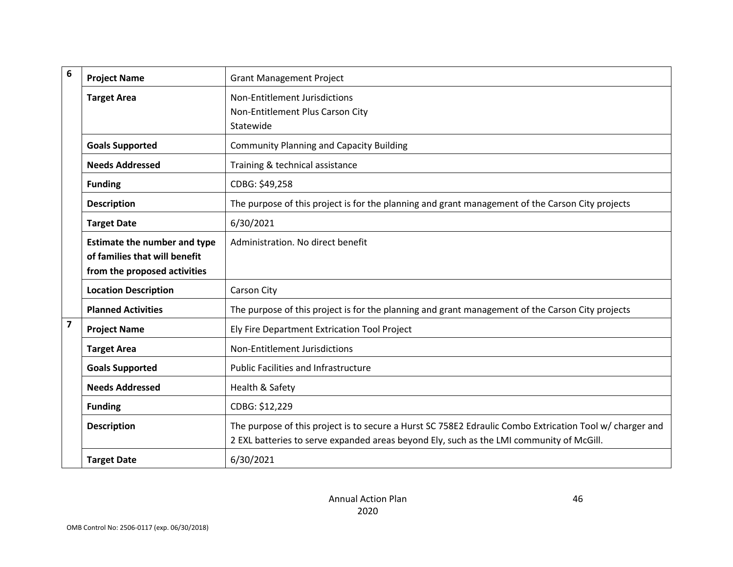| | | |
|---|---|---|
| 6 | **Project Name** | Grant Management Project |
| | **Target Area** | Non-Entitlement Jurisdictions<br>Non-Entitlement Plus Carson City<br>Statewide |
| | **Goals Supported** | Community Planning and Capacity Building |
| | **Needs Addressed** | Training & technical assistance |
| | **Funding** | CDBG: $49,258 |
| | **Description** | The purpose of this project is for the planning and grant management of the Carson City projects |
| | **Target Date** | 6/30/2021 |
| | **Estimate the number and type of families that will benefit from the proposed activities** | Administration. No direct benefit |
| | **Location Description** | Carson City |
| | **Planned Activities** | The purpose of this project is for the planning and grant management of the Carson City projects |
| 7 | **Project Name** | Ely Fire Department Extrication Tool Project |
| | **Target Area** | Non-Entitlement Jurisdictions |
| | **Goals Supported** | Public Facilities and Infrastructure |
| | **Needs Addressed** | Health & Safety |
| | **Funding** | CDBG: $12,229 |
| | **Description** | The purpose of this project is to secure a Hurst SC 758E2 Edraulic Combo Extrication Tool w/ charger and 2 EXL batteries to serve expanded areas beyond Ely, such as the LMI community of McGill. |
| | **Target Date** | 6/30/2021 |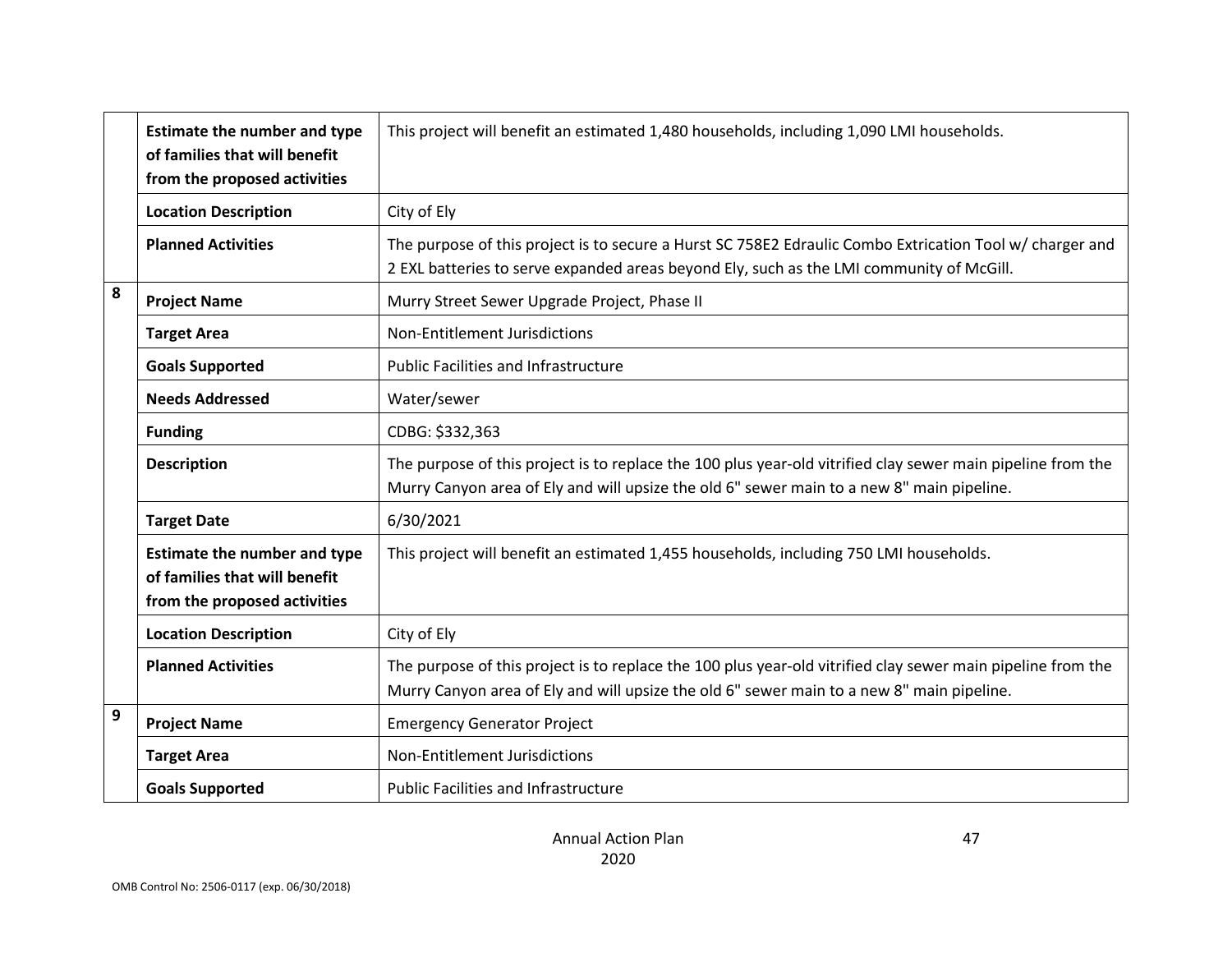| | | |
|---|---|---|
| | **Estimate the number and type of families that will benefit from the proposed activities** | This project will benefit an estimated 1,480 households, including 1,090 LMI households. |
| | **Location Description** | City of Ely |
| | **Planned Activities** | The purpose of this project is to secure a Hurst SC 758E2 Edraulic Combo Extrication Tool w/ charger and 2 EXL batteries to serve expanded areas beyond Ely, such as the LMI community of McGill. |
| **8** | **Project Name** | Murry Street Sewer Upgrade Project, Phase II |
| | **Target Area** | Non-Entitlement Jurisdictions |
| | **Goals Supported** | Public Facilities and Infrastructure |
| | **Needs Addressed** | Water/sewer |
| | **Funding** | CDBG: $332,363 |
| | **Description** | The purpose of this project is to replace the 100 plus year-old vitrified clay sewer main pipeline from the Murry Canyon area of Ely and will upsize the old 6" sewer main to a new 8" main pipeline. |
| | **Target Date** | 6/30/2021 |
| | **Estimate the number and type of families that will benefit from the proposed activities** | This project will benefit an estimated 1,455 households, including 750 LMI households. |
| | **Location Description** | City of Ely |
| | **Planned Activities** | The purpose of this project is to replace the 100 plus year-old vitrified clay sewer main pipeline from the Murry Canyon area of Ely and will upsize the old 6" sewer main to a new 8" main pipeline. |
| **9** | **Project Name** | Emergency Generator Project |
| | **Target Area** | Non-Entitlement Jurisdictions |
| | **Goals Supported** | Public Facilities and Infrastructure |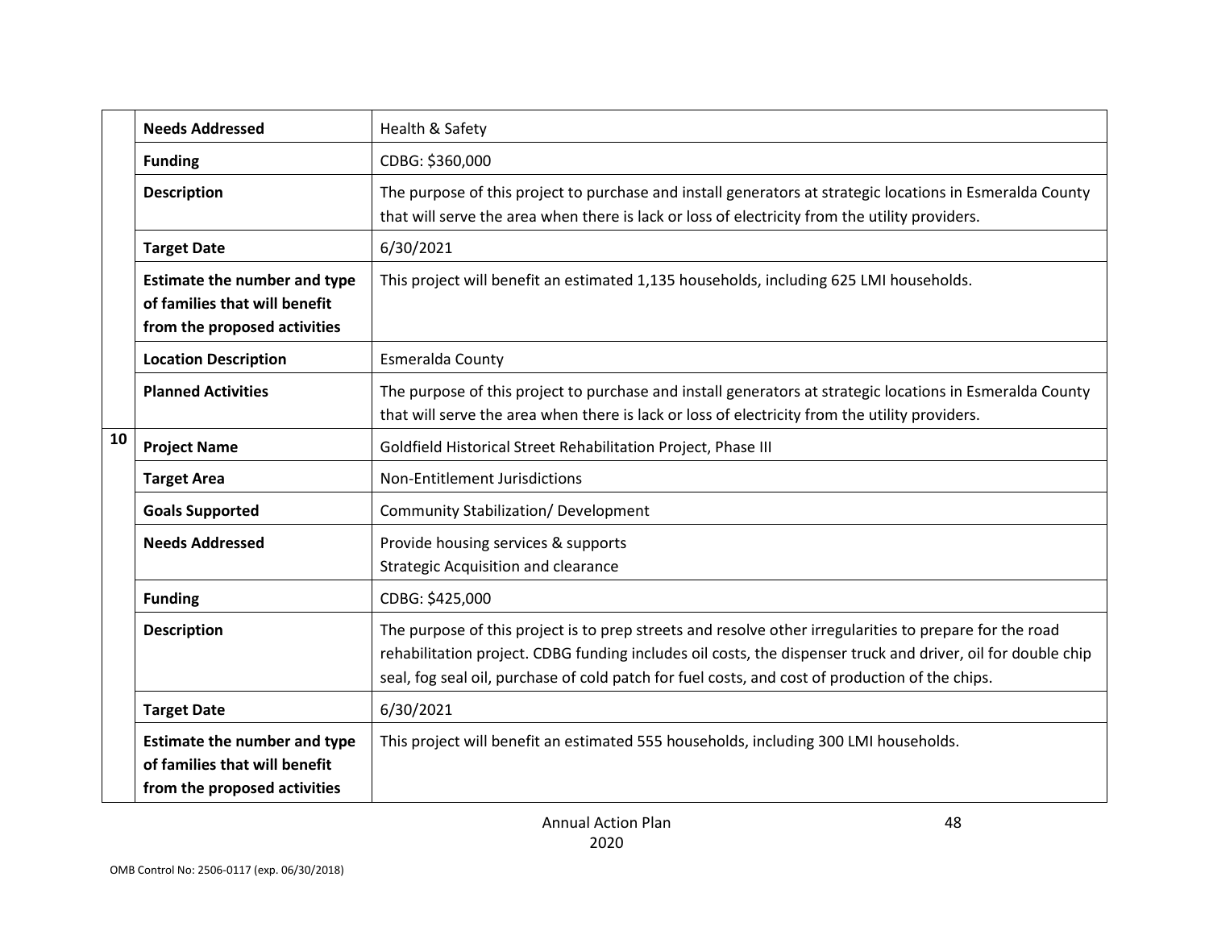| | | |
|---|---|---|
| | **Needs Addressed** | Health & Safety |
| | **Funding** | CDBG: $360,000 |
| | **Description** | The purpose of this project to purchase and install generators at strategic locations in Esmeralda County that will serve the area when there is lack or loss of electricity from the utility providers. |
| | **Target Date** | 6/30/2021 |
| | **Estimate the number and type of families that will benefit from the proposed activities** | This project will benefit an estimated 1,135 households, including 625 LMI households. |
| | **Location Description** | Esmeralda County |
| | **Planned Activities** | The purpose of this project to purchase and install generators at strategic locations in Esmeralda County that will serve the area when there is lack or loss of electricity from the utility providers. |
| **10** | **Project Name** | Goldfield Historical Street Rehabilitation Project, Phase III |
| | **Target Area** | Non-Entitlement Jurisdictions |
| | **Goals Supported** | Community Stabilization/ Development |
| | **Needs Addressed** | Provide housing services & supports<br>Strategic Acquisition and clearance |
| | **Funding** | CDBG: $425,000 |
| | **Description** | The purpose of this project is to prep streets and resolve other irregularities to prepare for the road rehabilitation project. CDBG funding includes oil costs, the dispenser truck and driver, oil for double chip seal, fog seal oil, purchase of cold patch for fuel costs, and cost of production of the chips. |
| | **Target Date** | 6/30/2021 |
| | **Estimate the number and type of families that will benefit from the proposed activities** | This project will benefit an estimated 555 households, including 300 LMI households. |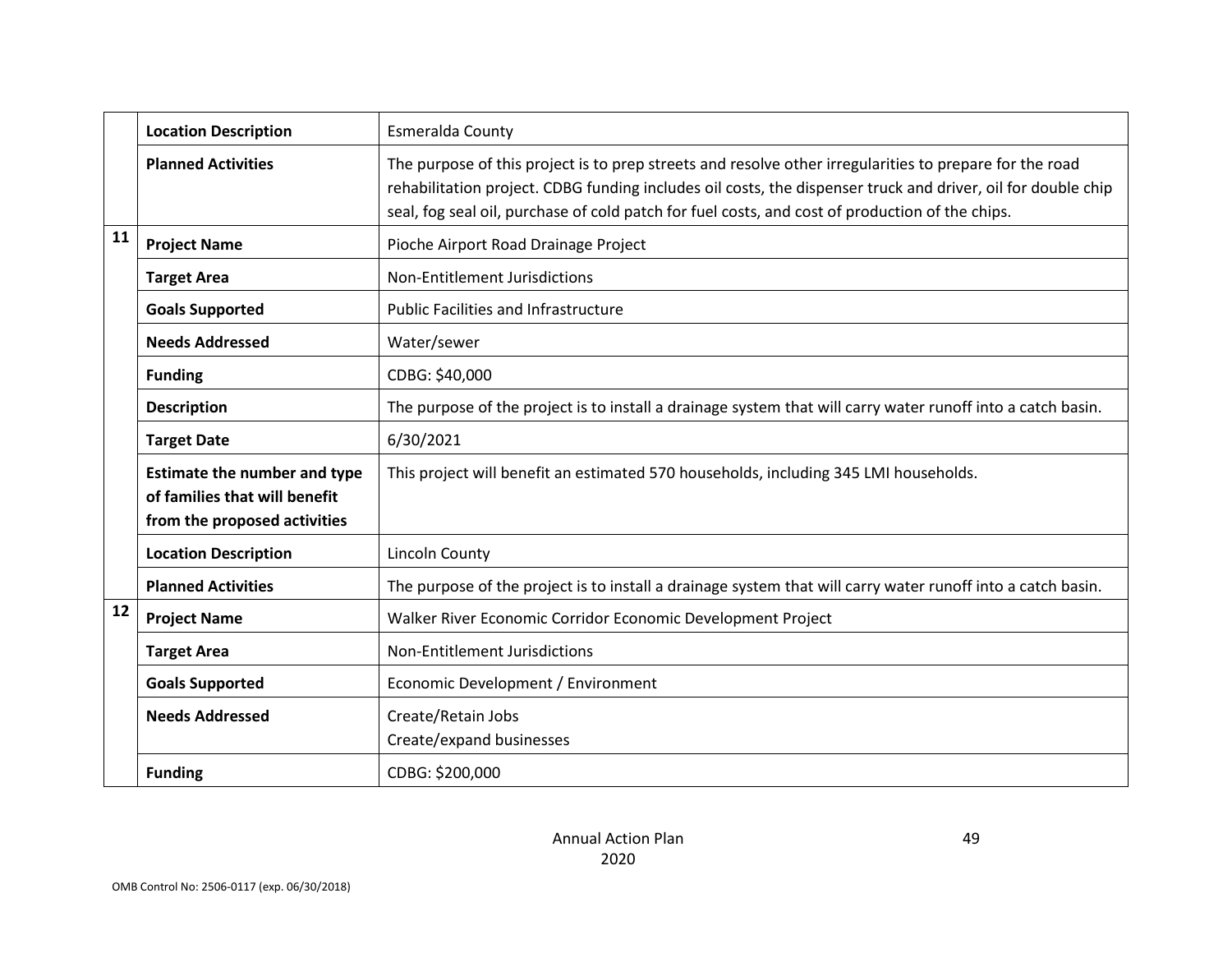| | | |
|---|---|---|
| | **Location Description** | Esmeralda County |
| | **Planned Activities** | The purpose of this project is to prep streets and resolve other irregularities to prepare for the road rehabilitation project. CDBG funding includes oil costs, the dispenser truck and driver, oil for double chip seal, fog seal oil, purchase of cold patch for fuel costs, and cost of production of the chips. |
| 11 | **Project Name** | Pioche Airport Road Drainage Project |
| | **Target Area** | Non-Entitlement Jurisdictions |
| | **Goals Supported** | Public Facilities and Infrastructure |
| | **Needs Addressed** | Water/sewer |
| | **Funding** | CDBG: $40,000 |
| | **Description** | The purpose of the project is to install a drainage system that will carry water runoff into a catch basin. |
| | **Target Date** | 6/30/2021 |
| | **Estimate the number and type of families that will benefit from the proposed activities** | This project will benefit an estimated 570 households, including 345 LMI households. |
| | **Location Description** | Lincoln County |
| | **Planned Activities** | The purpose of the project is to install a drainage system that will carry water runoff into a catch basin. |
| 12 | **Project Name** | Walker River Economic Corridor Economic Development Project |
| | **Target Area** | Non-Entitlement Jurisdictions |
| | **Goals Supported** | Economic Development / Environment |
| | **Needs Addressed** | Create/Retain Jobs<br>Create/expand businesses |
| | **Funding** | CDBG: $200,000 |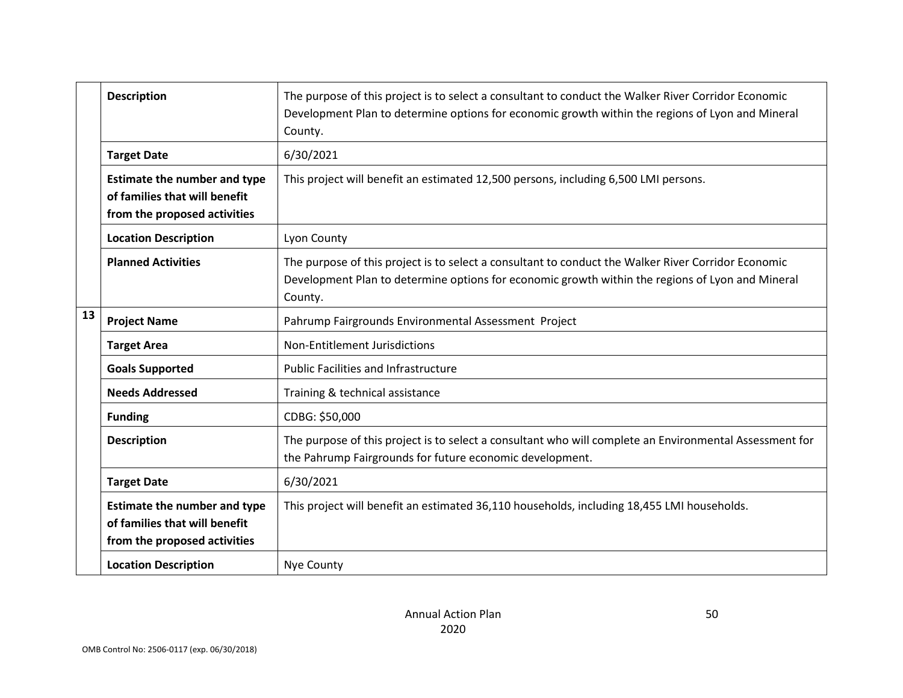| | | |
|---|---|---|
| | **Description** | The purpose of this project is to select a consultant to conduct the Walker River Corridor Economic Development Plan to determine options for economic growth within the regions of Lyon and Mineral County. |
| | **Target Date** | 6/30/2021 |
| | **Estimate the number and type of families that will benefit from the proposed activities** | This project will benefit an estimated 12,500 persons, including 6,500 LMI persons. |
| | **Location Description** | Lyon County |
| | **Planned Activities** | The purpose of this project is to select a consultant to conduct the Walker River Corridor Economic Development Plan to determine options for economic growth within the regions of Lyon and Mineral County. |
| **13** | **Project Name** | Pahrump Fairgrounds Environmental Assessment Project |
| | **Target Area** | Non-Entitlement Jurisdictions |
| | **Goals Supported** | Public Facilities and Infrastructure |
| | **Needs Addressed** | Training & technical assistance |
| | **Funding** | CDBG: $50,000 |
| | **Description** | The purpose of this project is to select a consultant who will complete an Environmental Assessment for the Pahrump Fairgrounds for future economic development. |
| | **Target Date** | 6/30/2021 |
| | **Estimate the number and type of families that will benefit from the proposed activities** | This project will benefit an estimated 36,110 households, including 18,455 LMI households. |
| | **Location Description** | Nye County |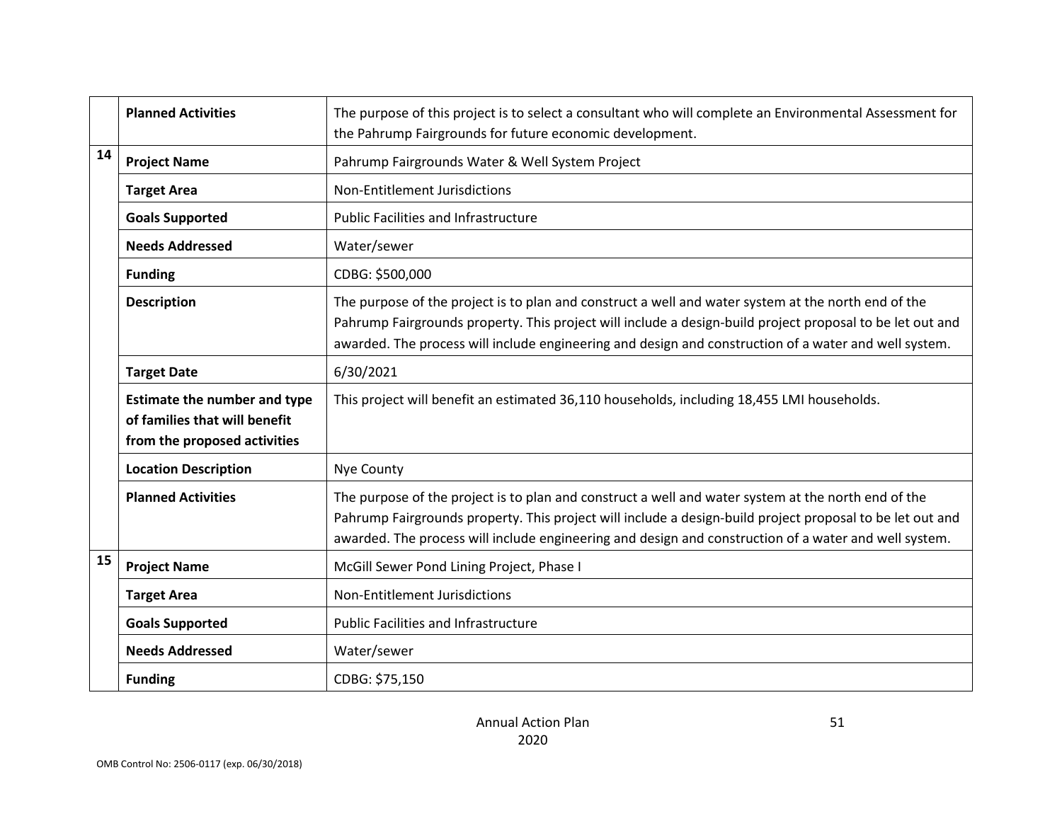| | | |
|---|---|---|
| | **Planned Activities** | The purpose of this project is to select a consultant who will complete an Environmental Assessment for the Pahrump Fairgrounds for future economic development. |
| 14 | **Project Name** | Pahrump Fairgrounds Water & Well System Project |
| | **Target Area** | Non-Entitlement Jurisdictions |
| | **Goals Supported** | Public Facilities and Infrastructure |
| | **Needs Addressed** | Water/sewer |
| | **Funding** | CDBG: $500,000 |
| | **Description** | The purpose of the project is to plan and construct a well and water system at the north end of the Pahrump Fairgrounds property. This project will include a design-build project proposal to be let out and awarded. The process will include engineering and design and construction of a water and well system. |
| | **Target Date** | 6/30/2021 |
| | **Estimate the number and type of families that will benefit from the proposed activities** | This project will benefit an estimated 36,110 households, including 18,455 LMI households. |
| | **Location Description** | Nye County |
| | **Planned Activities** | The purpose of the project is to plan and construct a well and water system at the north end of the Pahrump Fairgrounds property. This project will include a design-build project proposal to be let out and awarded. The process will include engineering and design and construction of a water and well system. |
| 15 | **Project Name** | McGill Sewer Pond Lining Project, Phase I |
| | **Target Area** | Non-Entitlement Jurisdictions |
| | **Goals Supported** | Public Facilities and Infrastructure |
| | **Needs Addressed** | Water/sewer |
| | **Funding** | CDBG: $75,150 |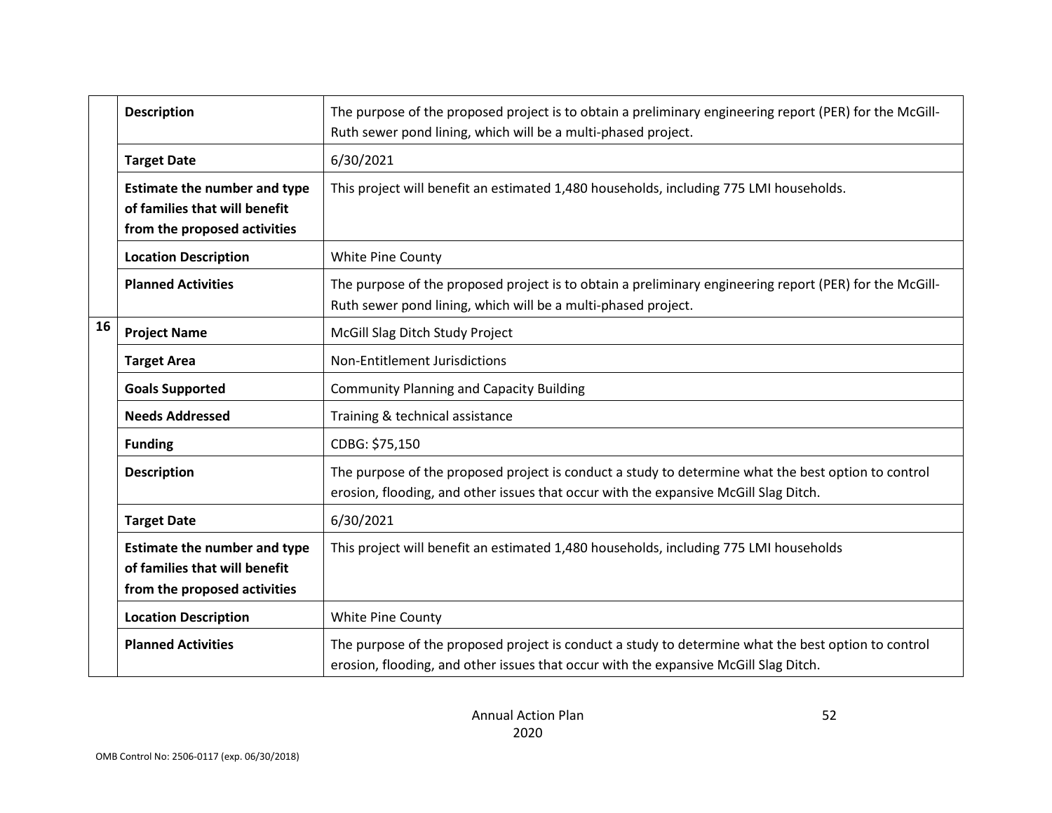| | | |
|---|---|---|
| | **Description** | The purpose of the proposed project is to obtain a preliminary engineering report (PER) for the McGill-Ruth sewer pond lining, which will be a multi-phased project. |
| | **Target Date** | 6/30/2021 |
| | **Estimate the number and type of families that will benefit from the proposed activities** | This project will benefit an estimated 1,480 households, including 775 LMI households. |
| | **Location Description** | White Pine County |
| | **Planned Activities** | The purpose of the proposed project is to obtain a preliminary engineering report (PER) for the McGill-Ruth sewer pond lining, which will be a multi-phased project. |
| 16 | **Project Name** | McGill Slag Ditch Study Project |
| | **Target Area** | Non-Entitlement Jurisdictions |
| | **Goals Supported** | Community Planning and Capacity Building |
| | **Needs Addressed** | Training & technical assistance |
| | **Funding** | CDBG: $75,150 |
| | **Description** | The purpose of the proposed project is conduct a study to determine what the best option to control erosion, flooding, and other issues that occur with the expansive McGill Slag Ditch. |
| | **Target Date** | 6/30/2021 |
| | **Estimate the number and type of families that will benefit from the proposed activities** | This project will benefit an estimated 1,480 households, including 775 LMI households |
| | **Location Description** | White Pine County |
| | **Planned Activities** | The purpose of the proposed project is conduct a study to determine what the best option to control erosion, flooding, and other issues that occur with the expansive McGill Slag Ditch. |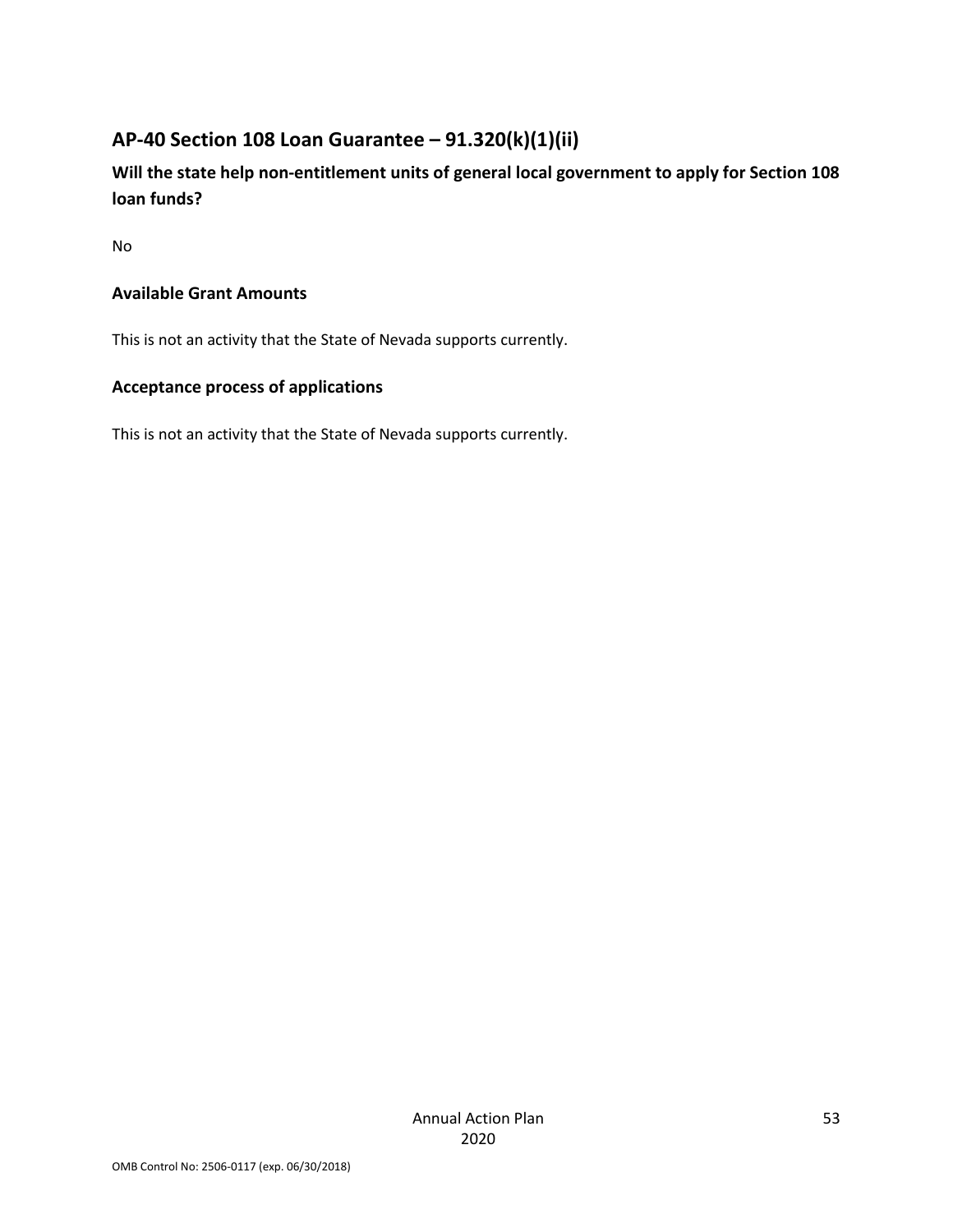## AP-40 Section 108 Loan Guarantee – 91.320(k)(1)(ii)

### Will the state help non-entitlement units of general local government to apply for Section 108 loan funds?

No

### Available Grant Amounts

This is not an activity that the State of Nevada supports currently.

### Acceptance process of applications

This is not an activity that the State of Nevada supports currently.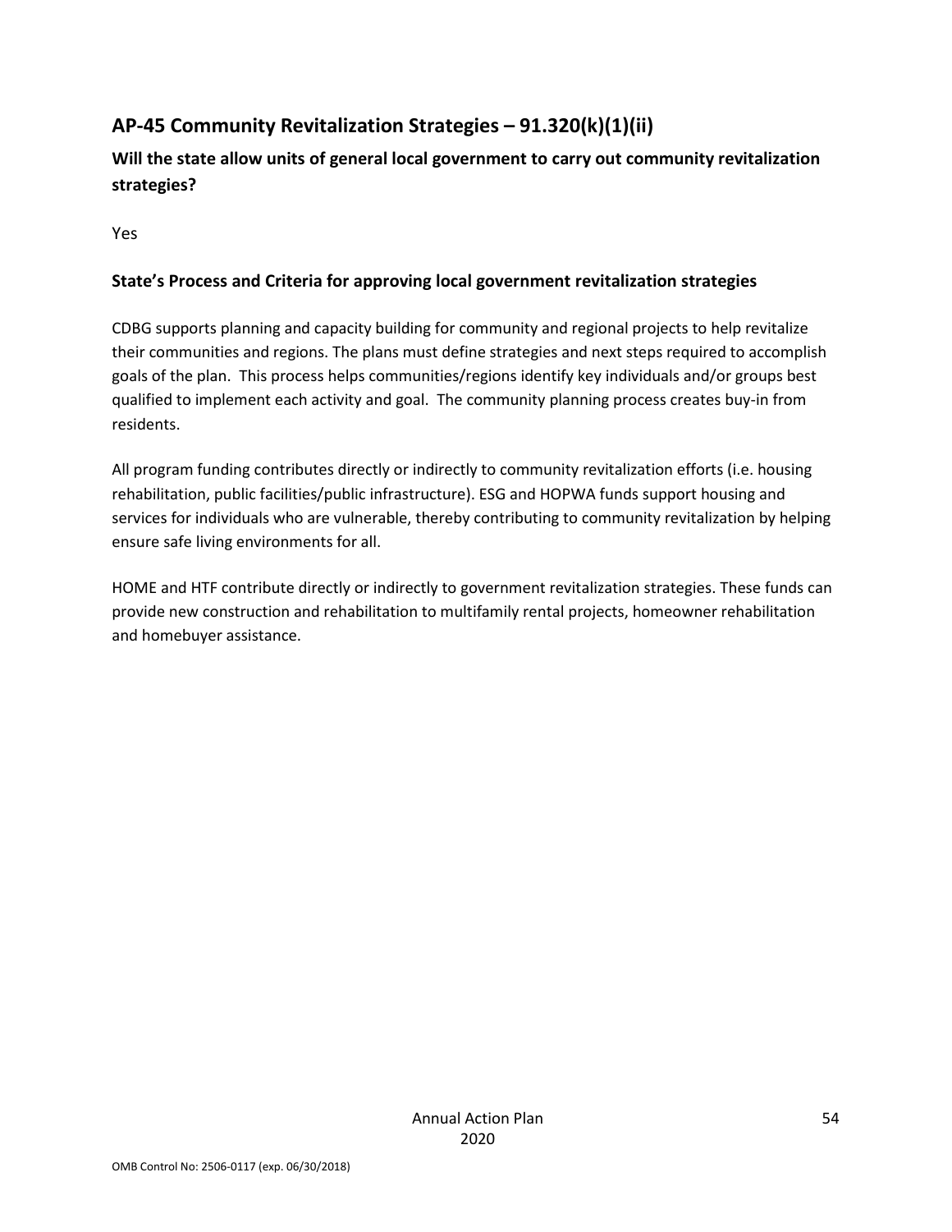## AP-45 Community Revitalization Strategies – 91.320(k)(1)(ii)

### Will the state allow units of general local government to carry out community revitalization strategies?

Yes

### State's Process and Criteria for approving local government revitalization strategies

CDBG supports planning and capacity building for community and regional projects to help revitalize their communities and regions. The plans must define strategies and next steps required to accomplish goals of the plan. This process helps communities/regions identify key individuals and/or groups best qualified to implement each activity and goal. The community planning process creates buy-in from residents.

All program funding contributes directly or indirectly to community revitalization efforts (i.e. housing rehabilitation, public facilities/public infrastructure). ESG and HOPWA funds support housing and services for individuals who are vulnerable, thereby contributing to community revitalization by helping ensure safe living environments for all.

HOME and HTF contribute directly or indirectly to government revitalization strategies. These funds can provide new construction and rehabilitation to multifamily rental projects, homeowner rehabilitation and homebuyer assistance.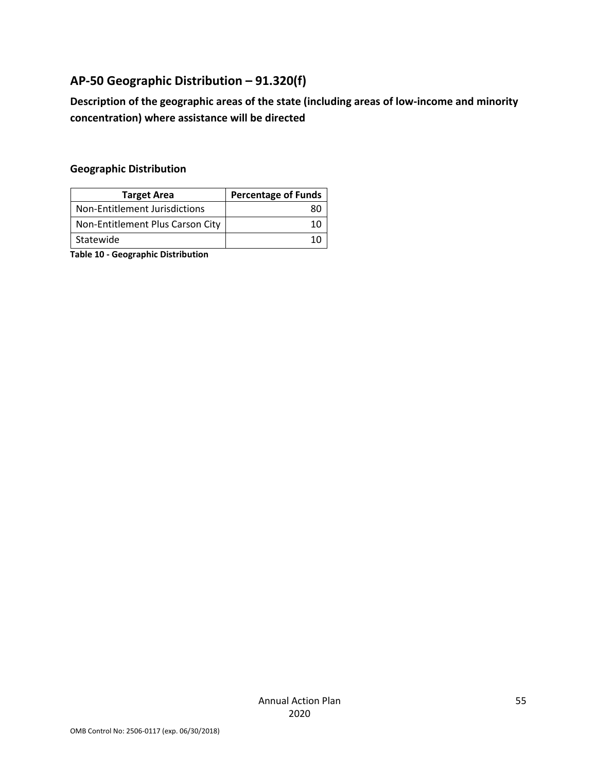## AP-50 Geographic Distribution – 91.320(f)

### Description of the geographic areas of the state (including areas of low-income and minority concentration) where assistance will be directed

### Geographic Distribution

| Target Area | Percentage of Funds |
|---|---|
| Non-Entitlement Jurisdictions | 80 |
| Non-Entitlement Plus Carson City | 10 |
| Statewide | 10 |

**Table 10 - Geographic Distribution**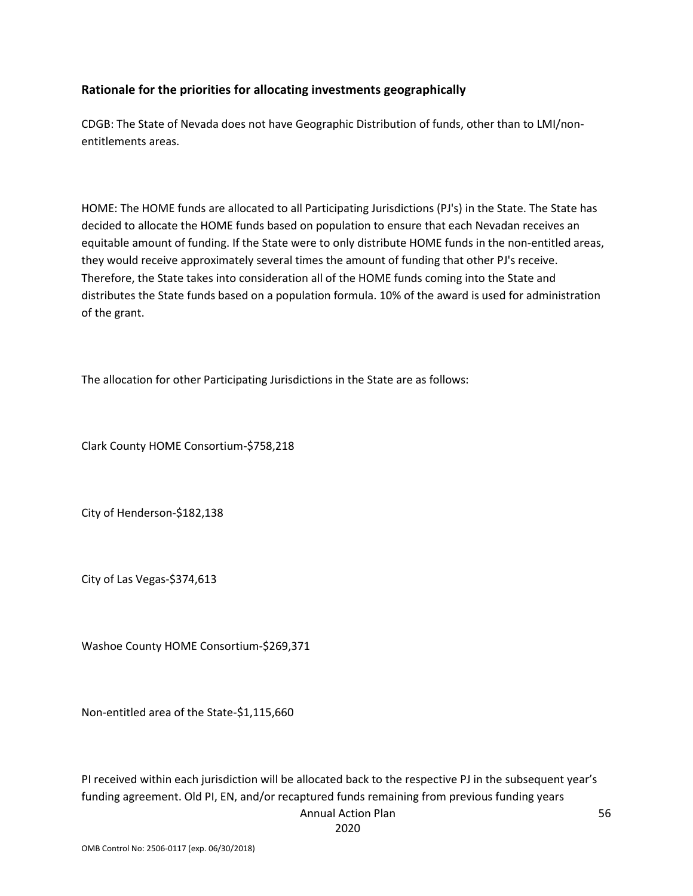### Rationale for the priorities for allocating investments geographically

CDGB: The State of Nevada does not have Geographic Distribution of funds, other than to LMI/non-entitlements areas.

HOME: The HOME funds are allocated to all Participating Jurisdictions (PJ's) in the State. The State has decided to allocate the HOME funds based on population to ensure that each Nevadan receives an equitable amount of funding. If the State were to only distribute HOME funds in the non-entitled areas, they would receive approximately several times the amount of funding that other PJ's receive. Therefore, the State takes into consideration all of the HOME funds coming into the State and distributes the State funds based on a population formula. 10% of the award is used for administration of the grant.

The allocation for other Participating Jurisdictions in the State are as follows:

Clark County HOME Consortium-$758,218

City of Henderson-$182,138

City of Las Vegas-$374,613

Washoe County HOME Consortium-$269,371

Non-entitled area of the State-$1,115,660

PI received within each jurisdiction will be allocated back to the respective PJ in the subsequent year's funding agreement. Old PI, EN, and/or recaptured funds remaining from previous funding years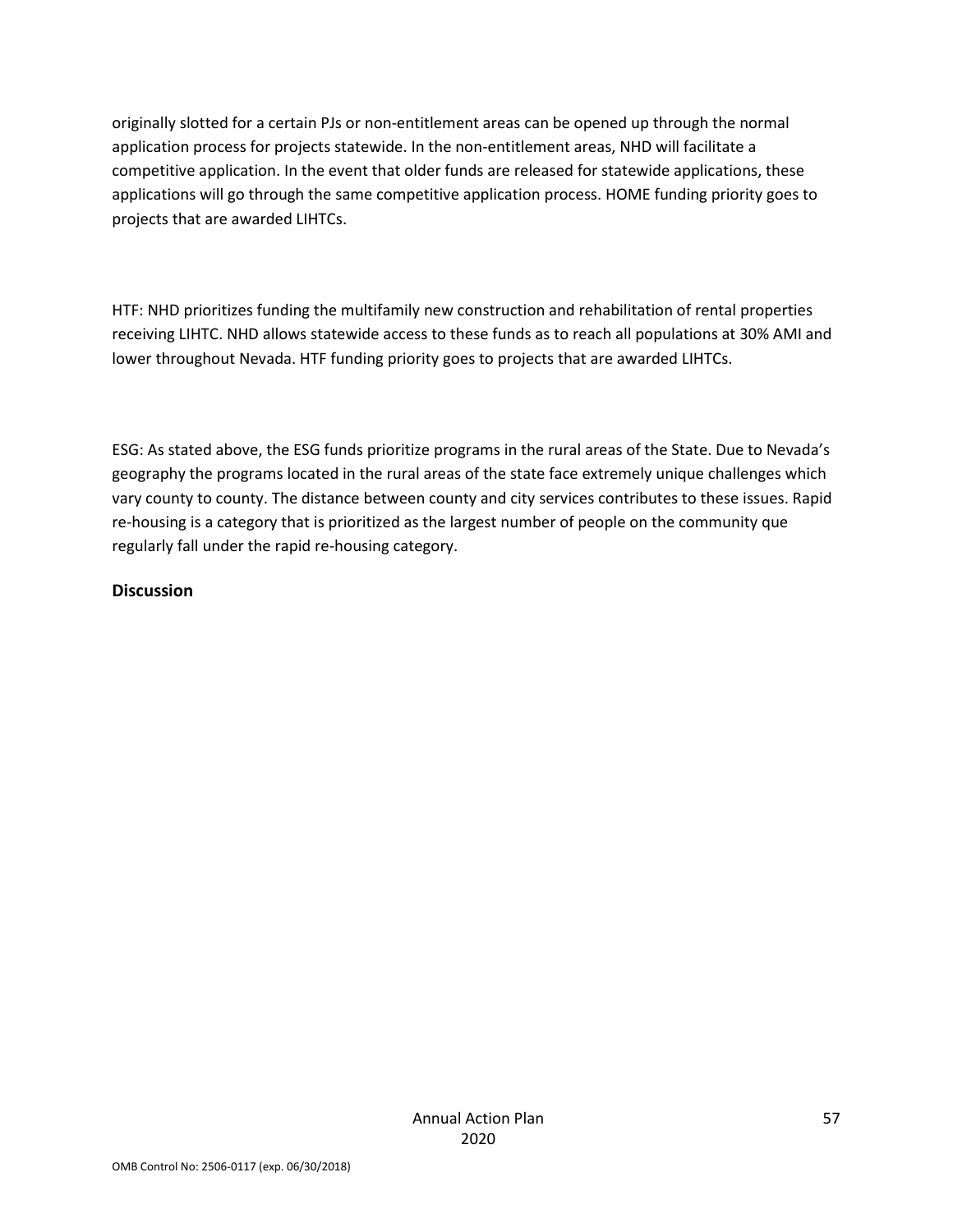originally slotted for a certain PJs or non-entitlement areas can be opened up through the normal application process for projects statewide. In the non-entitlement areas, NHD will facilitate a competitive application. In the event that older funds are released for statewide applications, these applications will go through the same competitive application process. HOME funding priority goes to projects that are awarded LIHTCs.

HTF: NHD prioritizes funding the multifamily new construction and rehabilitation of rental properties receiving LIHTC. NHD allows statewide access to these funds as to reach all populations at 30% AMI and lower throughout Nevada. HTF funding priority goes to projects that are awarded LIHTCs.

ESG: As stated above, the ESG funds prioritize programs in the rural areas of the State. Due to Nevada's geography the programs located in the rural areas of the state face extremely unique challenges which vary county to county. The distance between county and city services contributes to these issues. Rapid re-housing is a category that is prioritized as the largest number of people on the community que regularly fall under the rapid re-housing category.

**Discussion**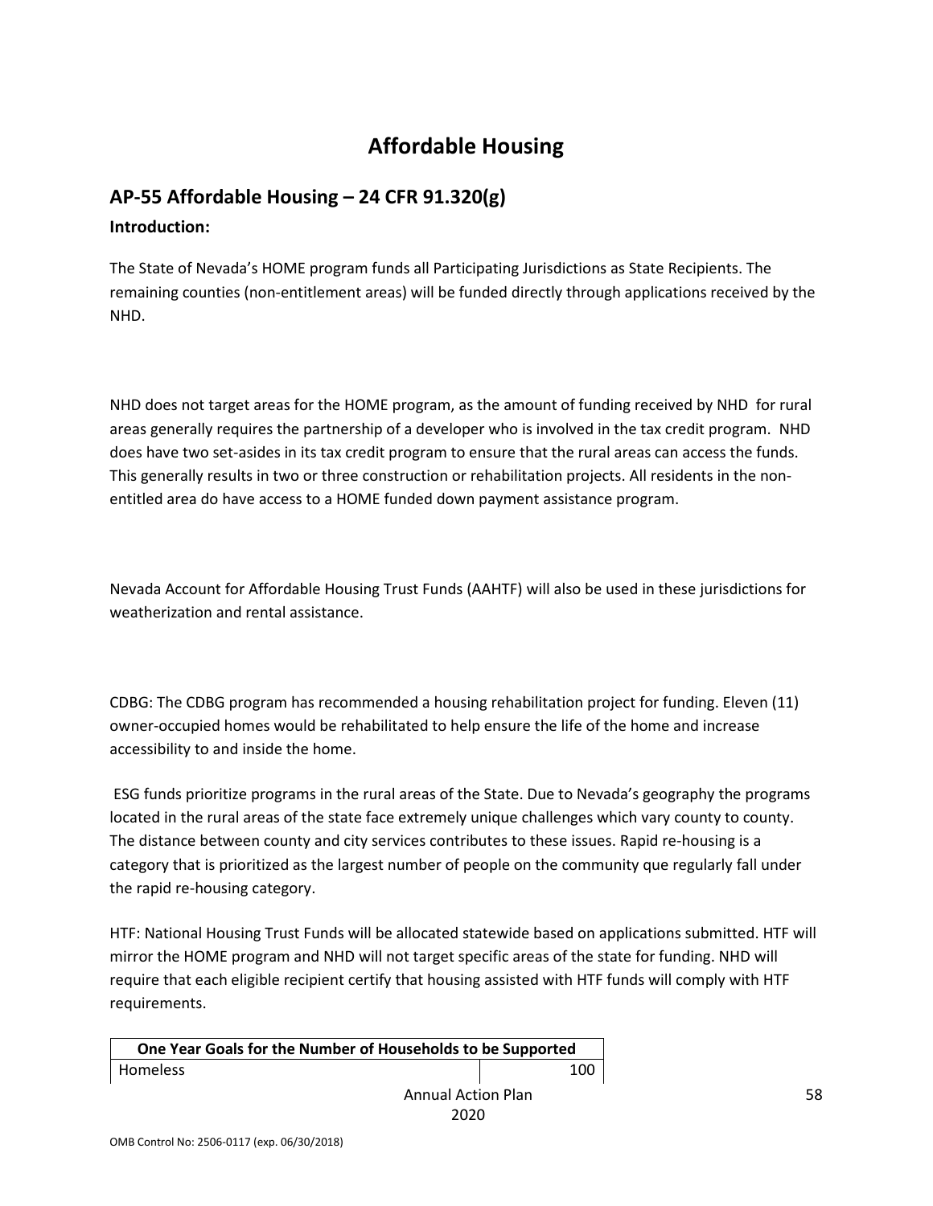# Affordable Housing

## AP-55 Affordable Housing – 24 CFR 91.320(g)

### Introduction:

The State of Nevada's HOME program funds all Participating Jurisdictions as State Recipients. The remaining counties (non-entitlement areas) will be funded directly through applications received by the NHD.

NHD does not target areas for the HOME program, as the amount of funding received by NHD for rural areas generally requires the partnership of a developer who is involved in the tax credit program. NHD does have two set-asides in its tax credit program to ensure that the rural areas can access the funds. This generally results in two or three construction or rehabilitation projects. All residents in the non-entitled area do have access to a HOME funded down payment assistance program.

Nevada Account for Affordable Housing Trust Funds (AAHTF) will also be used in these jurisdictions for weatherization and rental assistance.

CDBG: The CDBG program has recommended a housing rehabilitation project for funding. Eleven (11) owner-occupied homes would be rehabilitated to help ensure the life of the home and increase accessibility to and inside the home.

ESG funds prioritize programs in the rural areas of the State. Due to Nevada's geography the programs located in the rural areas of the state face extremely unique challenges which vary county to county. The distance between county and city services contributes to these issues. Rapid re-housing is a category that is prioritized as the largest number of people on the community que regularly fall under the rapid re-housing category.

HTF: National Housing Trust Funds will be allocated statewide based on applications submitted. HTF will mirror the HOME program and NHD will not target specific areas of the state for funding. NHD will require that each eligible recipient certify that housing assisted with HTF funds will comply with HTF requirements.

| One Year Goals for the Number of Households to be Supported | |
|---|---|
| Homeless | 100 |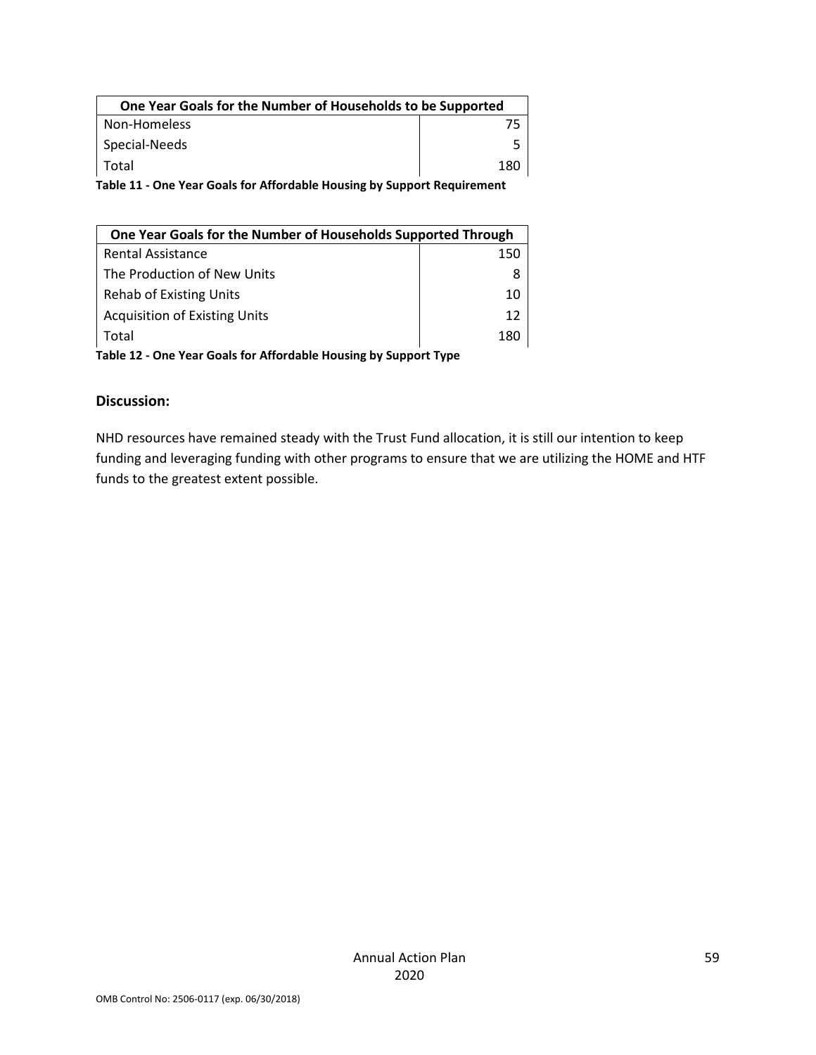| One Year Goals for the Number of Households to be Supported | |
|---|---|
| Non-Homeless | 75 |
| Special-Needs | 5 |
| Total | 180 |

**Table 11 - One Year Goals for Affordable Housing by Support Requirement**

| One Year Goals for the Number of Households Supported Through | |
|---|---|
| Rental Assistance | 150 |
| The Production of New Units | 8 |
| Rehab of Existing Units | 10 |
| Acquisition of Existing Units | 12 |
| Total | 180 |

**Table 12 - One Year Goals for Affordable Housing by Support Type**

## Discussion:

NHD resources have remained steady with the Trust Fund allocation, it is still our intention to keep funding and leveraging funding with other programs to ensure that we are utilizing the HOME and HTF funds to the greatest extent possible.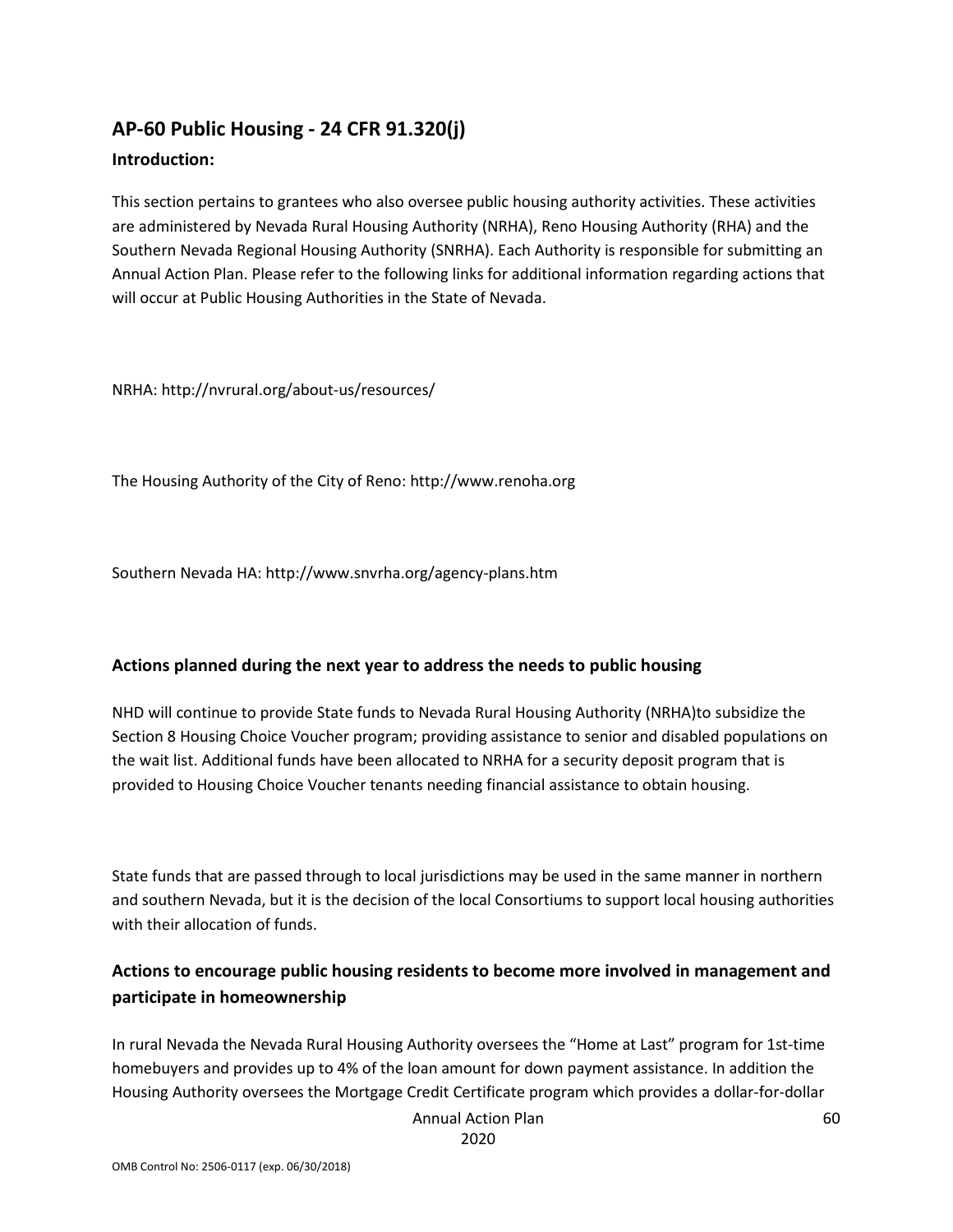## AP-60 Public Housing - 24 CFR 91.320(j)

### Introduction:

This section pertains to grantees who also oversee public housing authority activities. These activities are administered by Nevada Rural Housing Authority (NRHA), Reno Housing Authority (RHA) and the Southern Nevada Regional Housing Authority (SNRHA). Each Authority is responsible for submitting an Annual Action Plan. Please refer to the following links for additional information regarding actions that will occur at Public Housing Authorities in the State of Nevada.

NRHA: http://nvrural.org/about-us/resources/

The Housing Authority of the City of Reno: http://www.renoha.org

Southern Nevada HA: http://www.snvrha.org/agency-plans.htm

### Actions planned during the next year to address the needs to public housing

NHD will continue to provide State funds to Nevada Rural Housing Authority (NRHA)to subsidize the Section 8 Housing Choice Voucher program; providing assistance to senior and disabled populations on the wait list. Additional funds have been allocated to NRHA for a security deposit program that is provided to Housing Choice Voucher tenants needing financial assistance to obtain housing.

State funds that are passed through to local jurisdictions may be used in the same manner in northern and southern Nevada, but it is the decision of the local Consortiums to support local housing authorities with their allocation of funds.

### Actions to encourage public housing residents to become more involved in management and participate in homeownership

In rural Nevada the Nevada Rural Housing Authority oversees the “Home at Last” program for 1st-time homebuyers and provides up to 4% of the loan amount for down payment assistance. In addition the Housing Authority oversees the Mortgage Credit Certificate program which provides a dollar-for-dollar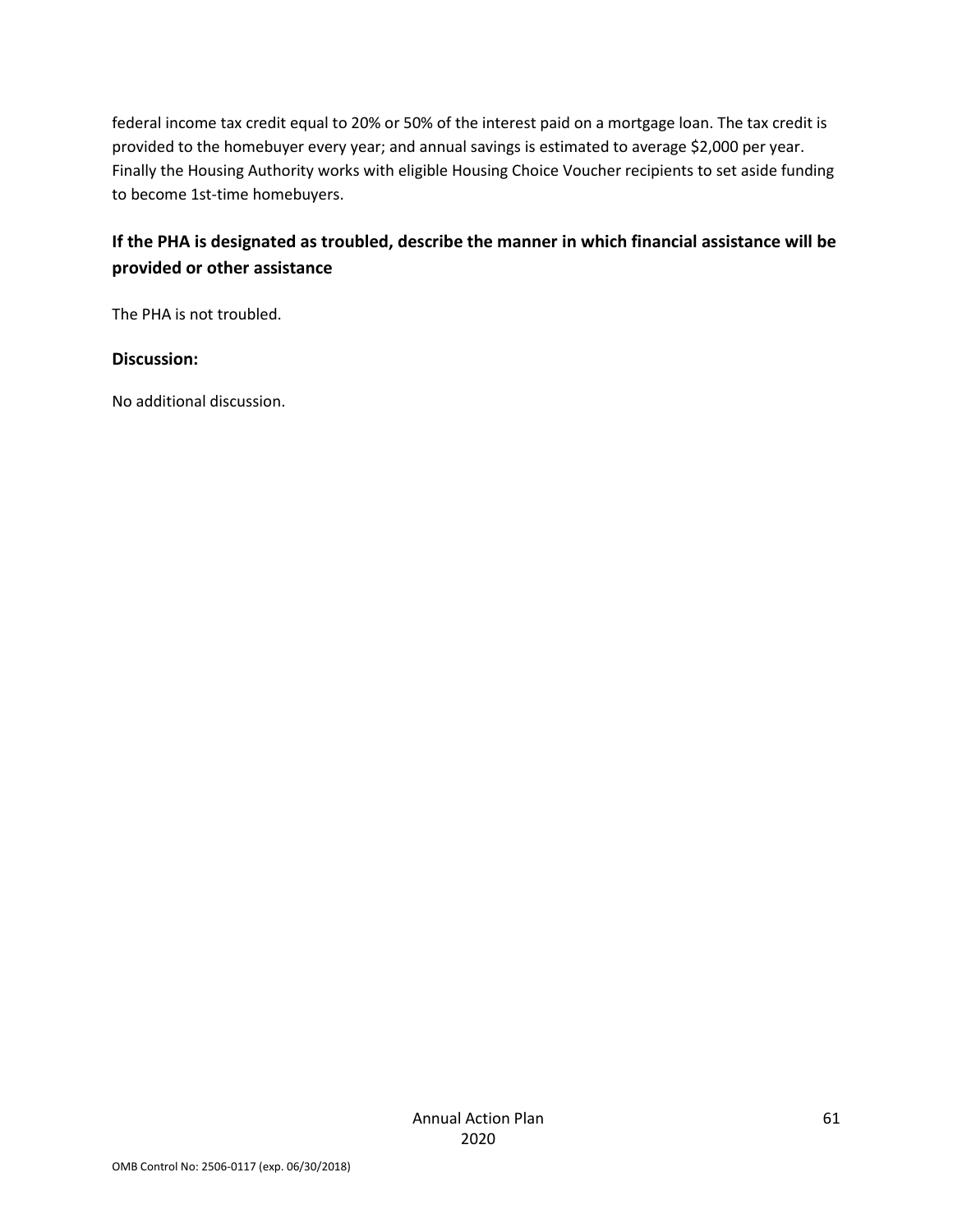federal income tax credit equal to 20% or 50% of the interest paid on a mortgage loan. The tax credit is provided to the homebuyer every year; and annual savings is estimated to average $2,000 per year. Finally the Housing Authority works with eligible Housing Choice Voucher recipients to set aside funding to become 1st-time homebuyers.

### If the PHA is designated as troubled, describe the manner in which financial assistance will be provided or other assistance

The PHA is not troubled.

### Discussion:

No additional discussion.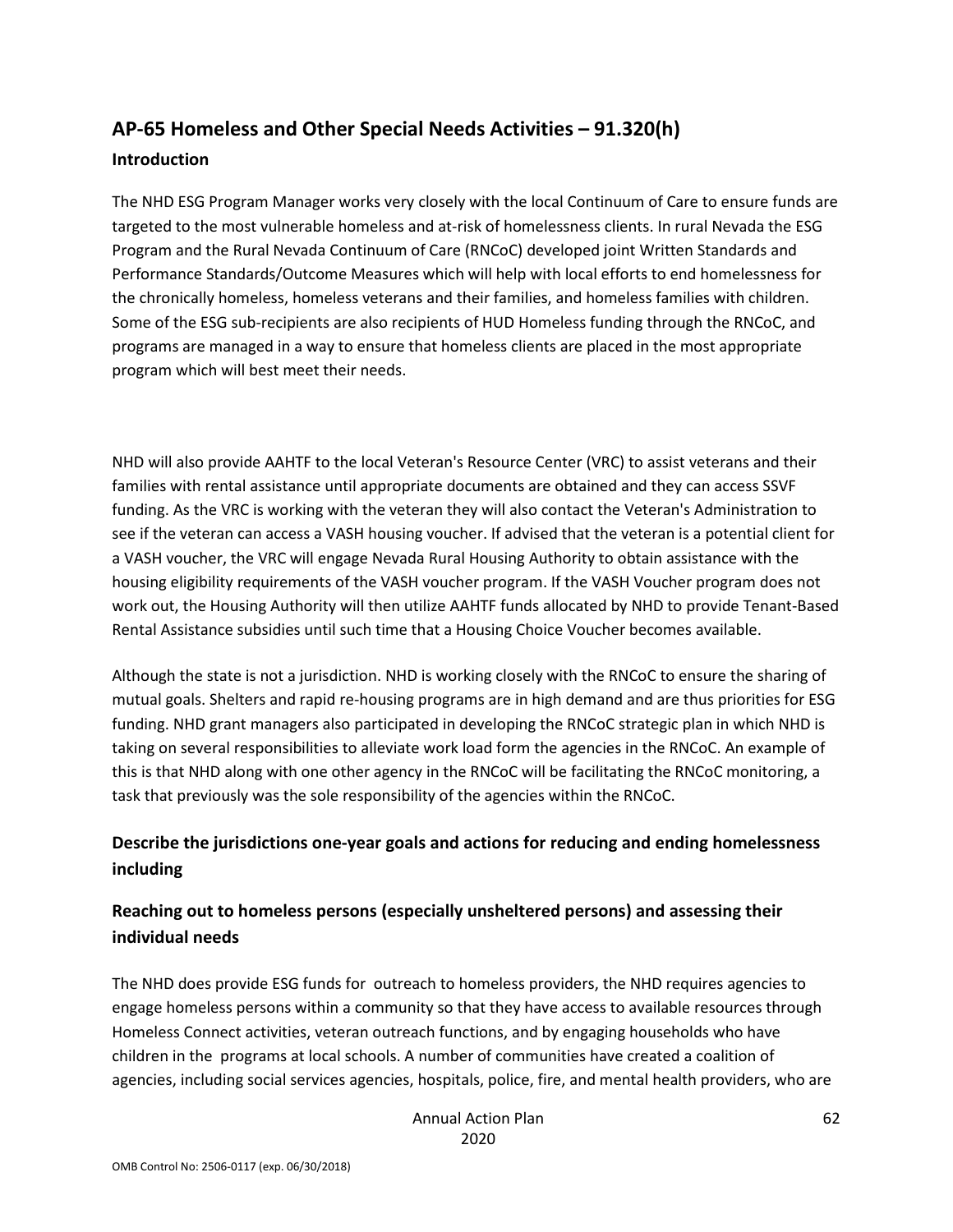## AP-65 Homeless and Other Special Needs Activities – 91.320(h)

### Introduction

The NHD ESG Program Manager works very closely with the local Continuum of Care to ensure funds are targeted to the most vulnerable homeless and at-risk of homelessness clients. In rural Nevada the ESG Program and the Rural Nevada Continuum of Care (RNCoC) developed joint Written Standards and Performance Standards/Outcome Measures which will help with local efforts to end homelessness for the chronically homeless, homeless veterans and their families, and homeless families with children. Some of the ESG sub-recipients are also recipients of HUD Homeless funding through the RNCoC, and programs are managed in a way to ensure that homeless clients are placed in the most appropriate program which will best meet their needs.

NHD will also provide AAHTF to the local Veteran's Resource Center (VRC) to assist veterans and their families with rental assistance until appropriate documents are obtained and they can access SSVF funding. As the VRC is working with the veteran they will also contact the Veteran's Administration to see if the veteran can access a VASH housing voucher. If advised that the veteran is a potential client for a VASH voucher, the VRC will engage Nevada Rural Housing Authority to obtain assistance with the housing eligibility requirements of the VASH voucher program. If the VASH Voucher program does not work out, the Housing Authority will then utilize AAHTF funds allocated by NHD to provide Tenant-Based Rental Assistance subsidies until such time that a Housing Choice Voucher becomes available.

Although the state is not a jurisdiction. NHD is working closely with the RNCoC to ensure the sharing of mutual goals. Shelters and rapid re-housing programs are in high demand and are thus priorities for ESG funding. NHD grant managers also participated in developing the RNCoC strategic plan in which NHD is taking on several responsibilities to alleviate work load form the agencies in the RNCoC. An example of this is that NHD along with one other agency in the RNCoC will be facilitating the RNCoC monitoring, a task that previously was the sole responsibility of the agencies within the RNCoC.

### Describe the jurisdictions one-year goals and actions for reducing and ending homelessness including

### Reaching out to homeless persons (especially unsheltered persons) and assessing their individual needs

The NHD does provide ESG funds for outreach to homeless providers, the NHD requires agencies to engage homeless persons within a community so that they have access to available resources through Homeless Connect activities, veteran outreach functions, and by engaging households who have children in the programs at local schools. A number of communities have created a coalition of agencies, including social services agencies, hospitals, police, fire, and mental health providers, who are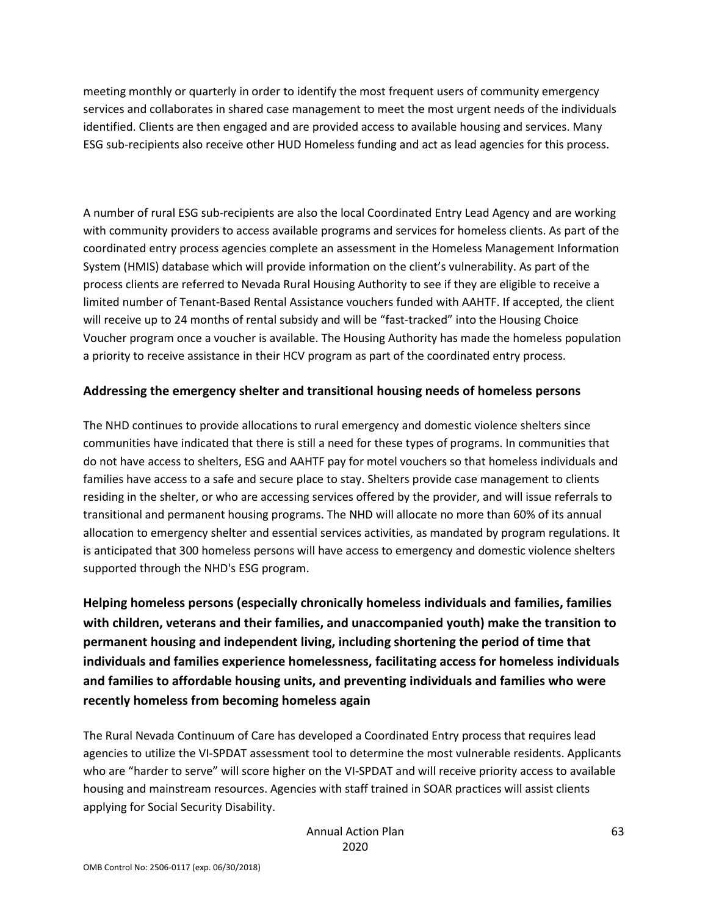meeting monthly or quarterly in order to identify the most frequent users of community emergency services and collaborates in shared case management to meet the most urgent needs of the individuals identified. Clients are then engaged and are provided access to available housing and services. Many ESG sub-recipients also receive other HUD Homeless funding and act as lead agencies for this process.

A number of rural ESG sub-recipients are also the local Coordinated Entry Lead Agency and are working with community providers to access available programs and services for homeless clients. As part of the coordinated entry process agencies complete an assessment in the Homeless Management Information System (HMIS) database which will provide information on the client's vulnerability. As part of the process clients are referred to Nevada Rural Housing Authority to see if they are eligible to receive a limited number of Tenant-Based Rental Assistance vouchers funded with AAHTF. If accepted, the client will receive up to 24 months of rental subsidy and will be "fast-tracked" into the Housing Choice Voucher program once a voucher is available. The Housing Authority has made the homeless population a priority to receive assistance in their HCV program as part of the coordinated entry process.

### Addressing the emergency shelter and transitional housing needs of homeless persons

The NHD continues to provide allocations to rural emergency and domestic violence shelters since communities have indicated that there is still a need for these types of programs. In communities that do not have access to shelters, ESG and AAHTF pay for motel vouchers so that homeless individuals and families have access to a safe and secure place to stay. Shelters provide case management to clients residing in the shelter, or who are accessing services offered by the provider, and will issue referrals to transitional and permanent housing programs. The NHD will allocate no more than 60% of its annual allocation to emergency shelter and essential services activities, as mandated by program regulations. It is anticipated that 300 homeless persons will have access to emergency and domestic violence shelters supported through the NHD's ESG program.

### Helping homeless persons (especially chronically homeless individuals and families, families with children, veterans and their families, and unaccompanied youth) make the transition to permanent housing and independent living, including shortening the period of time that individuals and families experience homelessness, facilitating access for homeless individuals and families to affordable housing units, and preventing individuals and families who were recently homeless from becoming homeless again

The Rural Nevada Continuum of Care has developed a Coordinated Entry process that requires lead agencies to utilize the VI-SPDAT assessment tool to determine the most vulnerable residents. Applicants who are "harder to serve" will score higher on the VI-SPDAT and will receive priority access to available housing and mainstream resources. Agencies with staff trained in SOAR practices will assist clients applying for Social Security Disability.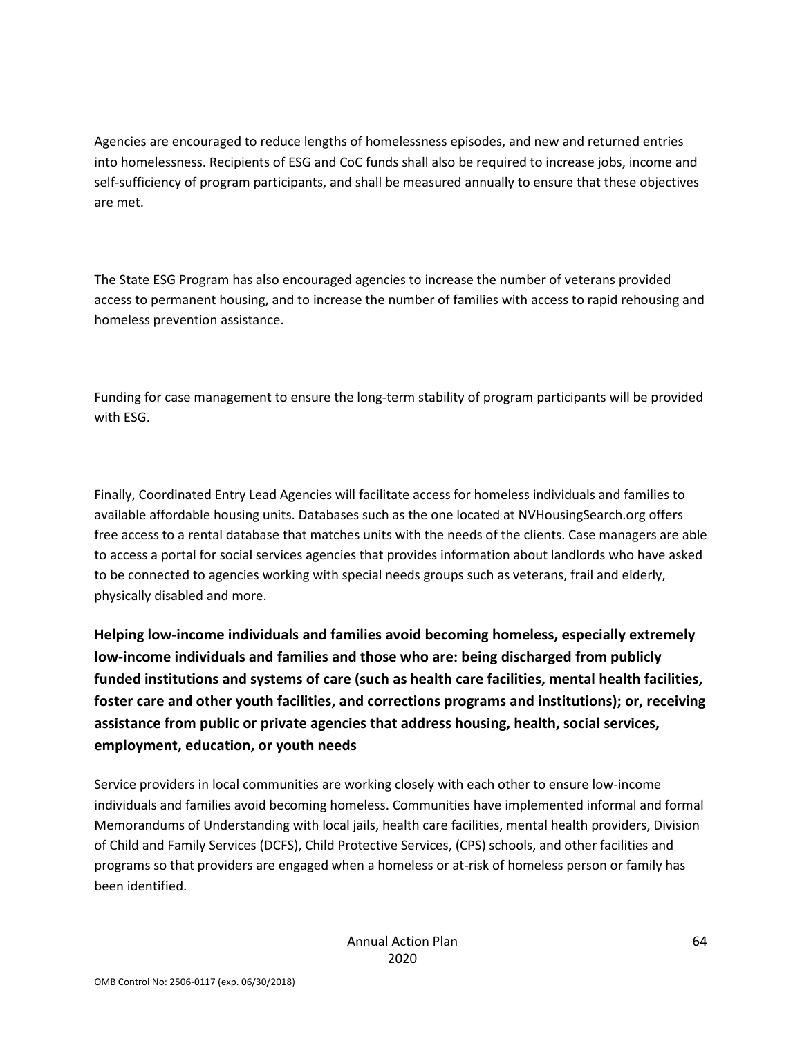Agencies are encouraged to reduce lengths of homelessness episodes, and new and returned entries into homelessness. Recipients of ESG and CoC funds shall also be required to increase jobs, income and self-sufficiency of program participants, and shall be measured annually to ensure that these objectives are met.

The State ESG Program has also encouraged agencies to increase the number of veterans provided access to permanent housing, and to increase the number of families with access to rapid rehousing and homeless prevention assistance.

Funding for case management to ensure the long-term stability of program participants will be provided with ESG.

Finally, Coordinated Entry Lead Agencies will facilitate access for homeless individuals and families to available affordable housing units. Databases such as the one located at NVHousingSearch.org offers free access to a rental database that matches units with the needs of the clients. Case managers are able to access a portal for social services agencies that provides information about landlords who have asked to be connected to agencies working with special needs groups such as veterans, frail and elderly, physically disabled and more.

**Helping low-income individuals and families avoid becoming homeless, especially extremely low-income individuals and families and those who are: being discharged from publicly funded institutions and systems of care (such as health care facilities, mental health facilities, foster care and other youth facilities, and corrections programs and institutions); or, receiving assistance from public or private agencies that address housing, health, social services, employment, education, or youth needs**

Service providers in local communities are working closely with each other to ensure low-income individuals and families avoid becoming homeless. Communities have implemented informal and formal Memorandums of Understanding with local jails, health care facilities, mental health providers, Division of Child and Family Services (DCFS), Child Protective Services, (CPS) schools, and other facilities and programs so that providers are engaged when a homeless or at-risk of homeless person or family has been identified.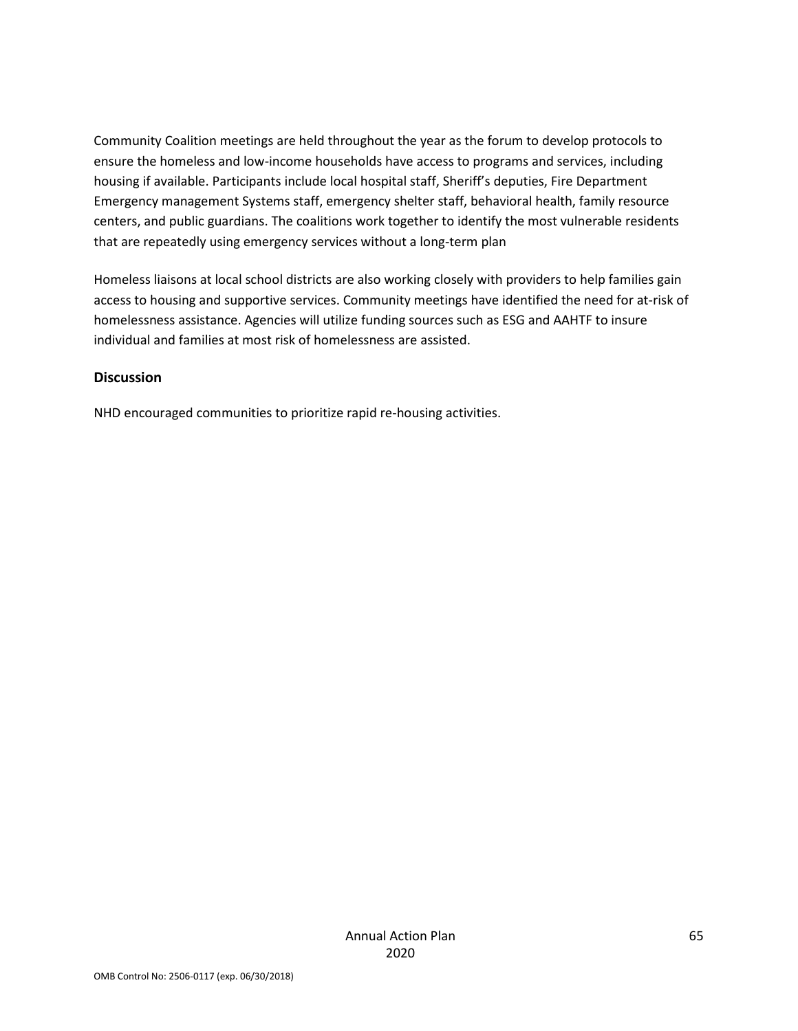Community Coalition meetings are held throughout the year as the forum to develop protocols to ensure the homeless and low-income households have access to programs and services, including housing if available. Participants include local hospital staff, Sheriff's deputies, Fire Department Emergency management Systems staff, emergency shelter staff, behavioral health, family resource centers, and public guardians. The coalitions work together to identify the most vulnerable residents that are repeatedly using emergency services without a long-term plan

Homeless liaisons at local school districts are also working closely with providers to help families gain access to housing and supportive services. Community meetings have identified the need for at-risk of homelessness assistance. Agencies will utilize funding sources such as ESG and AAHTF to insure individual and families at most risk of homelessness are assisted.

## Discussion

NHD encouraged communities to prioritize rapid re-housing activities.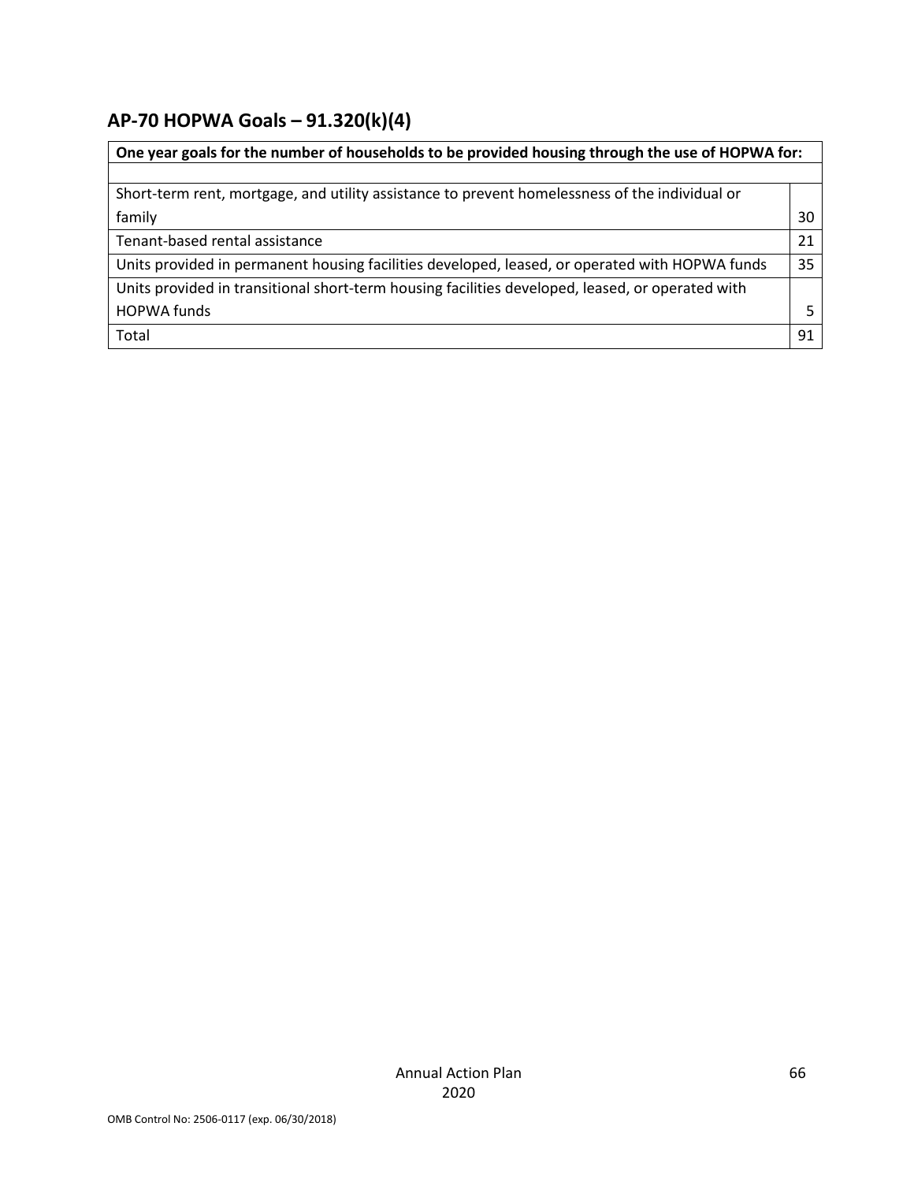## AP-70 HOPWA Goals – 91.320(k)(4)

| One year goals for the number of households to be provided housing through the use of HOPWA for: | |
|---|---|
| | |
| Short-term rent, mortgage, and utility assistance to prevent homelessness of the individual or family | 30 |
| Tenant-based rental assistance | 21 |
| Units provided in permanent housing facilities developed, leased, or operated with HOPWA funds | 35 |
| Units provided in transitional short-term housing facilities developed, leased, or operated with HOPWA funds | 5 |
| Total | 91 |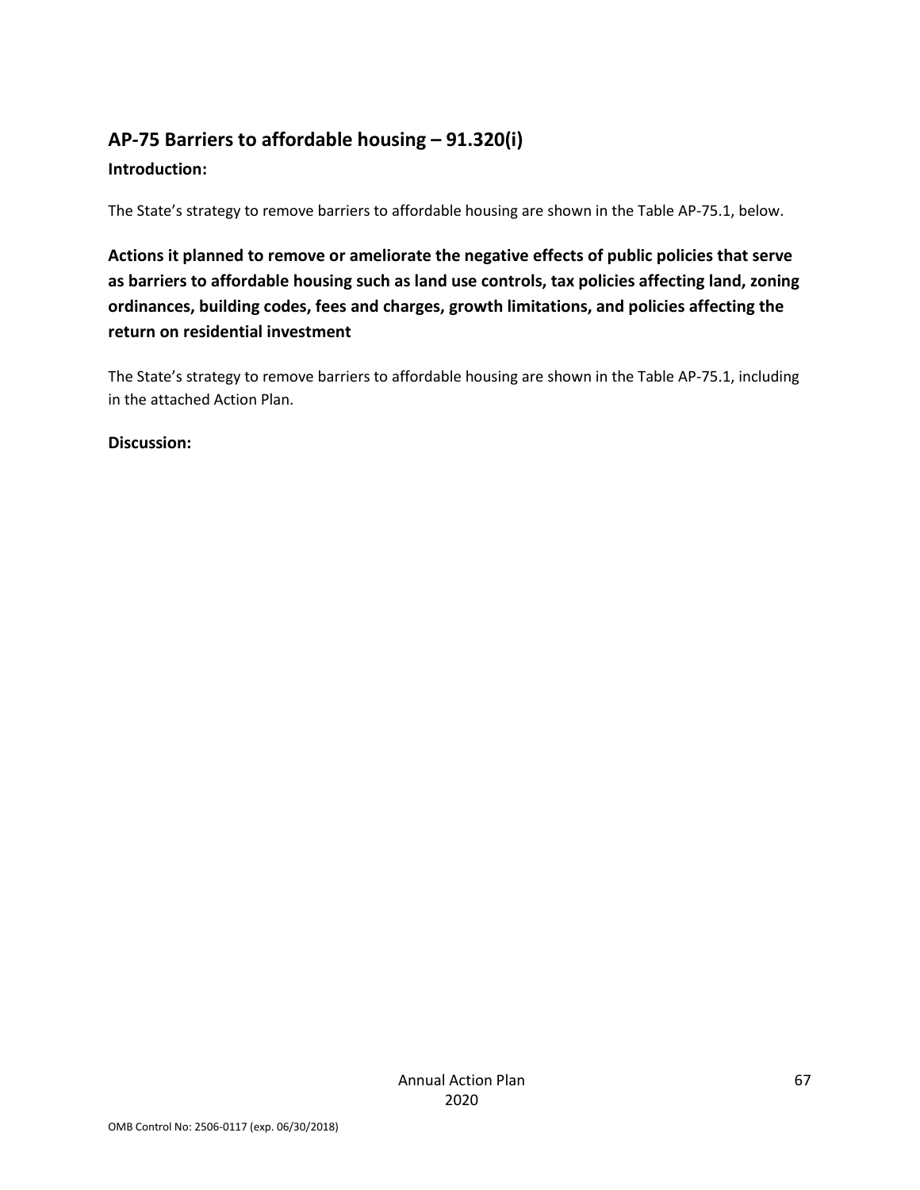## AP-75 Barriers to affordable housing – 91.320(i)

**Introduction:**

The State's strategy to remove barriers to affordable housing are shown in the Table AP-75.1, below.

**Actions it planned to remove or ameliorate the negative effects of public policies that serve as barriers to affordable housing such as land use controls, tax policies affecting land, zoning ordinances, building codes, fees and charges, growth limitations, and policies affecting the return on residential investment**

The State's strategy to remove barriers to affordable housing are shown in the Table AP-75.1, including in the attached Action Plan.

**Discussion:**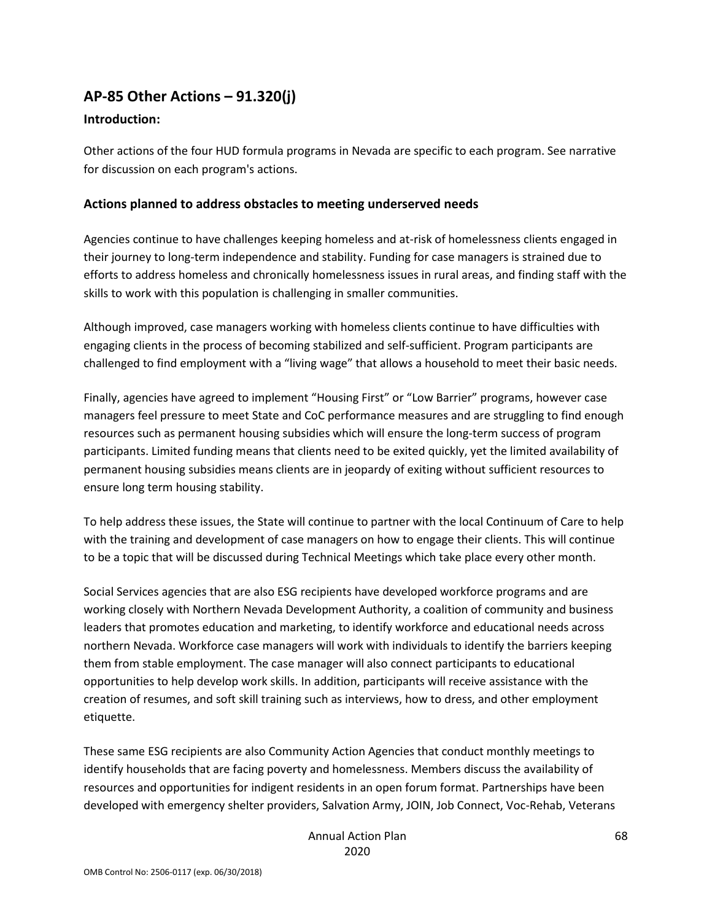## AP-85 Other Actions – 91.320(j)

### Introduction:

Other actions of the four HUD formula programs in Nevada are specific to each program. See narrative for discussion on each program's actions.

### Actions planned to address obstacles to meeting underserved needs

Agencies continue to have challenges keeping homeless and at-risk of homelessness clients engaged in their journey to long-term independence and stability. Funding for case managers is strained due to efforts to address homeless and chronically homelessness issues in rural areas, and finding staff with the skills to work with this population is challenging in smaller communities.

Although improved, case managers working with homeless clients continue to have difficulties with engaging clients in the process of becoming stabilized and self-sufficient. Program participants are challenged to find employment with a "living wage" that allows a household to meet their basic needs.

Finally, agencies have agreed to implement "Housing First" or "Low Barrier" programs, however case managers feel pressure to meet State and CoC performance measures and are struggling to find enough resources such as permanent housing subsidies which will ensure the long-term success of program participants. Limited funding means that clients need to be exited quickly, yet the limited availability of permanent housing subsidies means clients are in jeopardy of exiting without sufficient resources to ensure long term housing stability.

To help address these issues, the State will continue to partner with the local Continuum of Care to help with the training and development of case managers on how to engage their clients. This will continue to be a topic that will be discussed during Technical Meetings which take place every other month.

Social Services agencies that are also ESG recipients have developed workforce programs and are working closely with Northern Nevada Development Authority, a coalition of community and business leaders that promotes education and marketing, to identify workforce and educational needs across northern Nevada. Workforce case managers will work with individuals to identify the barriers keeping them from stable employment. The case manager will also connect participants to educational opportunities to help develop work skills. In addition, participants will receive assistance with the creation of resumes, and soft skill training such as interviews, how to dress, and other employment etiquette.

These same ESG recipients are also Community Action Agencies that conduct monthly meetings to identify households that are facing poverty and homelessness. Members discuss the availability of resources and opportunities for indigent residents in an open forum format. Partnerships have been developed with emergency shelter providers, Salvation Army, JOIN, Job Connect, Voc-Rehab, Veterans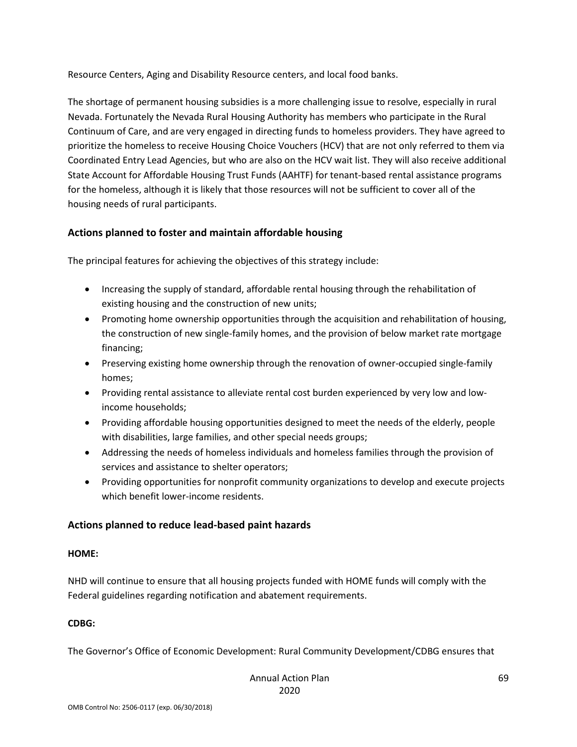Resource Centers, Aging and Disability Resource centers, and local food banks.

The shortage of permanent housing subsidies is a more challenging issue to resolve, especially in rural Nevada. Fortunately the Nevada Rural Housing Authority has members who participate in the Rural Continuum of Care, and are very engaged in directing funds to homeless providers. They have agreed to prioritize the homeless to receive Housing Choice Vouchers (HCV) that are not only referred to them via Coordinated Entry Lead Agencies, but who are also on the HCV wait list. They will also receive additional State Account for Affordable Housing Trust Funds (AAHTF) for tenant-based rental assistance programs for the homeless, although it is likely that those resources will not be sufficient to cover all of the housing needs of rural participants.

## Actions planned to foster and maintain affordable housing

The principal features for achieving the objectives of this strategy include:

- Increasing the supply of standard, affordable rental housing through the rehabilitation of existing housing and the construction of new units;
- Promoting home ownership opportunities through the acquisition and rehabilitation of housing, the construction of new single-family homes, and the provision of below market rate mortgage financing;
- Preserving existing home ownership through the renovation of owner-occupied single-family homes;
- Providing rental assistance to alleviate rental cost burden experienced by very low and low-income households;
- Providing affordable housing opportunities designed to meet the needs of the elderly, people with disabilities, large families, and other special needs groups;
- Addressing the needs of homeless individuals and homeless families through the provision of services and assistance to shelter operators;
- Providing opportunities for nonprofit community organizations to develop and execute projects which benefit lower-income residents.

## Actions planned to reduce lead-based paint hazards

**HOME:**

NHD will continue to ensure that all housing projects funded with HOME funds will comply with the Federal guidelines regarding notification and abatement requirements.

**CDBG:**

The Governor's Office of Economic Development: Rural Community Development/CDBG ensures that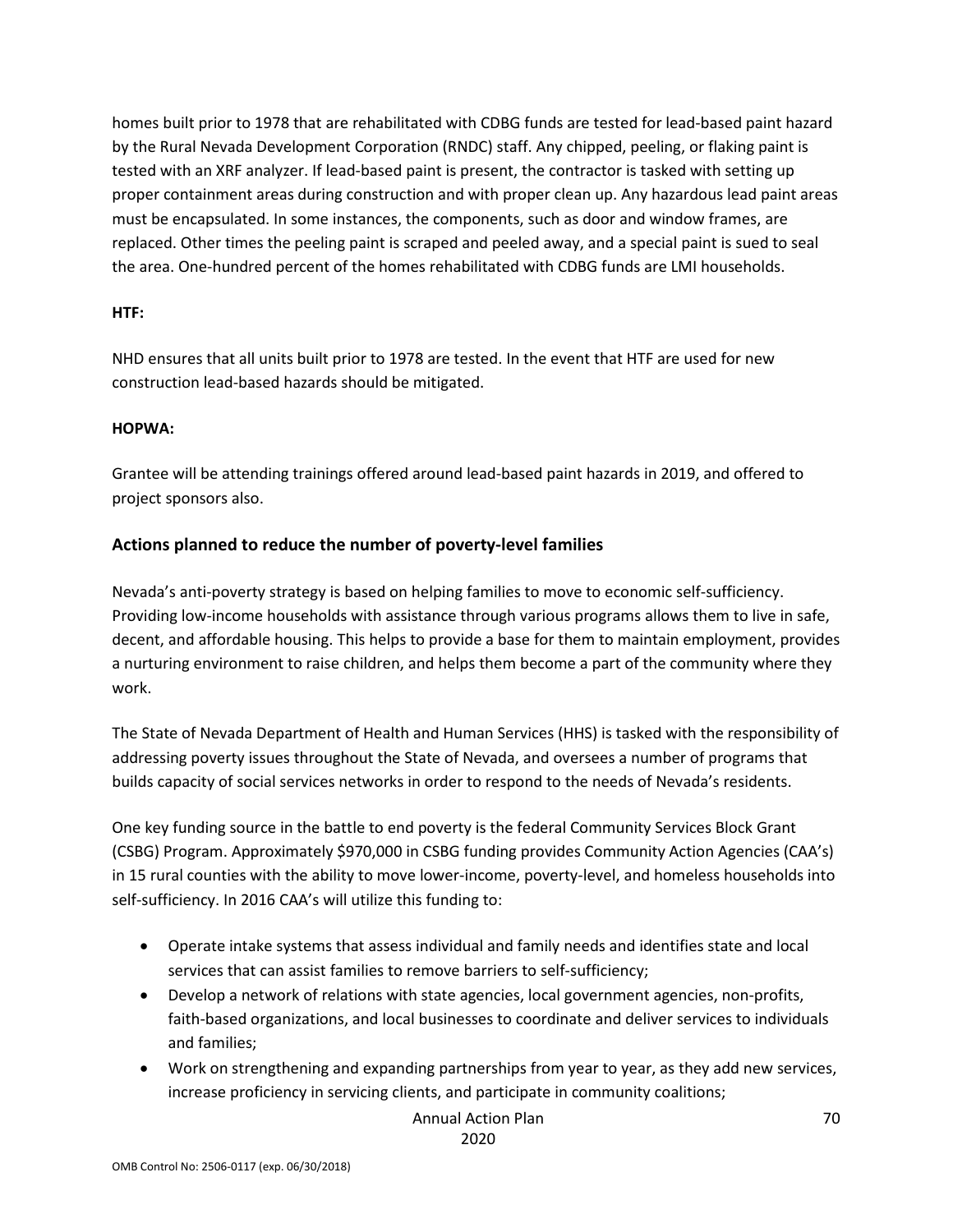homes built prior to 1978 that are rehabilitated with CDBG funds are tested for lead-based paint hazard by the Rural Nevada Development Corporation (RNDC) staff. Any chipped, peeling, or flaking paint is tested with an XRF analyzer. If lead-based paint is present, the contractor is tasked with setting up proper containment areas during construction and with proper clean up. Any hazardous lead paint areas must be encapsulated. In some instances, the components, such as door and window frames, are replaced. Other times the peeling paint is scraped and peeled away, and a special paint is sued to seal the area. One-hundred percent of the homes rehabilitated with CDBG funds are LMI households.

**HTF:**

NHD ensures that all units built prior to 1978 are tested. In the event that HTF are used for new construction lead-based hazards should be mitigated.

**HOPWA:**

Grantee will be attending trainings offered around lead-based paint hazards in 2019, and offered to project sponsors also.

## Actions planned to reduce the number of poverty-level families

Nevada's anti-poverty strategy is based on helping families to move to economic self-sufficiency. Providing low-income households with assistance through various programs allows them to live in safe, decent, and affordable housing. This helps to provide a base for them to maintain employment, provides a nurturing environment to raise children, and helps them become a part of the community where they work.

The State of Nevada Department of Health and Human Services (HHS) is tasked with the responsibility of addressing poverty issues throughout the State of Nevada, and oversees a number of programs that builds capacity of social services networks in order to respond to the needs of Nevada's residents.

One key funding source in the battle to end poverty is the federal Community Services Block Grant (CSBG) Program. Approximately $970,000 in CSBG funding provides Community Action Agencies (CAA's) in 15 rural counties with the ability to move lower-income, poverty-level, and homeless households into self-sufficiency. In 2016 CAA's will utilize this funding to:

- Operate intake systems that assess individual and family needs and identifies state and local services that can assist families to remove barriers to self-sufficiency;
- Develop a network of relations with state agencies, local government agencies, non-profits, faith-based organizations, and local businesses to coordinate and deliver services to individuals and families;
- Work on strengthening and expanding partnerships from year to year, as they add new services, increase proficiency in servicing clients, and participate in community coalitions;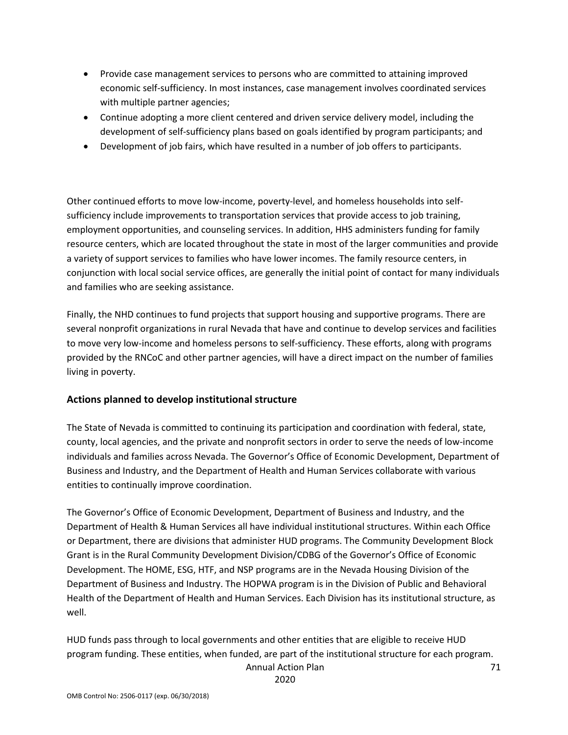- Provide case management services to persons who are committed to attaining improved economic self-sufficiency. In most instances, case management involves coordinated services with multiple partner agencies;
- Continue adopting a more client centered and driven service delivery model, including the development of self-sufficiency plans based on goals identified by program participants; and
- Development of job fairs, which have resulted in a number of job offers to participants.

Other continued efforts to move low-income, poverty-level, and homeless households into self-sufficiency include improvements to transportation services that provide access to job training, employment opportunities, and counseling services. In addition, HHS administers funding for family resource centers, which are located throughout the state in most of the larger communities and provide a variety of support services to families who have lower incomes. The family resource centers, in conjunction with local social service offices, are generally the initial point of contact for many individuals and families who are seeking assistance.

Finally, the NHD continues to fund projects that support housing and supportive programs. There are several nonprofit organizations in rural Nevada that have and continue to develop services and facilities to move very low-income and homeless persons to self-sufficiency. These efforts, along with programs provided by the RNCoC and other partner agencies, will have a direct impact on the number of families living in poverty.

## Actions planned to develop institutional structure

The State of Nevada is committed to continuing its participation and coordination with federal, state, county, local agencies, and the private and nonprofit sectors in order to serve the needs of low-income individuals and families across Nevada. The Governor's Office of Economic Development, Department of Business and Industry, and the Department of Health and Human Services collaborate with various entities to continually improve coordination.

The Governor's Office of Economic Development, Department of Business and Industry, and the Department of Health & Human Services all have individual institutional structures. Within each Office or Department, there are divisions that administer HUD programs. The Community Development Block Grant is in the Rural Community Development Division/CDBG of the Governor's Office of Economic Development. The HOME, ESG, HTF, and NSP programs are in the Nevada Housing Division of the Department of Business and Industry. The HOPWA program is in the Division of Public and Behavioral Health of the Department of Health and Human Services. Each Division has its institutional structure, as well.

HUD funds pass through to local governments and other entities that are eligible to receive HUD program funding. These entities, when funded, are part of the institutional structure for each program.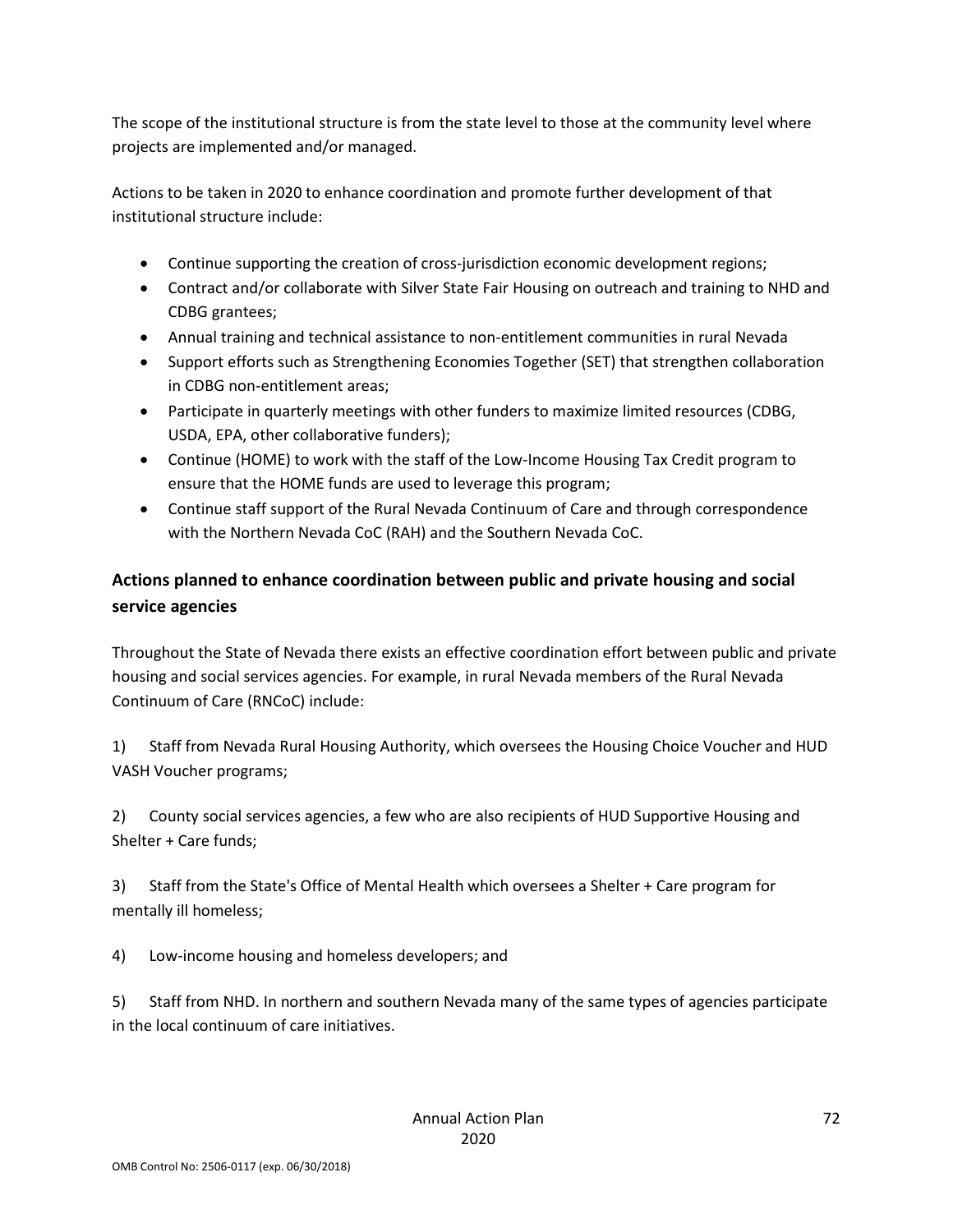The scope of the institutional structure is from the state level to those at the community level where projects are implemented and/or managed.

Actions to be taken in 2020 to enhance coordination and promote further development of that institutional structure include:

- Continue supporting the creation of cross-jurisdiction economic development regions;
- Contract and/or collaborate with Silver State Fair Housing on outreach and training to NHD and CDBG grantees;
- Annual training and technical assistance to non-entitlement communities in rural Nevada
- Support efforts such as Strengthening Economies Together (SET) that strengthen collaboration in CDBG non-entitlement areas;
- Participate in quarterly meetings with other funders to maximize limited resources (CDBG, USDA, EPA, other collaborative funders);
- Continue (HOME) to work with the staff of the Low-Income Housing Tax Credit program to ensure that the HOME funds are used to leverage this program;
- Continue staff support of the Rural Nevada Continuum of Care and through correspondence with the Northern Nevada CoC (RAH) and the Southern Nevada CoC.

## Actions planned to enhance coordination between public and private housing and social service agencies

Throughout the State of Nevada there exists an effective coordination effort between public and private housing and social services agencies. For example, in rural Nevada members of the Rural Nevada Continuum of Care (RNCoC) include:

1) Staff from Nevada Rural Housing Authority, which oversees the Housing Choice Voucher and HUD VASH Voucher programs;

2) County social services agencies, a few who are also recipients of HUD Supportive Housing and Shelter + Care funds;

3) Staff from the State's Office of Mental Health which oversees a Shelter + Care program for mentally ill homeless;

4) Low-income housing and homeless developers; and

5) Staff from NHD. In northern and southern Nevada many of the same types of agencies participate in the local continuum of care initiatives.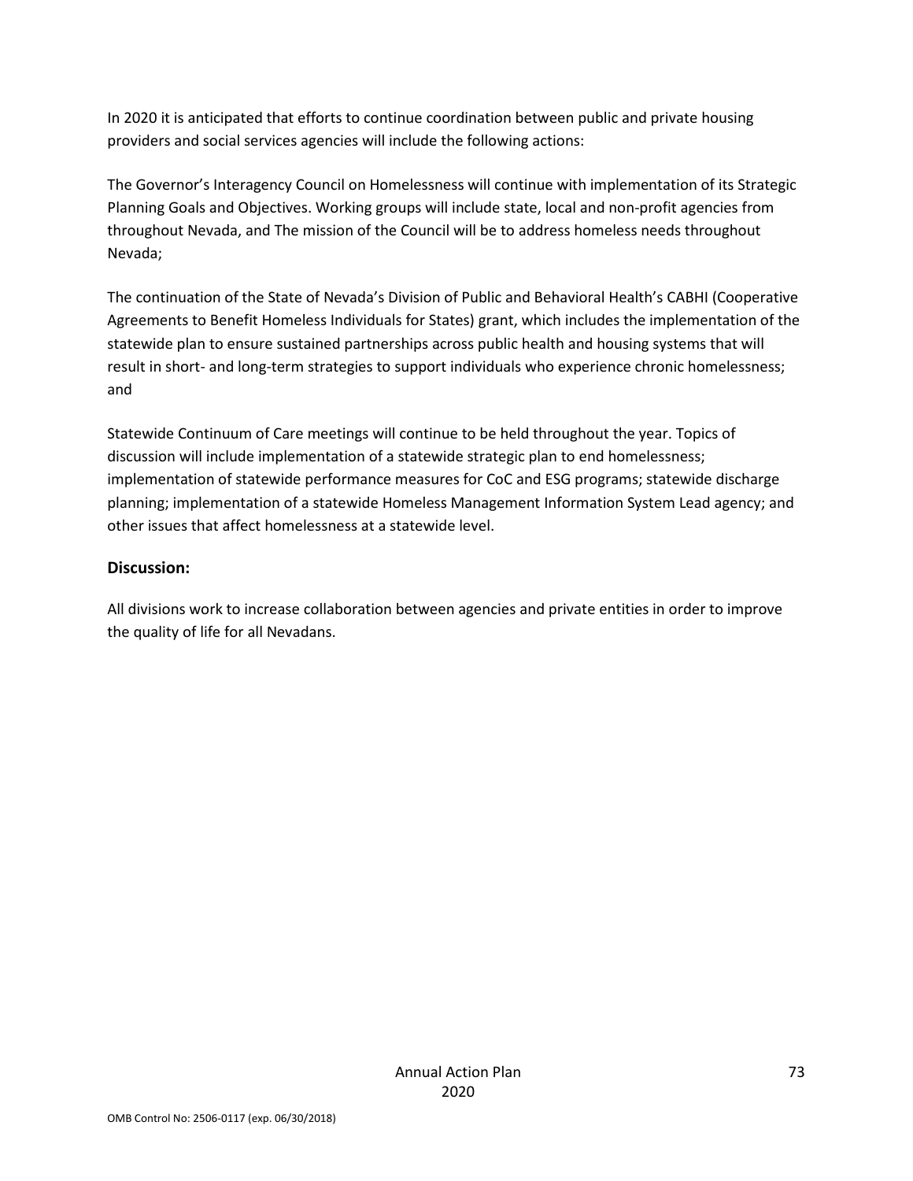In 2020 it is anticipated that efforts to continue coordination between public and private housing providers and social services agencies will include the following actions:

The Governor's Interagency Council on Homelessness will continue with implementation of its Strategic Planning Goals and Objectives. Working groups will include state, local and non-profit agencies from throughout Nevada, and The mission of the Council will be to address homeless needs throughout Nevada;

The continuation of the State of Nevada's Division of Public and Behavioral Health's CABHI (Cooperative Agreements to Benefit Homeless Individuals for States) grant, which includes the implementation of the statewide plan to ensure sustained partnerships across public health and housing systems that will result in short- and long-term strategies to support individuals who experience chronic homelessness; and

Statewide Continuum of Care meetings will continue to be held throughout the year. Topics of discussion will include implementation of a statewide strategic plan to end homelessness; implementation of statewide performance measures for CoC and ESG programs; statewide discharge planning; implementation of a statewide Homeless Management Information System Lead agency; and other issues that affect homelessness at a statewide level.

### Discussion:

All divisions work to increase collaboration between agencies and private entities in order to improve the quality of life for all Nevadans.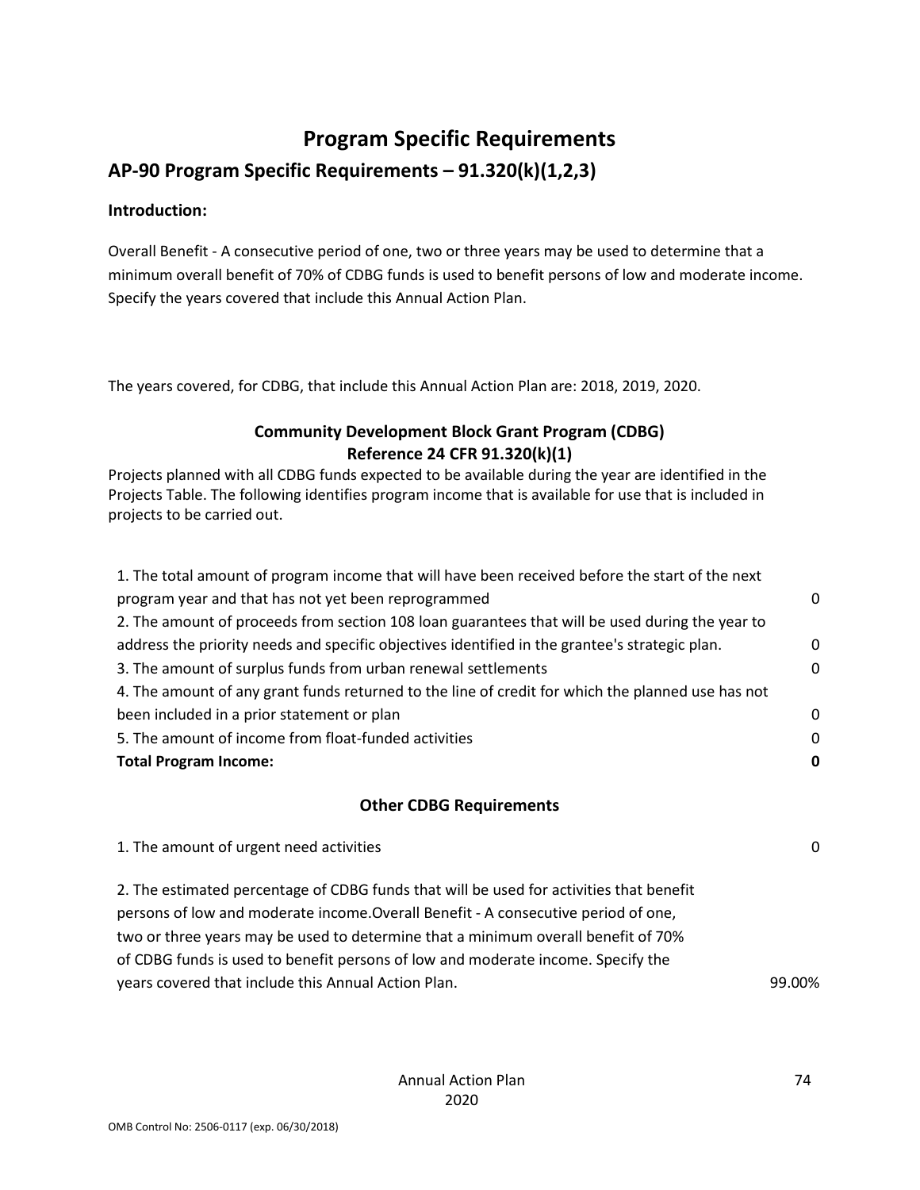# Program Specific Requirements

## AP-90 Program Specific Requirements – 91.320(k)(1,2,3)

### Introduction:

Overall Benefit - A consecutive period of one, two or three years may be used to determine that a minimum overall benefit of 70% of CDBG funds is used to benefit persons of low and moderate income. Specify the years covered that include this Annual Action Plan.

The years covered, for CDBG, that include this Annual Action Plan are: 2018, 2019, 2020.

### Community Development Block Grant Program (CDBG) Reference 24 CFR 91.320(k)(1)

Projects planned with all CDBG funds expected to be available during the year are identified in the Projects Table. The following identifies program income that is available for use that is included in projects to be carried out.

| | |
|---|---|
| 1. The total amount of program income that will have been received before the start of the next program year and that has not yet been reprogrammed | 0 |
| 2. The amount of proceeds from section 108 loan guarantees that will be used during the year to address the priority needs and specific objectives identified in the grantee's strategic plan. | 0 |
| 3. The amount of surplus funds from urban renewal settlements | 0 |
| 4. The amount of any grant funds returned to the line of credit for which the planned use has not been included in a prior statement or plan | 0 |
| 5. The amount of income from float-funded activities | 0 |
| **Total Program Income:** | **0** |

### Other CDBG Requirements

| | |
|---|---|
| 1. The amount of urgent need activities | 0 |
| 2. The estimated percentage of CDBG funds that will be used for activities that benefit persons of low and moderate income.Overall Benefit - A consecutive period of one, two or three years may be used to determine that a minimum overall benefit of 70% of CDBG funds is used to benefit persons of low and moderate income. Specify the years covered that include this Annual Action Plan. | 99.00% |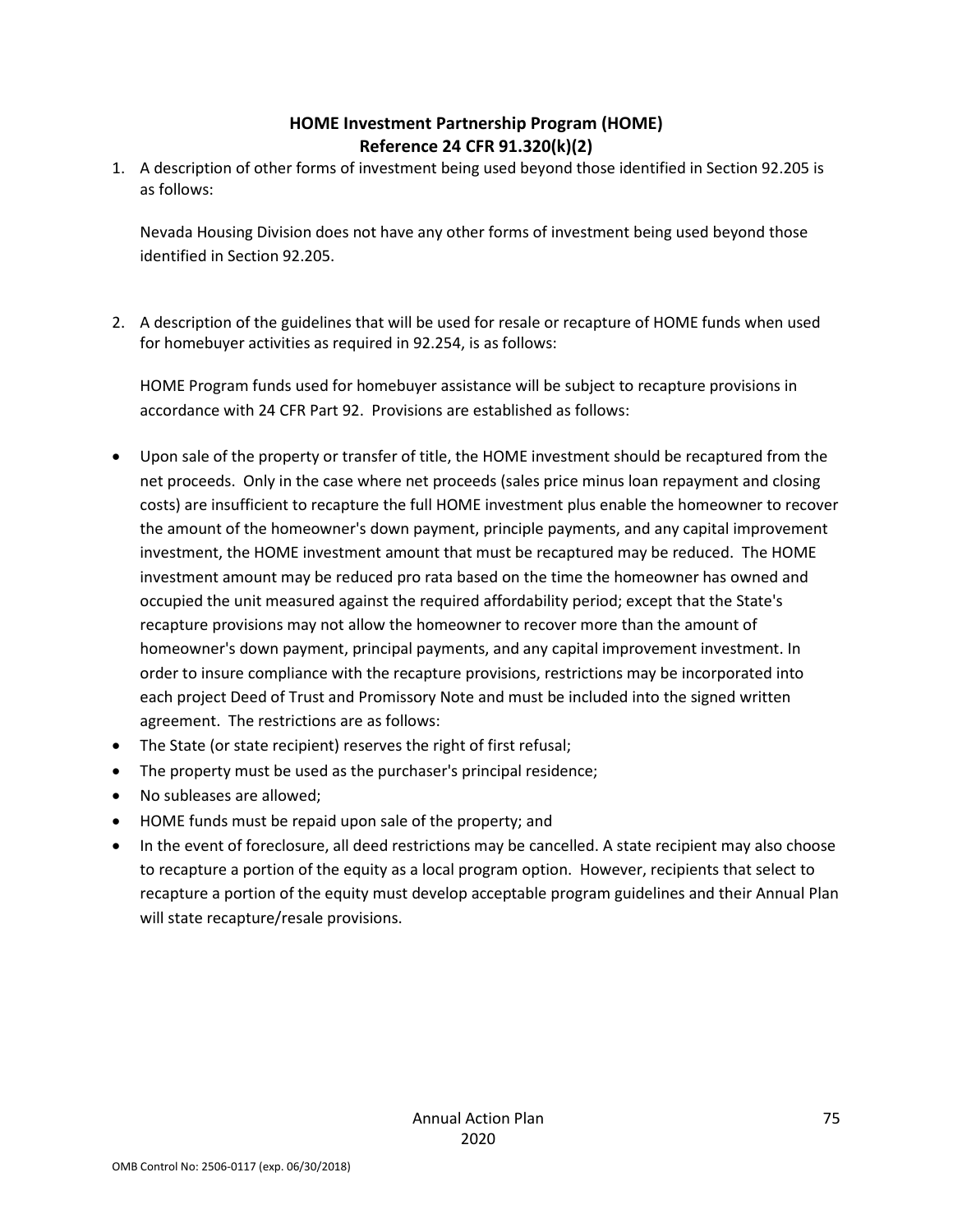## HOME Investment Partnership Program (HOME)
## Reference 24 CFR 91.320(k)(2)

1. A description of other forms of investment being used beyond those identified in Section 92.205 is as follows:

   Nevada Housing Division does not have any other forms of investment being used beyond those identified in Section 92.205.

2. A description of the guidelines that will be used for resale or recapture of HOME funds when used for homebuyer activities as required in 92.254, is as follows:

   HOME Program funds used for homebuyer assistance will be subject to recapture provisions in accordance with 24 CFR Part 92. Provisions are established as follows:

- Upon sale of the property or transfer of title, the HOME investment should be recaptured from the net proceeds. Only in the case where net proceeds (sales price minus loan repayment and closing costs) are insufficient to recapture the full HOME investment plus enable the homeowner to recover the amount of the homeowner's down payment, principle payments, and any capital improvement investment, the HOME investment amount that must be recaptured may be reduced. The HOME investment amount may be reduced pro rata based on the time the homeowner has owned and occupied the unit measured against the required affordability period; except that the State's recapture provisions may not allow the homeowner to recover more than the amount of homeowner's down payment, principal payments, and any capital improvement investment. In order to insure compliance with the recapture provisions, restrictions may be incorporated into each project Deed of Trust and Promissory Note and must be included into the signed written agreement. The restrictions are as follows:
- The State (or state recipient) reserves the right of first refusal;
- The property must be used as the purchaser's principal residence;
- No subleases are allowed;
- HOME funds must be repaid upon sale of the property; and
- In the event of foreclosure, all deed restrictions may be cancelled. A state recipient may also choose to recapture a portion of the equity as a local program option. However, recipients that select to recapture a portion of the equity must develop acceptable program guidelines and their Annual Plan will state recapture/resale provisions.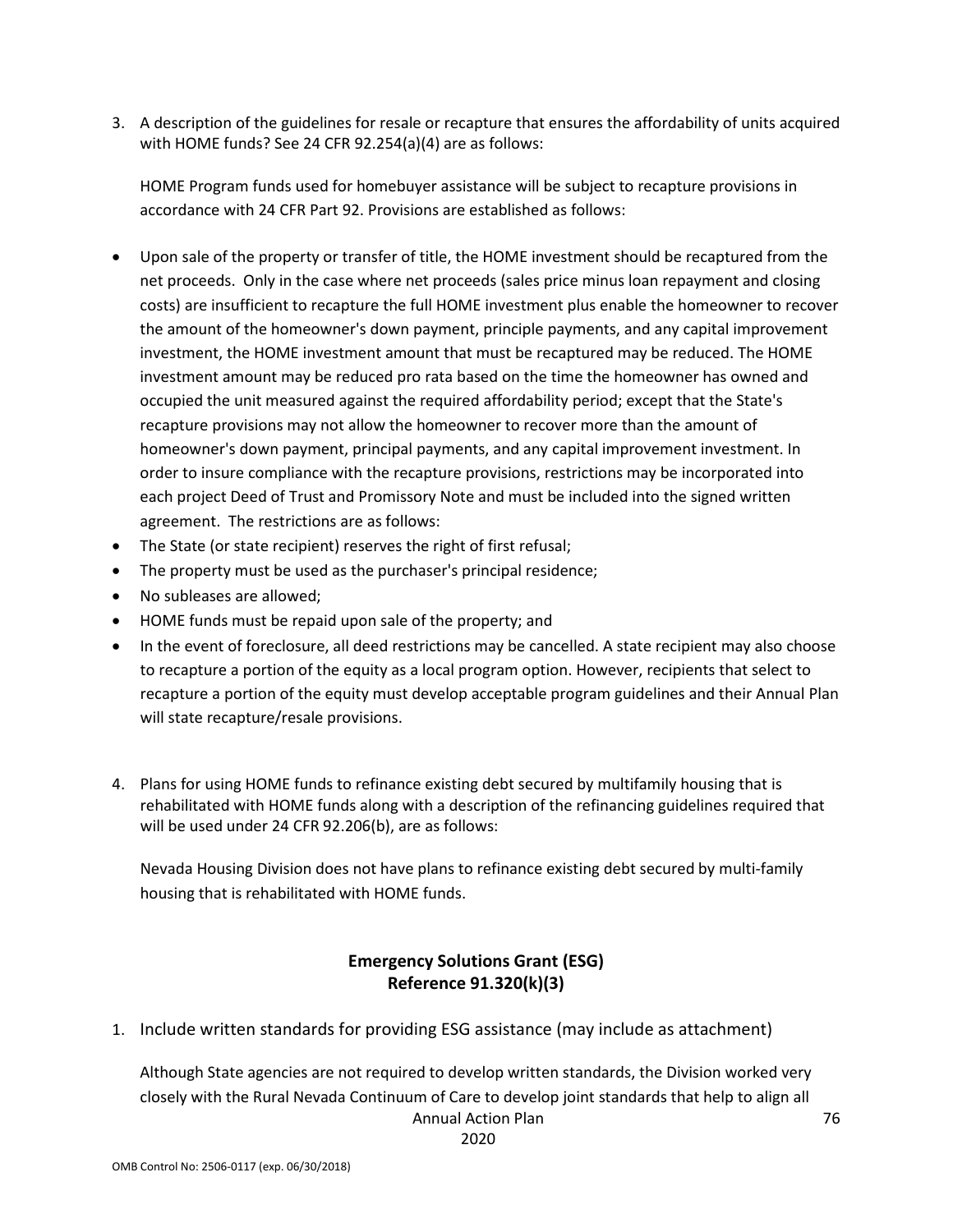3. A description of the guidelines for resale or recapture that ensures the affordability of units acquired with HOME funds? See 24 CFR 92.254(a)(4) are as follows:

   HOME Program funds used for homebuyer assistance will be subject to recapture provisions in accordance with 24 CFR Part 92. Provisions are established as follows:

- Upon sale of the property or transfer of title, the HOME investment should be recaptured from the net proceeds. Only in the case where net proceeds (sales price minus loan repayment and closing costs) are insufficient to recapture the full HOME investment plus enable the homeowner to recover the amount of the homeowner's down payment, principle payments, and any capital improvement investment, the HOME investment amount that must be recaptured may be reduced. The HOME investment amount may be reduced pro rata based on the time the homeowner has owned and occupied the unit measured against the required affordability period; except that the State's recapture provisions may not allow the homeowner to recover more than the amount of homeowner's down payment, principal payments, and any capital improvement investment. In order to insure compliance with the recapture provisions, restrictions may be incorporated into each project Deed of Trust and Promissory Note and must be included into the signed written agreement. The restrictions are as follows:
- The State (or state recipient) reserves the right of first refusal;
- The property must be used as the purchaser's principal residence;
- No subleases are allowed;
- HOME funds must be repaid upon sale of the property; and
- In the event of foreclosure, all deed restrictions may be cancelled. A state recipient may also choose to recapture a portion of the equity as a local program option. However, recipients that select to recapture a portion of the equity must develop acceptable program guidelines and their Annual Plan will state recapture/resale provisions.

4. Plans for using HOME funds to refinance existing debt secured by multifamily housing that is rehabilitated with HOME funds along with a description of the refinancing guidelines required that will be used under 24 CFR 92.206(b), are as follows:

   Nevada Housing Division does not have plans to refinance existing debt secured by multi-family housing that is rehabilitated with HOME funds.

## Emergency Solutions Grant (ESG)
## Reference 91.320(k)(3)

1. Include written standards for providing ESG assistance (may include as attachment)

   Although State agencies are not required to develop written standards, the Division worked very closely with the Rural Nevada Continuum of Care to develop joint standards that help to align all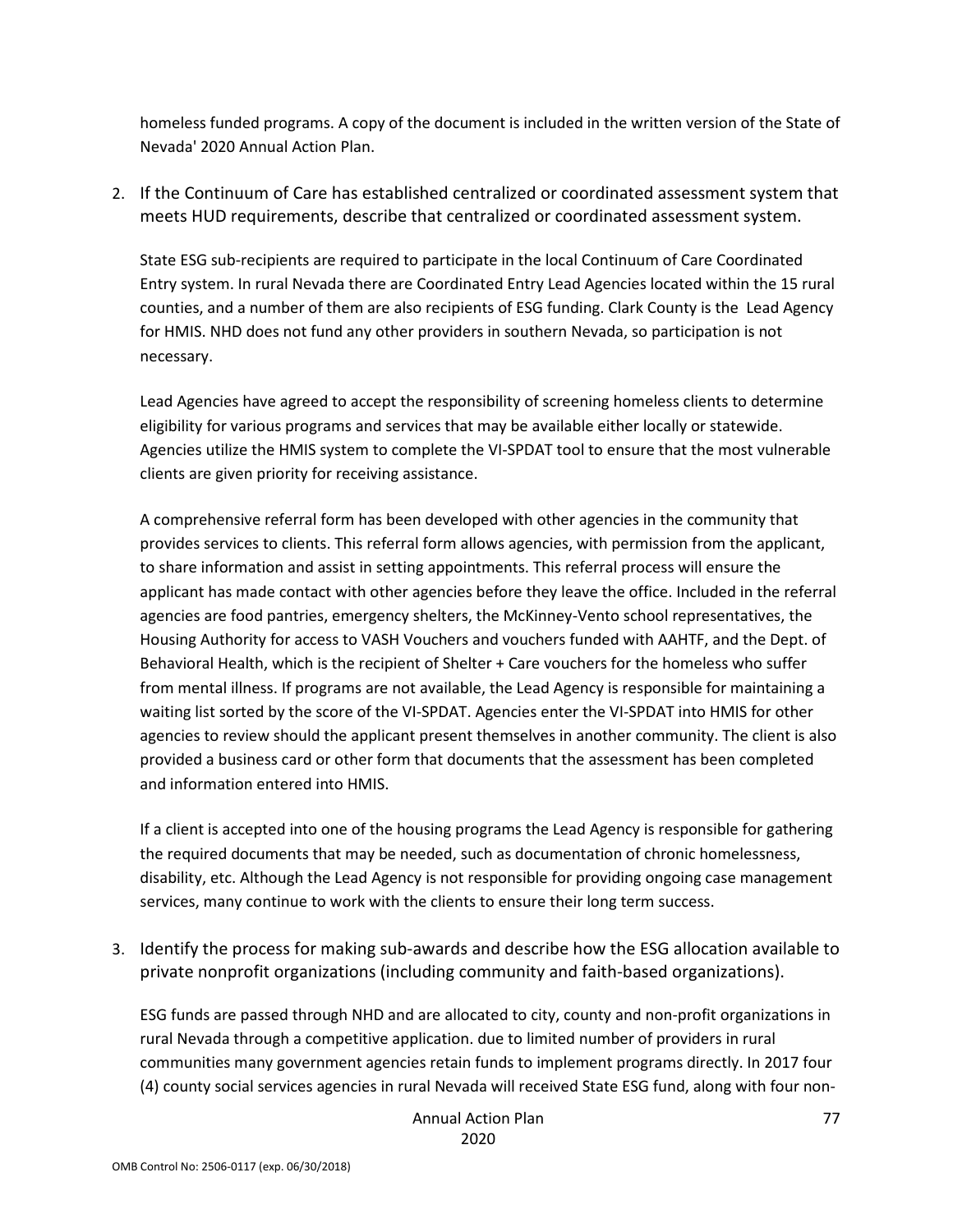homeless funded programs. A copy of the document is included in the written version of the State of Nevada' 2020 Annual Action Plan.

2. If the Continuum of Care has established centralized or coordinated assessment system that meets HUD requirements, describe that centralized or coordinated assessment system.

   State ESG sub-recipients are required to participate in the local Continuum of Care Coordinated Entry system. In rural Nevada there are Coordinated Entry Lead Agencies located within the 15 rural counties, and a number of them are also recipients of ESG funding. Clark County is the Lead Agency for HMIS. NHD does not fund any other providers in southern Nevada, so participation is not necessary.

   Lead Agencies have agreed to accept the responsibility of screening homeless clients to determine eligibility for various programs and services that may be available either locally or statewide. Agencies utilize the HMIS system to complete the VI-SPDAT tool to ensure that the most vulnerable clients are given priority for receiving assistance.

   A comprehensive referral form has been developed with other agencies in the community that provides services to clients. This referral form allows agencies, with permission from the applicant, to share information and assist in setting appointments. This referral process will ensure the applicant has made contact with other agencies before they leave the office. Included in the referral agencies are food pantries, emergency shelters, the McKinney-Vento school representatives, the Housing Authority for access to VASH Vouchers and vouchers funded with AAHTF, and the Dept. of Behavioral Health, which is the recipient of Shelter + Care vouchers for the homeless who suffer from mental illness. If programs are not available, the Lead Agency is responsible for maintaining a waiting list sorted by the score of the VI-SPDAT. Agencies enter the VI-SPDAT into HMIS for other agencies to review should the applicant present themselves in another community. The client is also provided a business card or other form that documents that the assessment has been completed and information entered into HMIS.

   If a client is accepted into one of the housing programs the Lead Agency is responsible for gathering the required documents that may be needed, such as documentation of chronic homelessness, disability, etc. Although the Lead Agency is not responsible for providing ongoing case management services, many continue to work with the clients to ensure their long term success.

3. Identify the process for making sub-awards and describe how the ESG allocation available to private nonprofit organizations (including community and faith-based organizations).

   ESG funds are passed through NHD and are allocated to city, county and non-profit organizations in rural Nevada through a competitive application. due to limited number of providers in rural communities many government agencies retain funds to implement programs directly. In 2017 four (4) county social services agencies in rural Nevada will received State ESG fund, along with four non-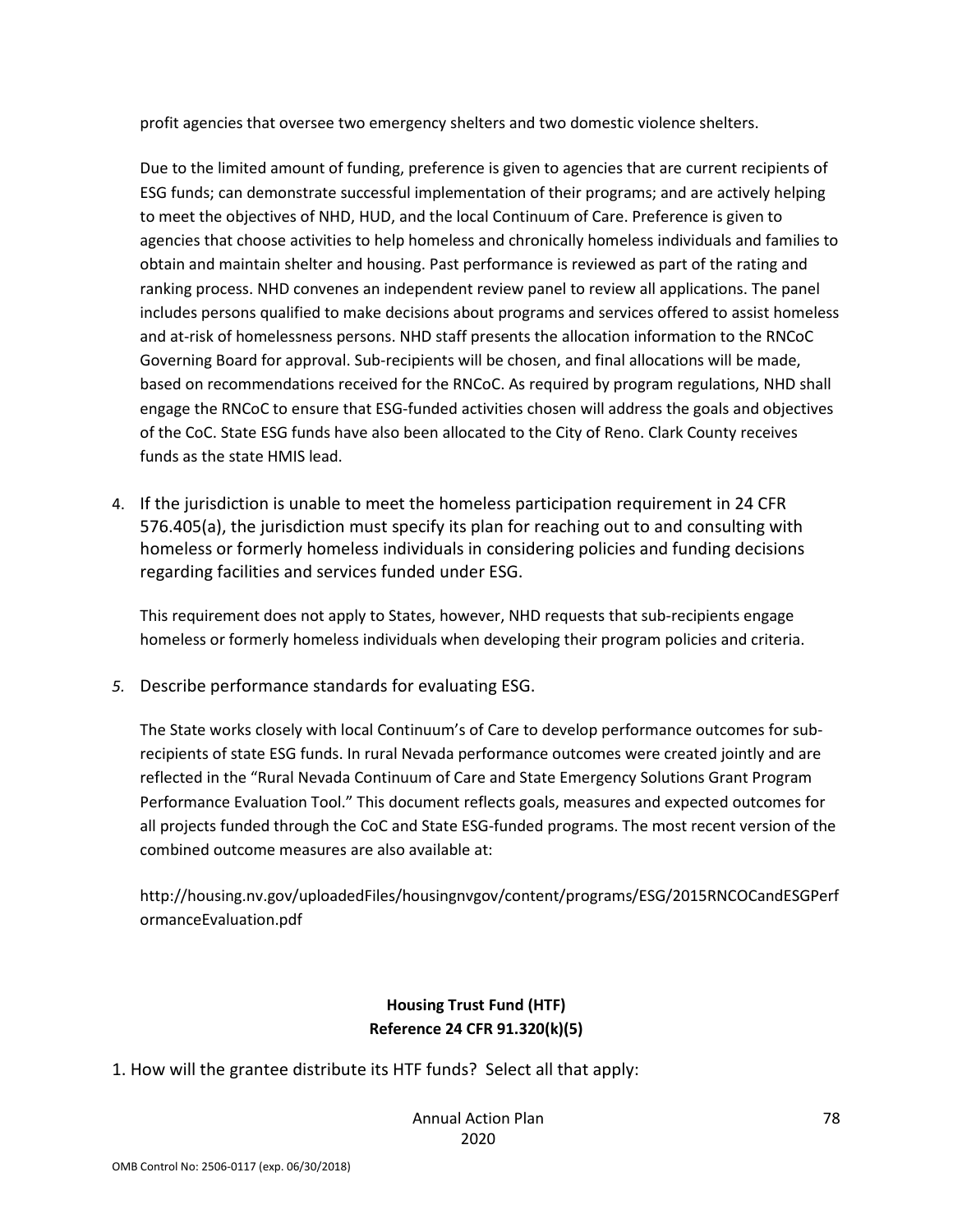profit agencies that oversee two emergency shelters and two domestic violence shelters.

Due to the limited amount of funding, preference is given to agencies that are current recipients of ESG funds; can demonstrate successful implementation of their programs; and are actively helping to meet the objectives of NHD, HUD, and the local Continuum of Care. Preference is given to agencies that choose activities to help homeless and chronically homeless individuals and families to obtain and maintain shelter and housing. Past performance is reviewed as part of the rating and ranking process. NHD convenes an independent review panel to review all applications. The panel includes persons qualified to make decisions about programs and services offered to assist homeless and at-risk of homelessness persons. NHD staff presents the allocation information to the RNCoC Governing Board for approval. Sub-recipients will be chosen, and final allocations will be made, based on recommendations received for the RNCoC. As required by program regulations, NHD shall engage the RNCoC to ensure that ESG-funded activities chosen will address the goals and objectives of the CoC. State ESG funds have also been allocated to the City of Reno. Clark County receives funds as the state HMIS lead.

4. If the jurisdiction is unable to meet the homeless participation requirement in 24 CFR 576.405(a), the jurisdiction must specify its plan for reaching out to and consulting with homeless or formerly homeless individuals in considering policies and funding decisions regarding facilities and services funded under ESG.

   This requirement does not apply to States, however, NHD requests that sub-recipients engage homeless or formerly homeless individuals when developing their program policies and criteria.

5. Describe performance standards for evaluating ESG.

   The State works closely with local Continuum's of Care to develop performance outcomes for sub-recipients of state ESG funds. In rural Nevada performance outcomes were created jointly and are reflected in the "Rural Nevada Continuum of Care and State Emergency Solutions Grant Program Performance Evaluation Tool." This document reflects goals, measures and expected outcomes for all projects funded through the CoC and State ESG-funded programs. The most recent version of the combined outcome measures are also available at:

   http://housing.nv.gov/uploadedFiles/housingnvgov/content/programs/ESG/2015RNCOCandESGPerformanceEvaluation.pdf

**Housing Trust Fund (HTF)**
**Reference 24 CFR 91.320(k)(5)**

1. How will the grantee distribute its HTF funds? Select all that apply: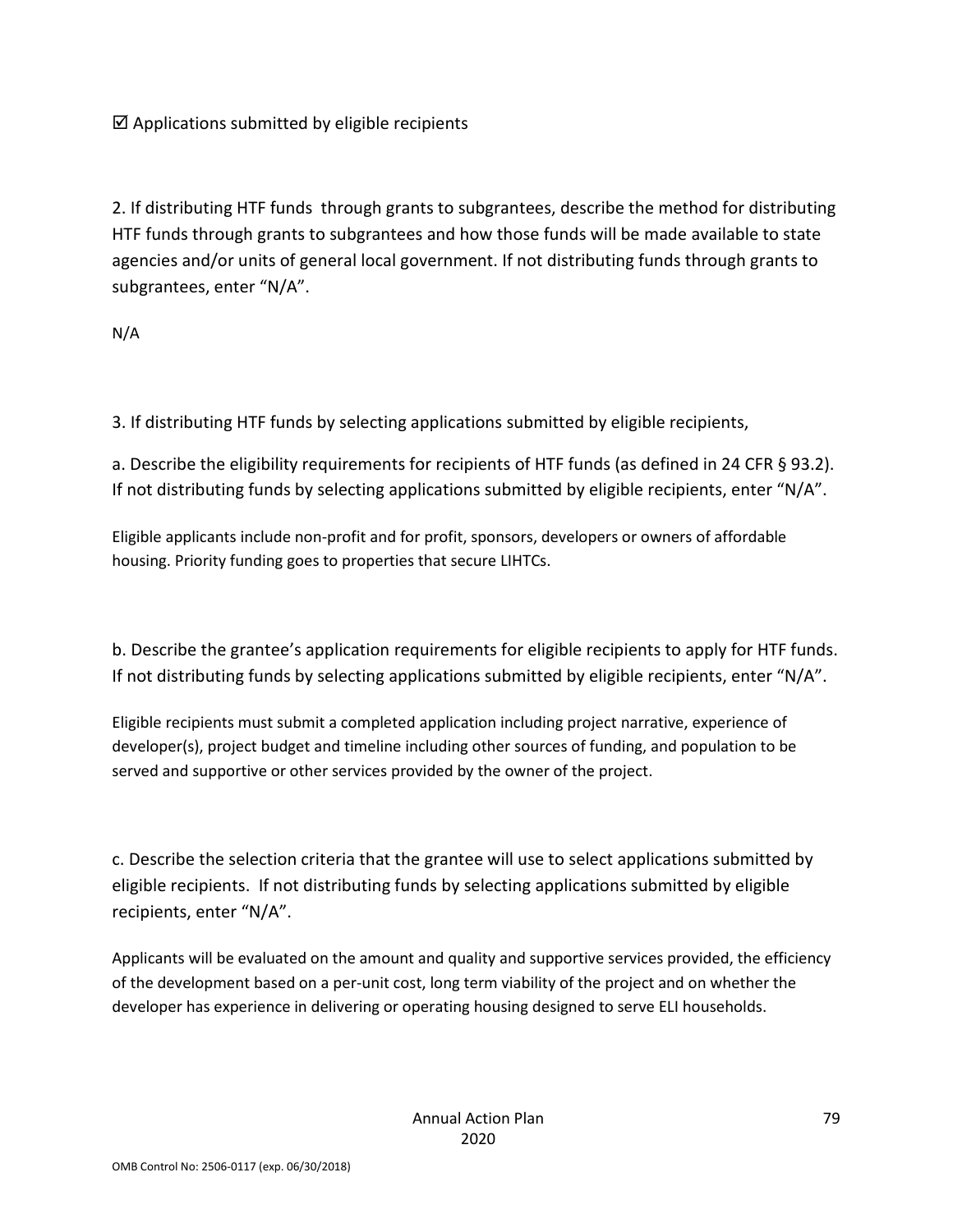☑ Applications submitted by eligible recipients

2. If distributing HTF funds through grants to subgrantees, describe the method for distributing HTF funds through grants to subgrantees and how those funds will be made available to state agencies and/or units of general local government. If not distributing funds through grants to subgrantees, enter "N/A".

N/A

3. If distributing HTF funds by selecting applications submitted by eligible recipients,

a. Describe the eligibility requirements for recipients of HTF funds (as defined in 24 CFR § 93.2). If not distributing funds by selecting applications submitted by eligible recipients, enter "N/A".

Eligible applicants include non-profit and for profit, sponsors, developers or owners of affordable housing. Priority funding goes to properties that secure LIHTCs.

b. Describe the grantee's application requirements for eligible recipients to apply for HTF funds. If not distributing funds by selecting applications submitted by eligible recipients, enter "N/A".

Eligible recipients must submit a completed application including project narrative, experience of developer(s), project budget and timeline including other sources of funding, and population to be served and supportive or other services provided by the owner of the project.

c. Describe the selection criteria that the grantee will use to select applications submitted by eligible recipients. If not distributing funds by selecting applications submitted by eligible recipients, enter "N/A".

Applicants will be evaluated on the amount and quality and supportive services provided, the efficiency of the development based on a per-unit cost, long term viability of the project and on whether the developer has experience in delivering or operating housing designed to serve ELI households.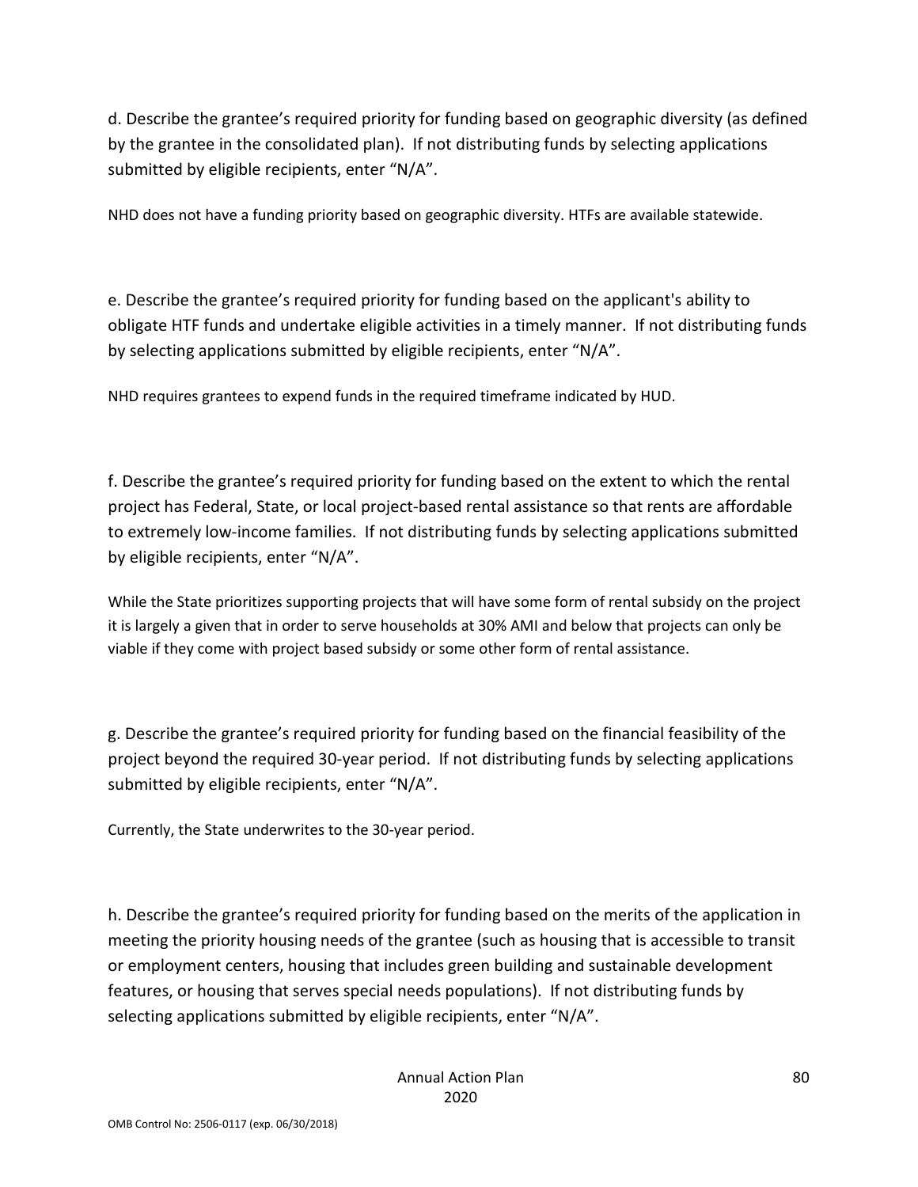d. Describe the grantee's required priority for funding based on geographic diversity (as defined by the grantee in the consolidated plan). If not distributing funds by selecting applications submitted by eligible recipients, enter "N/A".

NHD does not have a funding priority based on geographic diversity. HTFs are available statewide.

e. Describe the grantee's required priority for funding based on the applicant's ability to obligate HTF funds and undertake eligible activities in a timely manner. If not distributing funds by selecting applications submitted by eligible recipients, enter "N/A".

NHD requires grantees to expend funds in the required timeframe indicated by HUD.

f. Describe the grantee's required priority for funding based on the extent to which the rental project has Federal, State, or local project-based rental assistance so that rents are affordable to extremely low-income families. If not distributing funds by selecting applications submitted by eligible recipients, enter "N/A".

While the State prioritizes supporting projects that will have some form of rental subsidy on the project it is largely a given that in order to serve households at 30% AMI and below that projects can only be viable if they come with project based subsidy or some other form of rental assistance.

g. Describe the grantee's required priority for funding based on the financial feasibility of the project beyond the required 30-year period. If not distributing funds by selecting applications submitted by eligible recipients, enter "N/A".

Currently, the State underwrites to the 30-year period.

h. Describe the grantee's required priority for funding based on the merits of the application in meeting the priority housing needs of the grantee (such as housing that is accessible to transit or employment centers, housing that includes green building and sustainable development features, or housing that serves special needs populations). If not distributing funds by selecting applications submitted by eligible recipients, enter "N/A".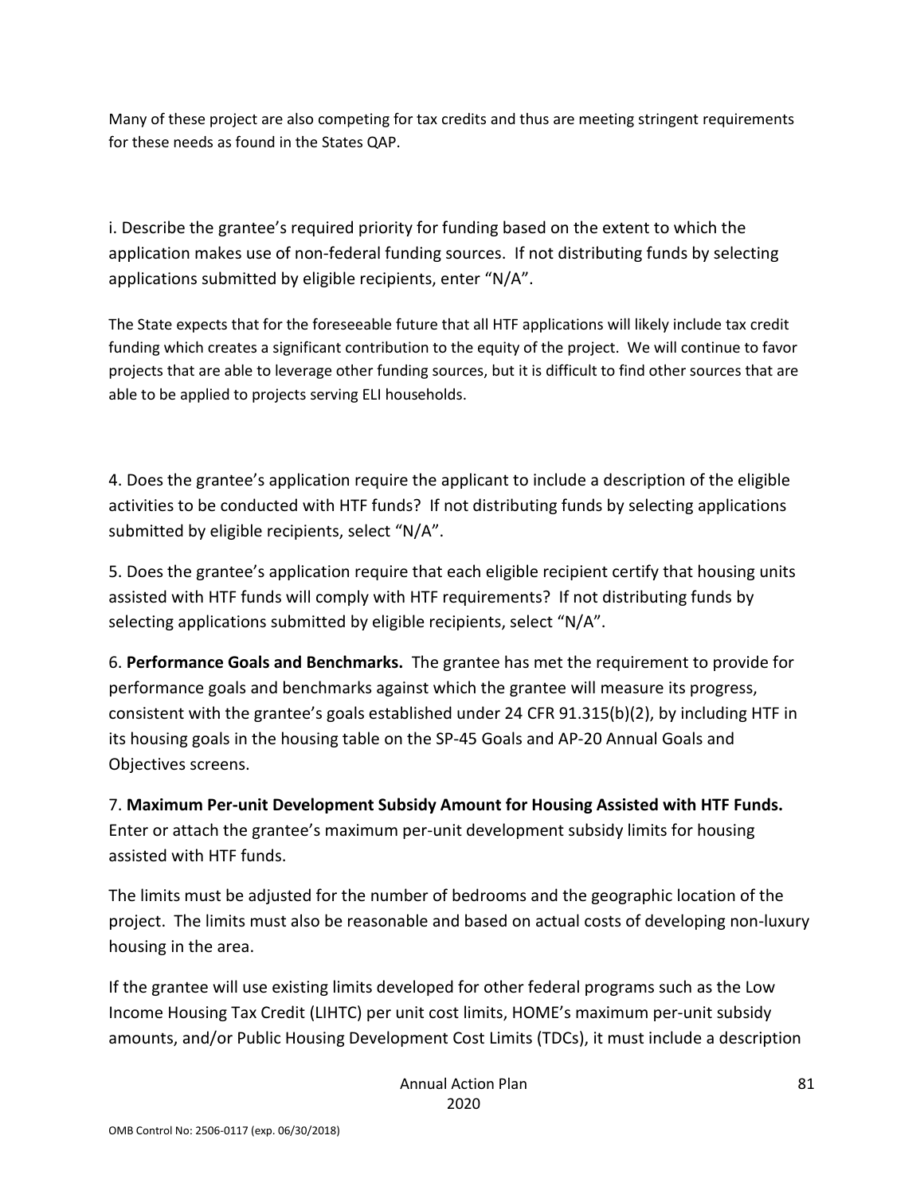Many of these project are also competing for tax credits and thus are meeting stringent requirements for these needs as found in the States QAP.

i. Describe the grantee's required priority for funding based on the extent to which the application makes use of non-federal funding sources. If not distributing funds by selecting applications submitted by eligible recipients, enter "N/A".

The State expects that for the foreseeable future that all HTF applications will likely include tax credit funding which creates a significant contribution to the equity of the project. We will continue to favor projects that are able to leverage other funding sources, but it is difficult to find other sources that are able to be applied to projects serving ELI households.

4. Does the grantee's application require the applicant to include a description of the eligible activities to be conducted with HTF funds? If not distributing funds by selecting applications submitted by eligible recipients, select "N/A".

5. Does the grantee's application require that each eligible recipient certify that housing units assisted with HTF funds will comply with HTF requirements? If not distributing funds by selecting applications submitted by eligible recipients, select "N/A".

6. **Performance Goals and Benchmarks.** The grantee has met the requirement to provide for performance goals and benchmarks against which the grantee will measure its progress, consistent with the grantee's goals established under 24 CFR 91.315(b)(2), by including HTF in its housing goals in the housing table on the SP-45 Goals and AP-20 Annual Goals and Objectives screens.

7. **Maximum Per-unit Development Subsidy Amount for Housing Assisted with HTF Funds.** Enter or attach the grantee's maximum per-unit development subsidy limits for housing assisted with HTF funds.

The limits must be adjusted for the number of bedrooms and the geographic location of the project. The limits must also be reasonable and based on actual costs of developing non-luxury housing in the area.

If the grantee will use existing limits developed for other federal programs such as the Low Income Housing Tax Credit (LIHTC) per unit cost limits, HOME's maximum per-unit subsidy amounts, and/or Public Housing Development Cost Limits (TDCs), it must include a description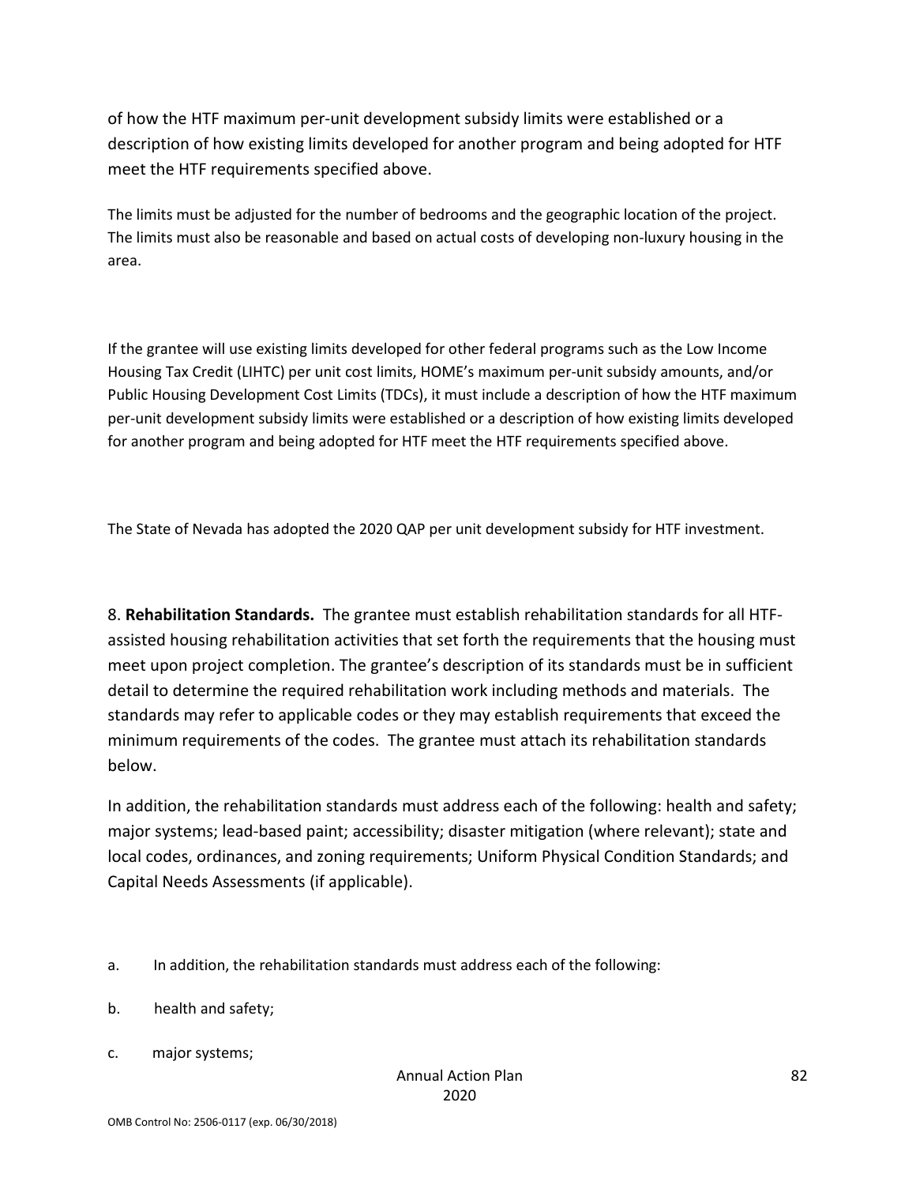of how the HTF maximum per-unit development subsidy limits were established or a description of how existing limits developed for another program and being adopted for HTF meet the HTF requirements specified above.

The limits must be adjusted for the number of bedrooms and the geographic location of the project. The limits must also be reasonable and based on actual costs of developing non-luxury housing in the area.

If the grantee will use existing limits developed for other federal programs such as the Low Income Housing Tax Credit (LIHTC) per unit cost limits, HOME's maximum per-unit subsidy amounts, and/or Public Housing Development Cost Limits (TDCs), it must include a description of how the HTF maximum per-unit development subsidy limits were established or a description of how existing limits developed for another program and being adopted for HTF meet the HTF requirements specified above.

The State of Nevada has adopted the 2020 QAP per unit development subsidy for HTF investment.

8. **Rehabilitation Standards.** The grantee must establish rehabilitation standards for all HTF-assisted housing rehabilitation activities that set forth the requirements that the housing must meet upon project completion. The grantee's description of its standards must be in sufficient detail to determine the required rehabilitation work including methods and materials. The standards may refer to applicable codes or they may establish requirements that exceed the minimum requirements of the codes. The grantee must attach its rehabilitation standards below.

In addition, the rehabilitation standards must address each of the following: health and safety; major systems; lead-based paint; accessibility; disaster mitigation (where relevant); state and local codes, ordinances, and zoning requirements; Uniform Physical Condition Standards; and Capital Needs Assessments (if applicable).

a. In addition, the rehabilitation standards must address each of the following:

b. health and safety;

c. major systems;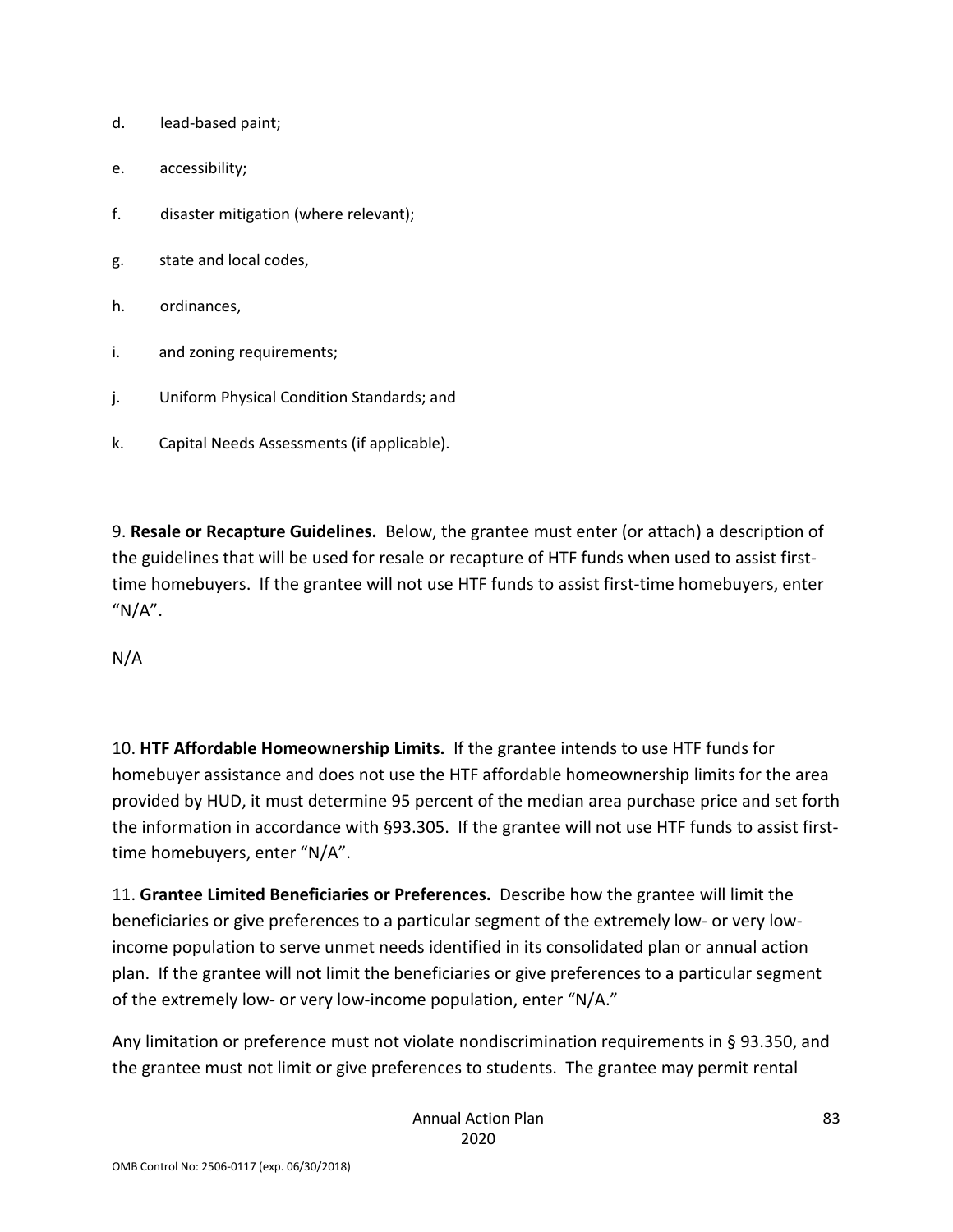d. lead-based paint;

e. accessibility;

f. disaster mitigation (where relevant);

g. state and local codes,

h. ordinances,

i. and zoning requirements;

j. Uniform Physical Condition Standards; and

k. Capital Needs Assessments (if applicable).

9. **Resale or Recapture Guidelines.** Below, the grantee must enter (or attach) a description of the guidelines that will be used for resale or recapture of HTF funds when used to assist first-time homebuyers. If the grantee will not use HTF funds to assist first-time homebuyers, enter "N/A".

N/A

10. **HTF Affordable Homeownership Limits.** If the grantee intends to use HTF funds for homebuyer assistance and does not use the HTF affordable homeownership limits for the area provided by HUD, it must determine 95 percent of the median area purchase price and set forth the information in accordance with §93.305. If the grantee will not use HTF funds to assist first-time homebuyers, enter "N/A".

11. **Grantee Limited Beneficiaries or Preferences.** Describe how the grantee will limit the beneficiaries or give preferences to a particular segment of the extremely low- or very low-income population to serve unmet needs identified in its consolidated plan or annual action plan. If the grantee will not limit the beneficiaries or give preferences to a particular segment of the extremely low- or very low-income population, enter "N/A."

Any limitation or preference must not violate nondiscrimination requirements in § 93.350, and the grantee must not limit or give preferences to students. The grantee may permit rental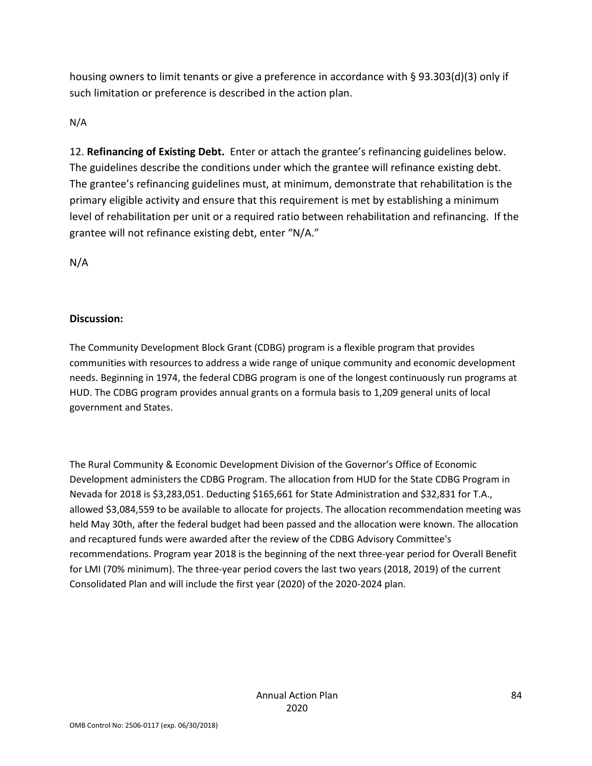housing owners to limit tenants or give a preference in accordance with § 93.303(d)(3) only if such limitation or preference is described in the action plan.

N/A

12. **Refinancing of Existing Debt.** Enter or attach the grantee's refinancing guidelines below. The guidelines describe the conditions under which the grantee will refinance existing debt. The grantee's refinancing guidelines must, at minimum, demonstrate that rehabilitation is the primary eligible activity and ensure that this requirement is met by establishing a minimum level of rehabilitation per unit or a required ratio between rehabilitation and refinancing. If the grantee will not refinance existing debt, enter "N/A."

N/A

**Discussion:**

The Community Development Block Grant (CDBG) program is a flexible program that provides communities with resources to address a wide range of unique community and economic development needs. Beginning in 1974, the federal CDBG program is one of the longest continuously run programs at HUD. The CDBG program provides annual grants on a formula basis to 1,209 general units of local government and States.

The Rural Community & Economic Development Division of the Governor's Office of Economic Development administers the CDBG Program. The allocation from HUD for the State CDBG Program in Nevada for 2018 is $3,283,051. Deducting $165,661 for State Administration and $32,831 for T.A., allowed $3,084,559 to be available to allocate for projects. The allocation recommendation meeting was held May 30th, after the federal budget had been passed and the allocation were known. The allocation and recaptured funds were awarded after the review of the CDBG Advisory Committee's recommendations. Program year 2018 is the beginning of the next three-year period for Overall Benefit for LMI (70% minimum). The three-year period covers the last two years (2018, 2019) of the current Consolidated Plan and will include the first year (2020) of the 2020-2024 plan.